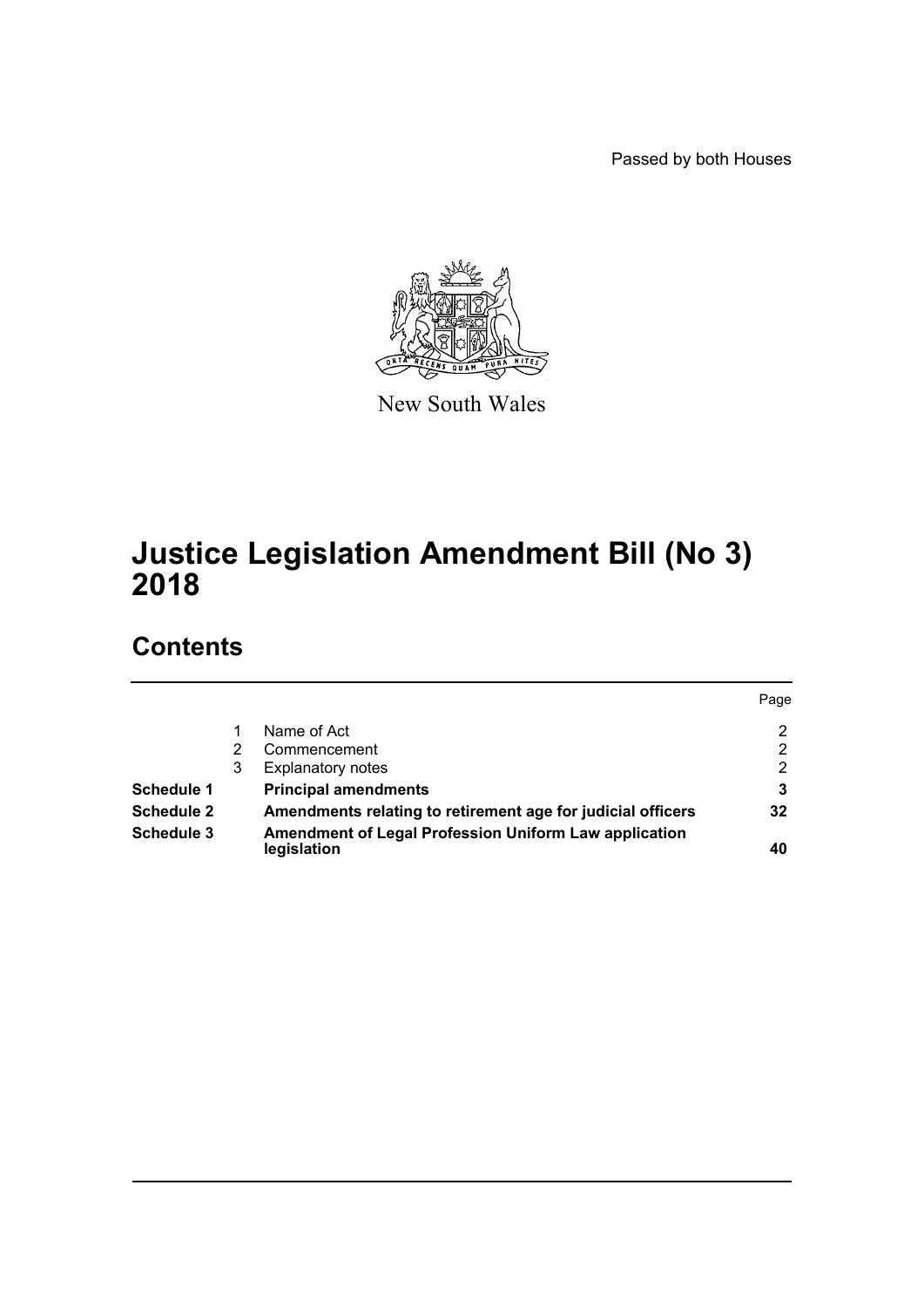Passed by both Houses

New South Wales

# Justice Legislation Amendment Bill (No 3) 2018

## Contents

| | | | Page |
|---|---|---|---|
| | 1 | Name of Act | 2 |
| | 2 | Commencement | 2 |
| | 3 | Explanatory notes | 2 |
| **Schedule 1** | | **Principal amendments** | **3** |
| **Schedule 2** | | **Amendments relating to retirement age for judicial officers** | **32** |
| **Schedule 3** | | **Amendment of Legal Profession Uniform Law application legislation** | **40** |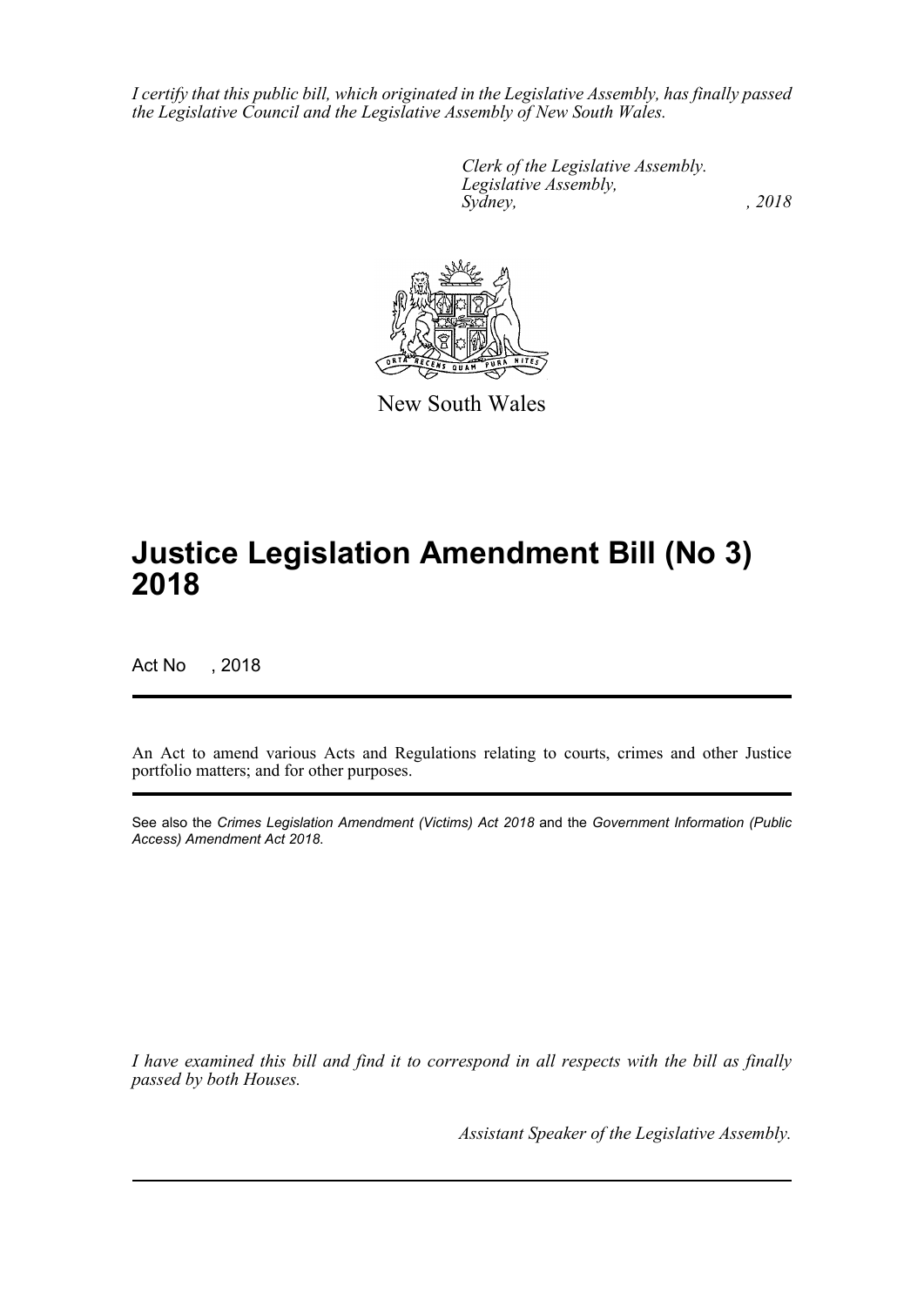*I certify that this public bill, which originated in the Legislative Assembly, has finally passed the Legislative Council and the Legislative Assembly of New South Wales.*

*Clerk of the Legislative Assembly.*
*Legislative Assembly,*
*Sydney, , 2018*

New South Wales

# Justice Legislation Amendment Bill (No 3) 2018

Act No , 2018

An Act to amend various Acts and Regulations relating to courts, crimes and other Justice portfolio matters; and for other purposes.

See also the *Crimes Legislation Amendment (Victims) Act 2018* and the *Government Information (Public Access) Amendment Act 2018*.

*I have examined this bill and find it to correspond in all respects with the bill as finally passed by both Houses.*

*Assistant Speaker of the Legislative Assembly.*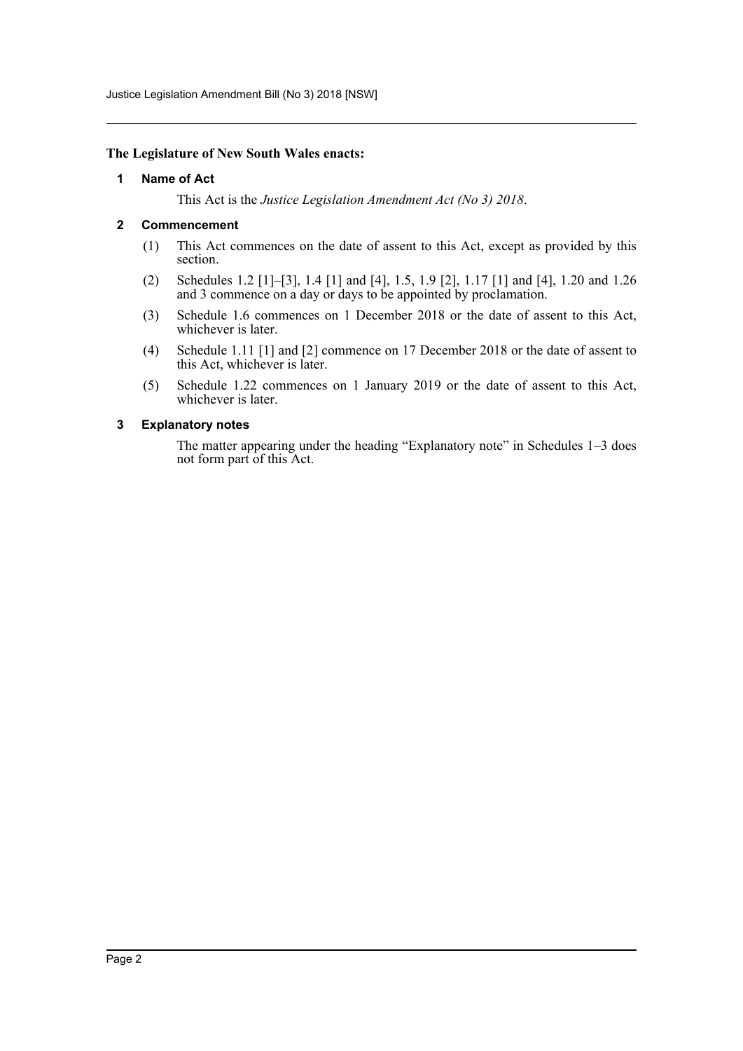**The Legislature of New South Wales enacts:**

## 1 Name of Act

This Act is the *Justice Legislation Amendment Act (No 3) 2018*.

## 2 Commencement

(1) This Act commences on the date of assent to this Act, except as provided by this section.

(2) Schedules 1.2 [1]–[3], 1.4 [1] and [4], 1.5, 1.9 [2], 1.17 [1] and [4], 1.20 and 1.26 and 3 commence on a day or days to be appointed by proclamation.

(3) Schedule 1.6 commences on 1 December 2018 or the date of assent to this Act, whichever is later.

(4) Schedule 1.11 [1] and [2] commence on 17 December 2018 or the date of assent to this Act, whichever is later.

(5) Schedule 1.22 commences on 1 January 2019 or the date of assent to this Act, whichever is later.

## 3 Explanatory notes

The matter appearing under the heading "Explanatory note" in Schedules 1–3 does not form part of this Act.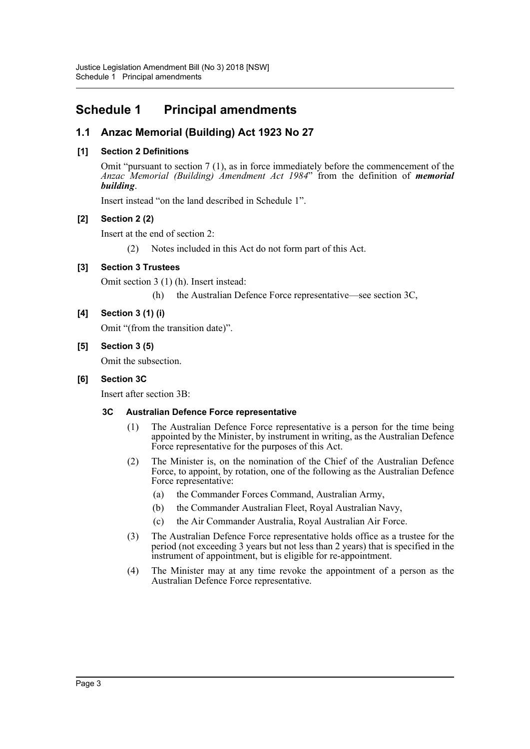# Schedule 1 Principal amendments

## 1.1 Anzac Memorial (Building) Act 1923 No 27

### [1] Section 2 Definitions

Omit "pursuant to section 7 (1), as in force immediately before the commencement of the *Anzac Memorial (Building) Amendment Act 1984*" from the definition of ***memorial building***.

Insert instead "on the land described in Schedule 1".

### [2] Section 2 (2)

Insert at the end of section 2:

(2) Notes included in this Act do not form part of this Act.

### [3] Section 3 Trustees

Omit section 3 (1) (h). Insert instead:

(h) the Australian Defence Force representative—see section 3C,

### [4] Section 3 (1) (i)

Omit "(from the transition date)".

### [5] Section 3 (5)

Omit the subsection.

### [6] Section 3C

Insert after section 3B:

#### 3C Australian Defence Force representative

(1) The Australian Defence Force representative is a person for the time being appointed by the Minister, by instrument in writing, as the Australian Defence Force representative for the purposes of this Act.

(2) The Minister is, on the nomination of the Chief of the Australian Defence Force, to appoint, by rotation, one of the following as the Australian Defence Force representative:

(a) the Commander Forces Command, Australian Army,

(b) the Commander Australian Fleet, Royal Australian Navy,

(c) the Air Commander Australia, Royal Australian Air Force.

(3) The Australian Defence Force representative holds office as a trustee for the period (not exceeding 3 years but not less than 2 years) that is specified in the instrument of appointment, but is eligible for re-appointment.

(4) The Minister may at any time revoke the appointment of a person as the Australian Defence Force representative.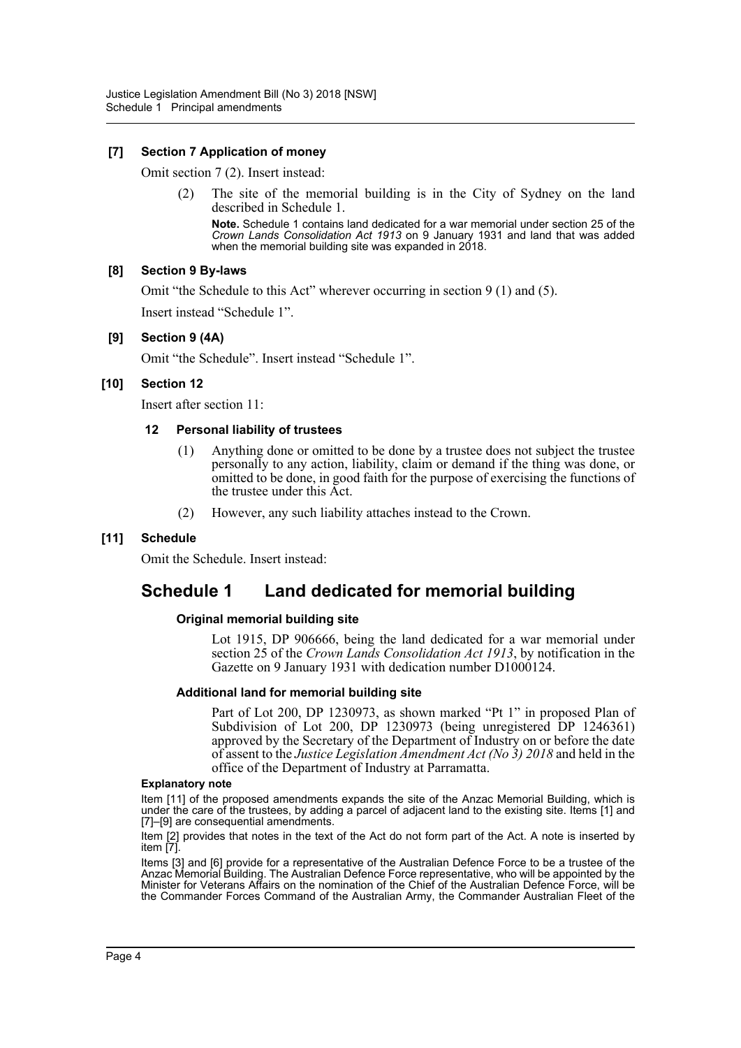**[7] Section 7 Application of money**

Omit section 7 (2). Insert instead:

(2) The site of the memorial building is in the City of Sydney on the land described in Schedule 1.

**Note.** Schedule 1 contains land dedicated for a war memorial under section 25 of the *Crown Lands Consolidation Act 1913* on 9 January 1931 and land that was added when the memorial building site was expanded in 2018.

**[8] Section 9 By-laws**

Omit "the Schedule to this Act" wherever occurring in section 9 (1) and (5).

Insert instead "Schedule 1".

**[9] Section 9 (4A)**

Omit "the Schedule". Insert instead "Schedule 1".

**[10] Section 12**

Insert after section 11:

**12 Personal liability of trustees**

(1) Anything done or omitted to be done by a trustee does not subject the trustee personally to any action, liability, claim or demand if the thing was done, or omitted to be done, in good faith for the purpose of exercising the functions of the trustee under this Act.

(2) However, any such liability attaches instead to the Crown.

**[11] Schedule**

Omit the Schedule. Insert instead:

## Schedule 1 Land dedicated for memorial building

**Original memorial building site**

Lot 1915, DP 906666, being the land dedicated for a war memorial under section 25 of the *Crown Lands Consolidation Act 1913*, by notification in the Gazette on 9 January 1931 with dedication number D1000124.

**Additional land for memorial building site**

Part of Lot 200, DP 1230973, as shown marked "Pt 1" in proposed Plan of Subdivision of Lot 200, DP 1230973 (being unregistered DP 1246361) approved by the Secretary of the Department of Industry on or before the date of assent to the *Justice Legislation Amendment Act (No 3) 2018* and held in the office of the Department of Industry at Parramatta.

**Explanatory note**

Item [11] of the proposed amendments expands the site of the Anzac Memorial Building, which is under the care of the trustees, by adding a parcel of adjacent land to the existing site. Items [1] and [7]–[9] are consequential amendments.

Item [2] provides that notes in the text of the Act do not form part of the Act. A note is inserted by item [7].

Items [3] and [6] provide for a representative of the Australian Defence Force to be a trustee of the Anzac Memorial Building. The Australian Defence Force representative, who will be appointed by the Minister for Veterans Affairs on the nomination of the Chief of the Australian Defence Force, will be the Commander Forces Command of the Australian Army, the Commander Australian Fleet of the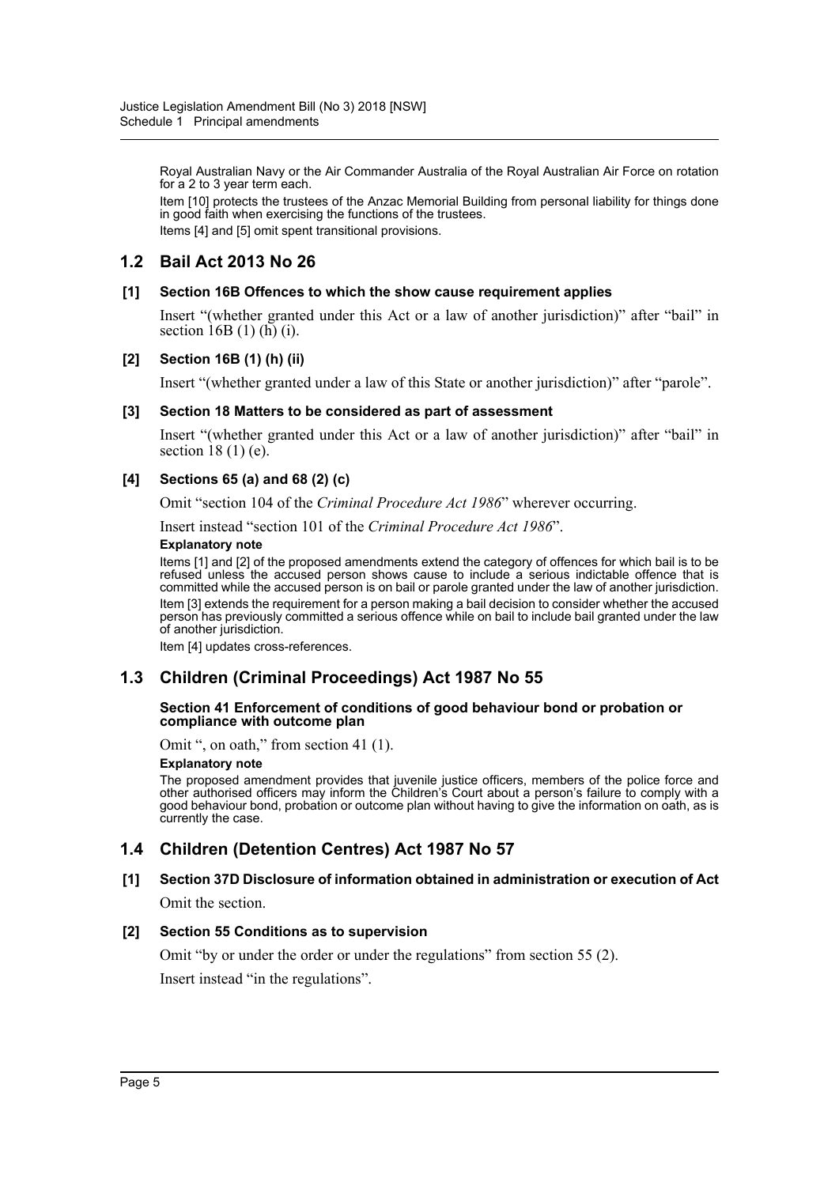Royal Australian Navy or the Air Commander Australia of the Royal Australian Air Force on rotation for a 2 to 3 year term each.

Item [10] protects the trustees of the Anzac Memorial Building from personal liability for things done in good faith when exercising the functions of the trustees.

Items [4] and [5] omit spent transitional provisions.

## 1.2 Bail Act 2013 No 26

### [1] Section 16B Offences to which the show cause requirement applies

Insert "(whether granted under this Act or a law of another jurisdiction)" after "bail" in section 16B (1) (h) (i).

### [2] Section 16B (1) (h) (ii)

Insert "(whether granted under a law of this State or another jurisdiction)" after "parole".

### [3] Section 18 Matters to be considered as part of assessment

Insert "(whether granted under this Act or a law of another jurisdiction)" after "bail" in section 18 (1) (e).

### [4] Sections 65 (a) and 68 (2) (c)

Omit "section 104 of the *Criminal Procedure Act 1986*" wherever occurring.

Insert instead "section 101 of the *Criminal Procedure Act 1986*".

**Explanatory note**

Items [1] and [2] of the proposed amendments extend the category of offences for which bail is to be refused unless the accused person shows cause to include a serious indictable offence that is committed while the accused person is on bail or parole granted under the law of another jurisdiction.

Item [3] extends the requirement for a person making a bail decision to consider whether the accused person has previously committed a serious offence while on bail to include bail granted under the law of another jurisdiction.

Item [4] updates cross-references.

## 1.3 Children (Criminal Proceedings) Act 1987 No 55

### Section 41 Enforcement of conditions of good behaviour bond or probation or compliance with outcome plan

Omit ", on oath," from section 41 (1).

**Explanatory note**

The proposed amendment provides that juvenile justice officers, members of the police force and other authorised officers may inform the Children's Court about a person's failure to comply with a good behaviour bond, probation or outcome plan without having to give the information on oath, as is currently the case.

## 1.4 Children (Detention Centres) Act 1987 No 57

### [1] Section 37D Disclosure of information obtained in administration or execution of Act

Omit the section.

### [2] Section 55 Conditions as to supervision

Omit "by or under the order or under the regulations" from section 55 (2).

Insert instead "in the regulations".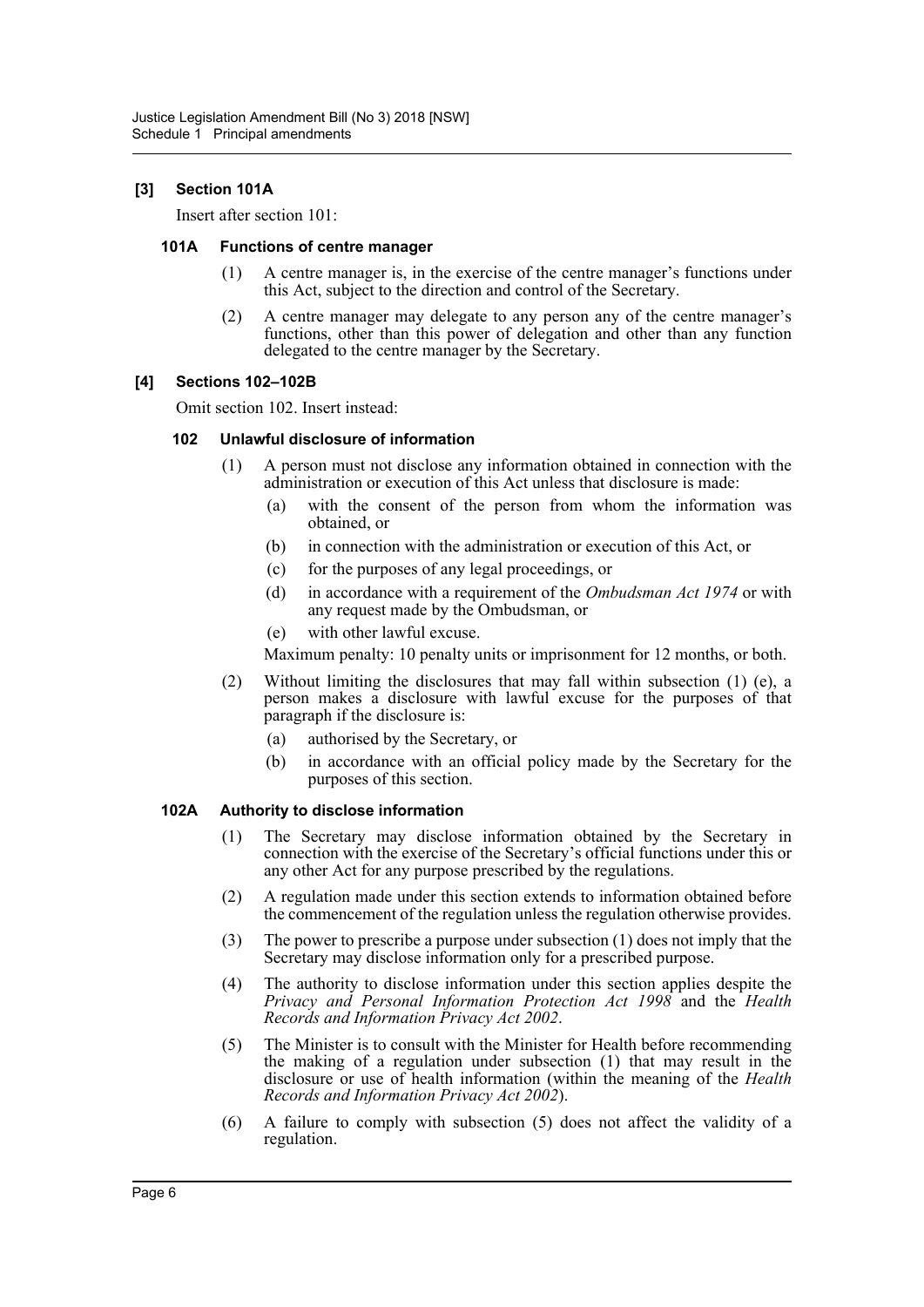### [3] Section 101A

Insert after section 101:

#### 101A Functions of centre manager

(1) A centre manager is, in the exercise of the centre manager's functions under this Act, subject to the direction and control of the Secretary.

(2) A centre manager may delegate to any person any of the centre manager's functions, other than this power of delegation and other than any function delegated to the centre manager by the Secretary.

### [4] Sections 102–102B

Omit section 102. Insert instead:

#### 102 Unlawful disclosure of information

(1) A person must not disclose any information obtained in connection with the administration or execution of this Act unless that disclosure is made:

- (a) with the consent of the person from whom the information was obtained, or
- (b) in connection with the administration or execution of this Act, or
- (c) for the purposes of any legal proceedings, or
- (d) in accordance with a requirement of the *Ombudsman Act 1974* or with any request made by the Ombudsman, or
- (e) with other lawful excuse.

Maximum penalty: 10 penalty units or imprisonment for 12 months, or both.

(2) Without limiting the disclosures that may fall within subsection (1) (e), a person makes a disclosure with lawful excuse for the purposes of that paragraph if the disclosure is:

- (a) authorised by the Secretary, or
- (b) in accordance with an official policy made by the Secretary for the purposes of this section.

#### 102A Authority to disclose information

(1) The Secretary may disclose information obtained by the Secretary in connection with the exercise of the Secretary's official functions under this or any other Act for any purpose prescribed by the regulations.

(2) A regulation made under this section extends to information obtained before the commencement of the regulation unless the regulation otherwise provides.

(3) The power to prescribe a purpose under subsection (1) does not imply that the Secretary may disclose information only for a prescribed purpose.

(4) The authority to disclose information under this section applies despite the *Privacy and Personal Information Protection Act 1998* and the *Health Records and Information Privacy Act 2002*.

(5) The Minister is to consult with the Minister for Health before recommending the making of a regulation under subsection (1) that may result in the disclosure or use of health information (within the meaning of the *Health Records and Information Privacy Act 2002*).

(6) A failure to comply with subsection (5) does not affect the validity of a regulation.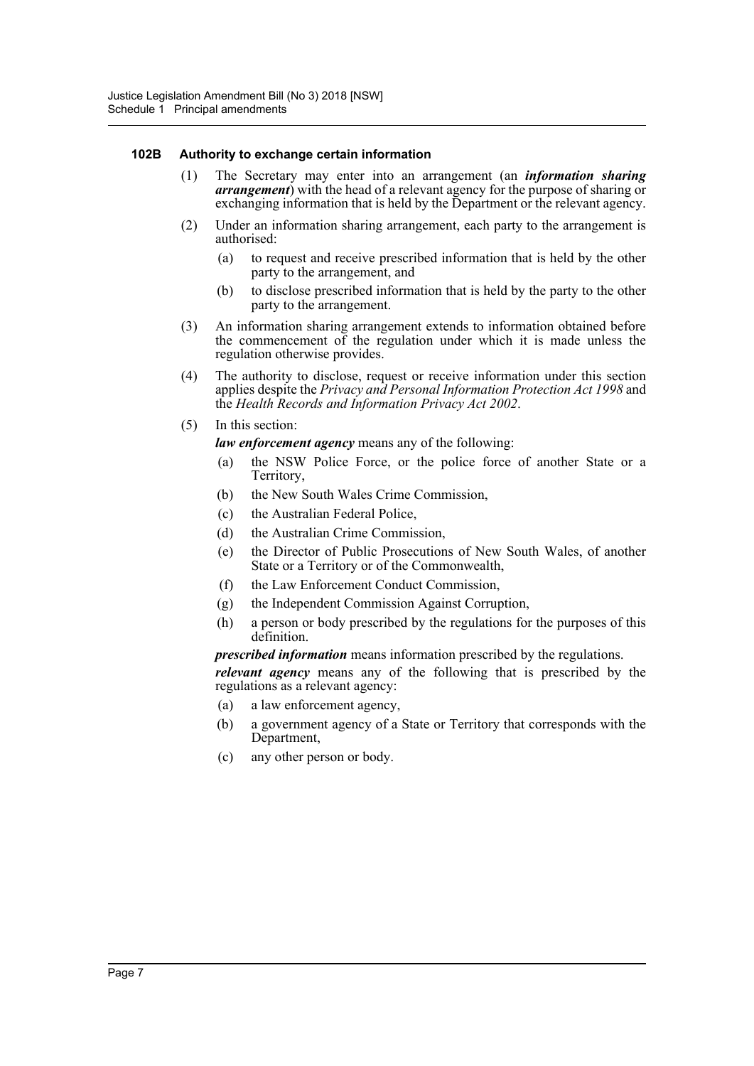#### 102B Authority to exchange certain information

(1) The Secretary may enter into an arrangement (an ***information sharing arrangement***) with the head of a relevant agency for the purpose of sharing or exchanging information that is held by the Department or the relevant agency.

(2) Under an information sharing arrangement, each party to the arrangement is authorised:

- (a) to request and receive prescribed information that is held by the other party to the arrangement, and
- (b) to disclose prescribed information that is held by the party to the other party to the arrangement.

(3) An information sharing arrangement extends to information obtained before the commencement of the regulation under which it is made unless the regulation otherwise provides.

(4) The authority to disclose, request or receive information under this section applies despite the *Privacy and Personal Information Protection Act 1998* and the *Health Records and Information Privacy Act 2002*.

(5) In this section:

***law enforcement agency*** means any of the following:

- (a) the NSW Police Force, or the police force of another State or a Territory,
- (b) the New South Wales Crime Commission,
- (c) the Australian Federal Police,
- (d) the Australian Crime Commission,
- (e) the Director of Public Prosecutions of New South Wales, of another State or a Territory or of the Commonwealth,
- (f) the Law Enforcement Conduct Commission,
- (g) the Independent Commission Against Corruption,
- (h) a person or body prescribed by the regulations for the purposes of this definition.

***prescribed information*** means information prescribed by the regulations.

***relevant agency*** means any of the following that is prescribed by the regulations as a relevant agency:

- (a) a law enforcement agency,
- (b) a government agency of a State or Territory that corresponds with the Department,
- (c) any other person or body.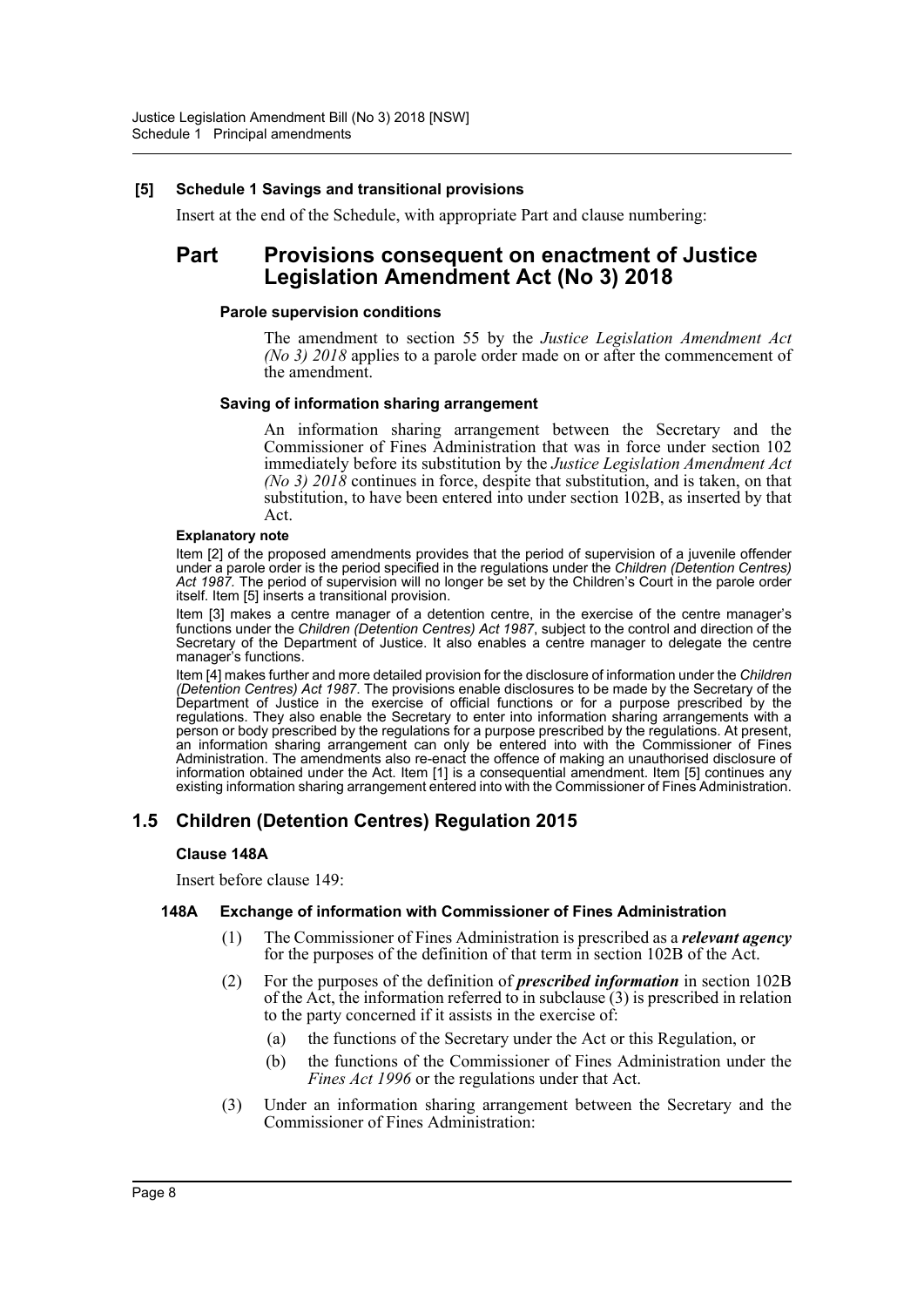**[5] Schedule 1 Savings and transitional provisions**

Insert at the end of the Schedule, with appropriate Part and clause numbering:

## Part Provisions consequent on enactment of Justice Legislation Amendment Act (No 3) 2018

**Parole supervision conditions**

The amendment to section 55 by the *Justice Legislation Amendment Act (No 3) 2018* applies to a parole order made on or after the commencement of the amendment.

**Saving of information sharing arrangement**

An information sharing arrangement between the Secretary and the Commissioner of Fines Administration that was in force under section 102 immediately before its substitution by the *Justice Legislation Amendment Act (No 3) 2018* continues in force, despite that substitution, and is taken, on that substitution, to have been entered into under section 102B, as inserted by that Act.

**Explanatory note**

Item [2] of the proposed amendments provides that the period of supervision of a juvenile offender under a parole order is the period specified in the regulations under the *Children (Detention Centres) Act 1987*. The period of supervision will no longer be set by the Children's Court in the parole order itself. Item [5] inserts a transitional provision.

Item [3] makes a centre manager of a detention centre, in the exercise of the centre manager's functions under the *Children (Detention Centres) Act 1987*, subject to the control and direction of the Secretary of the Department of Justice. It also enables a centre manager to delegate the centre manager's functions.

Item [4] makes further and more detailed provision for the disclosure of information under the *Children (Detention Centres) Act 1987*. The provisions enable disclosures to be made by the Secretary of the Department of Justice in the exercise of official functions or for a purpose prescribed by the regulations. They also enable the Secretary to enter into information sharing arrangements with a person or body prescribed by the regulations for a purpose prescribed by the regulations. At present, an information sharing arrangement can only be entered into with the Commissioner of Fines Administration. The amendments also re-enact the offence of making an unauthorised disclosure of information obtained under the Act. Item [1] is a consequential amendment. Item [5] continues any existing information sharing arrangement entered into with the Commissioner of Fines Administration.

## 1.5 Children (Detention Centres) Regulation 2015

**Clause 148A**

Insert before clause 149:

**148A Exchange of information with Commissioner of Fines Administration**

(1) The Commissioner of Fines Administration is prescribed as a ***relevant agency*** for the purposes of the definition of that term in section 102B of the Act.

(2) For the purposes of the definition of ***prescribed information*** in section 102B of the Act, the information referred to in subclause (3) is prescribed in relation to the party concerned if it assists in the exercise of:

(a) the functions of the Secretary under the Act or this Regulation, or

(b) the functions of the Commissioner of Fines Administration under the *Fines Act 1996* or the regulations under that Act.

(3) Under an information sharing arrangement between the Secretary and the Commissioner of Fines Administration: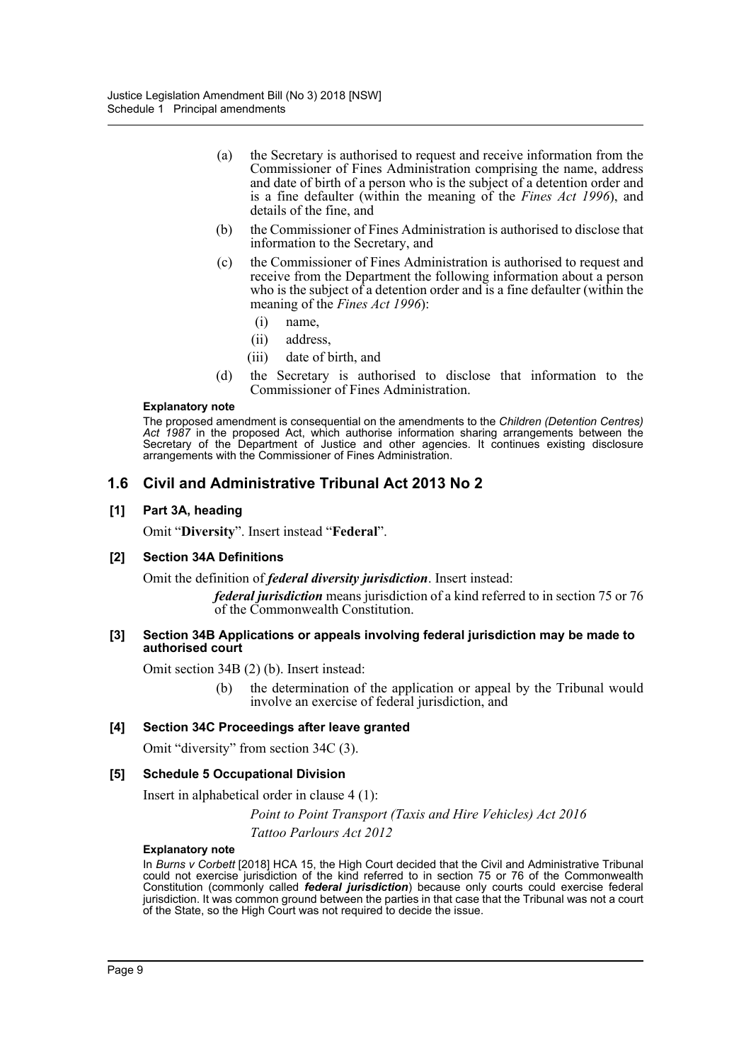(a) the Secretary is authorised to request and receive information from the Commissioner of Fines Administration comprising the name, address and date of birth of a person who is the subject of a detention order and is a fine defaulter (within the meaning of the *Fines Act 1996*), and details of the fine, and

(b) the Commissioner of Fines Administration is authorised to disclose that information to the Secretary, and

(c) the Commissioner of Fines Administration is authorised to request and receive from the Department the following information about a person who is the subject of a detention order and is a fine defaulter (within the meaning of the *Fines Act 1996*):

  (i) name,

  (ii) address,

  (iii) date of birth, and

(d) the Secretary is authorised to disclose that information to the Commissioner of Fines Administration.

**Explanatory note**

The proposed amendment is consequential on the amendments to the *Children (Detention Centres) Act 1987* in the proposed Act, which authorise information sharing arrangements between the Secretary of the Department of Justice and other agencies. It continues existing disclosure arrangements with the Commissioner of Fines Administration.

## 1.6 Civil and Administrative Tribunal Act 2013 No 2

### [1] Part 3A, heading

Omit "**Diversity**". Insert instead "**Federal**".

### [2] Section 34A Definitions

Omit the definition of ***federal diversity jurisdiction***. Insert instead:

> ***federal jurisdiction*** means jurisdiction of a kind referred to in section 75 or 76 of the Commonwealth Constitution.

### [3] Section 34B Applications or appeals involving federal jurisdiction may be made to authorised court

Omit section 34B (2) (b). Insert instead:

> (b) the determination of the application or appeal by the Tribunal would involve an exercise of federal jurisdiction, and

### [4] Section 34C Proceedings after leave granted

Omit "diversity" from section 34C (3).

### [5] Schedule 5 Occupational Division

Insert in alphabetical order in clause 4 (1):

> *Point to Point Transport (Taxis and Hire Vehicles) Act 2016*
>
> *Tattoo Parlours Act 2012*

**Explanatory note**

In *Burns v Corbett* [2018] HCA 15, the High Court decided that the Civil and Administrative Tribunal could not exercise jurisdiction of the kind referred to in section 75 or 76 of the Commonwealth Constitution (commonly called ***federal jurisdiction***) because only courts could exercise federal jurisdiction. It was common ground between the parties in that case that the Tribunal was not a court of the State, so the High Court was not required to decide the issue.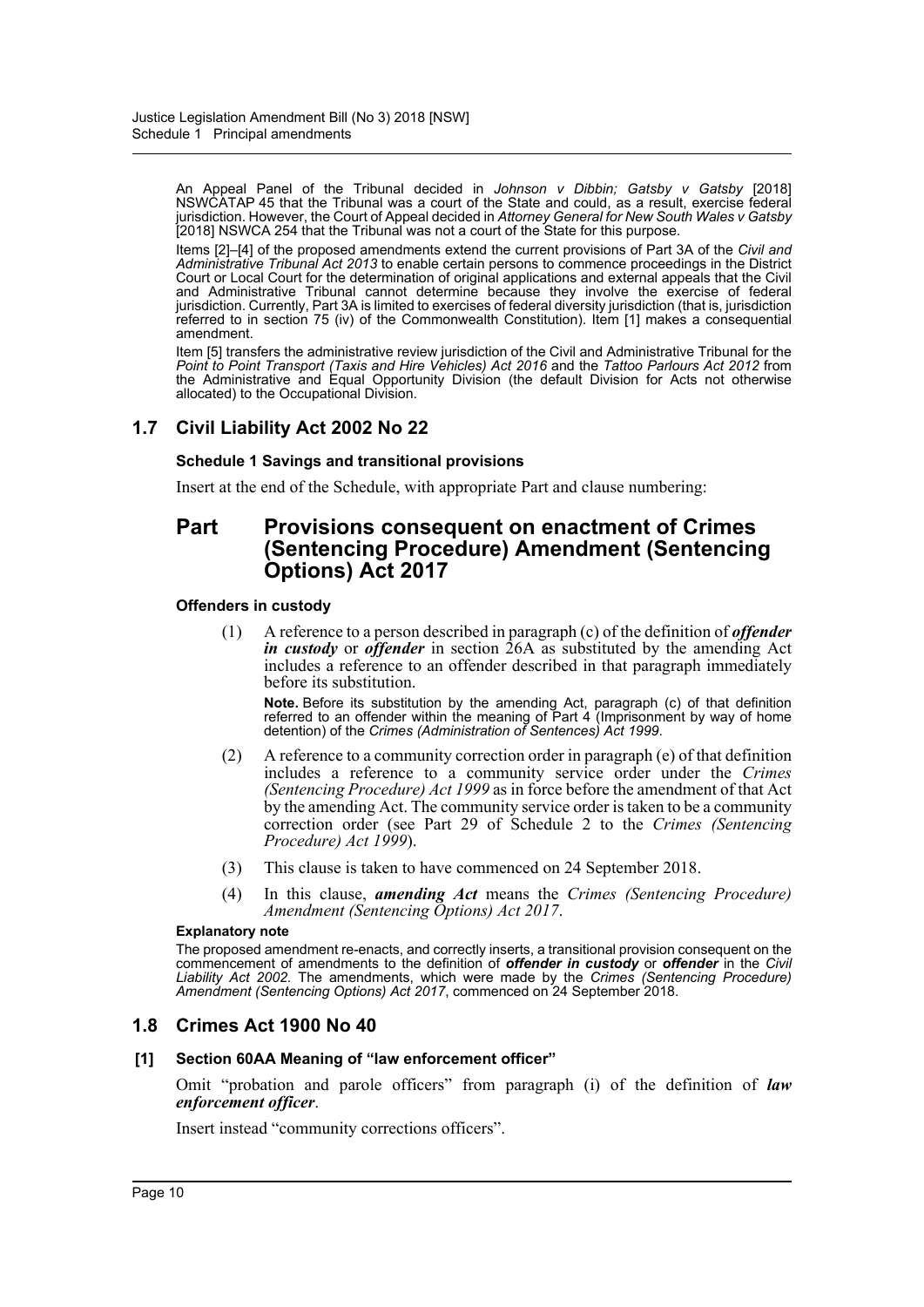An Appeal Panel of the Tribunal decided in *Johnson v Dibbin; Gatsby v Gatsby* [2018] NSWCATAP 45 that the Tribunal was a court of the State and could, as a result, exercise federal jurisdiction. However, the Court of Appeal decided in *Attorney General for New South Wales v Gatsby* [2018] NSWCA 254 that the Tribunal was not a court of the State for this purpose.

Items [2]–[4] of the proposed amendments extend the current provisions of Part 3A of the *Civil and Administrative Tribunal Act 2013* to enable certain persons to commence proceedings in the District Court or Local Court for the determination of original applications and external appeals that the Civil and Administrative Tribunal cannot determine because they involve the exercise of federal jurisdiction. Currently, Part 3A is limited to exercises of federal diversity jurisdiction (that is, jurisdiction referred to in section 75 (iv) of the Commonwealth Constitution). Item [1] makes a consequential amendment.

Item [5] transfers the administrative review jurisdiction of the Civil and Administrative Tribunal for the *Point to Point Transport (Taxis and Hire Vehicles) Act 2016* and the *Tattoo Parlours Act 2012* from the Administrative and Equal Opportunity Division (the default Division for Acts not otherwise allocated) to the Occupational Division.

## 1.7 Civil Liability Act 2002 No 22

#### Schedule 1 Savings and transitional provisions

Insert at the end of the Schedule, with appropriate Part and clause numbering:

## Part Provisions consequent on enactment of Crimes (Sentencing Procedure) Amendment (Sentencing Options) Act 2017

#### Offenders in custody

(1) A reference to a person described in paragraph (c) of the definition of ***offender in custody*** or ***offender*** in section 26A as substituted by the amending Act includes a reference to an offender described in that paragraph immediately before its substitution.

**Note.** Before its substitution by the amending Act, paragraph (c) of that definition referred to an offender within the meaning of Part 4 (Imprisonment by way of home detention) of the *Crimes (Administration of Sentences) Act 1999*.

(2) A reference to a community correction order in paragraph (e) of that definition includes a reference to a community service order under the *Crimes (Sentencing Procedure) Act 1999* as in force before the amendment of that Act by the amending Act. The community service order is taken to be a community correction order (see Part 29 of Schedule 2 to the *Crimes (Sentencing Procedure) Act 1999*).

(3) This clause is taken to have commenced on 24 September 2018.

(4) In this clause, ***amending Act*** means the *Crimes (Sentencing Procedure) Amendment (Sentencing Options) Act 2017*.

#### Explanatory note

The proposed amendment re-enacts, and correctly inserts, a transitional provision consequent on the commencement of amendments to the definition of ***offender in custody*** or ***offender*** in the *Civil Liability Act 2002*. The amendments, which were made by the *Crimes (Sentencing Procedure) Amendment (Sentencing Options) Act 2017*, commenced on 24 September 2018.

## 1.8 Crimes Act 1900 No 40

#### [1] Section 60AA Meaning of "law enforcement officer"

Omit "probation and parole officers" from paragraph (i) of the definition of ***law enforcement officer***.

Insert instead "community corrections officers".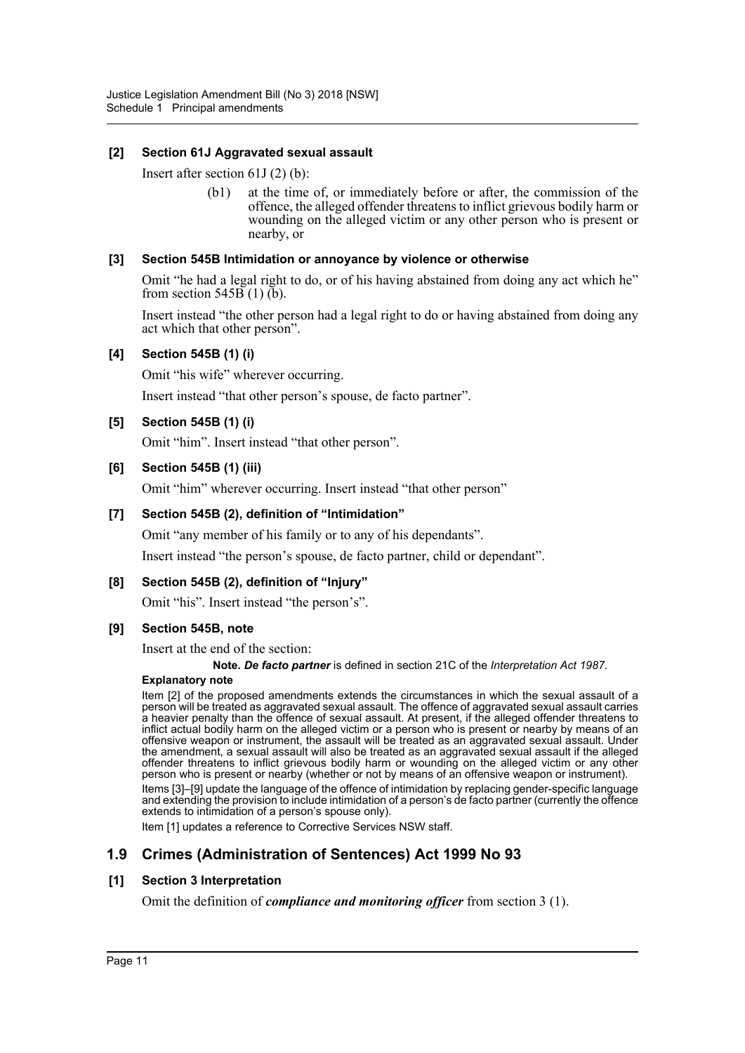**[2] Section 61J Aggravated sexual assault**

Insert after section 61J (2) (b):

> (b1) at the time of, or immediately before or after, the commission of the offence, the alleged offender threatens to inflict grievous bodily harm or wounding on the alleged victim or any other person who is present or nearby, or

**[3] Section 545B Intimidation or annoyance by violence or otherwise**

Omit "he had a legal right to do, or of his having abstained from doing any act which he" from section 545B (1) (b).

Insert instead "the other person had a legal right to do or having abstained from doing any act which that other person".

**[4] Section 545B (1) (i)**

Omit "his wife" wherever occurring.

Insert instead "that other person's spouse, de facto partner".

**[5] Section 545B (1) (i)**

Omit "him". Insert instead "that other person".

**[6] Section 545B (1) (iii)**

Omit "him" wherever occurring. Insert instead "that other person"

**[7] Section 545B (2), definition of "Intimidation"**

Omit "any member of his family or to any of his dependants".

Insert instead "the person's spouse, de facto partner, child or dependant".

**[8] Section 545B (2), definition of "Injury"**

Omit "his". Insert instead "the person's".

**[9] Section 545B, note**

Insert at the end of the section:

> **Note.** ***De facto partner*** is defined in section 21C of the *Interpretation Act 1987*.

**Explanatory note**

Item [2] of the proposed amendments extends the circumstances in which the sexual assault of a person will be treated as aggravated sexual assault. The offence of aggravated sexual assault carries a heavier penalty than the offence of sexual assault. At present, if the alleged offender threatens to inflict actual bodily harm on the alleged victim or a person who is present or nearby by means of an offensive weapon or instrument, the assault will be treated as an aggravated sexual assault. Under the amendment, a sexual assault will also be treated as an aggravated sexual assault if the alleged offender threatens to inflict grievous bodily harm or wounding on the alleged victim or any other person who is present or nearby (whether or not by means of an offensive weapon or instrument).

Items [3]–[9] update the language of the offence of intimidation by replacing gender-specific language and extending the provision to include intimidation of a person's de facto partner (currently the offence extends to intimidation of a person's spouse only).

Item [1] updates a reference to Corrective Services NSW staff.

## 1.9 Crimes (Administration of Sentences) Act 1999 No 93

**[1] Section 3 Interpretation**

Omit the definition of ***compliance and monitoring officer*** from section 3 (1).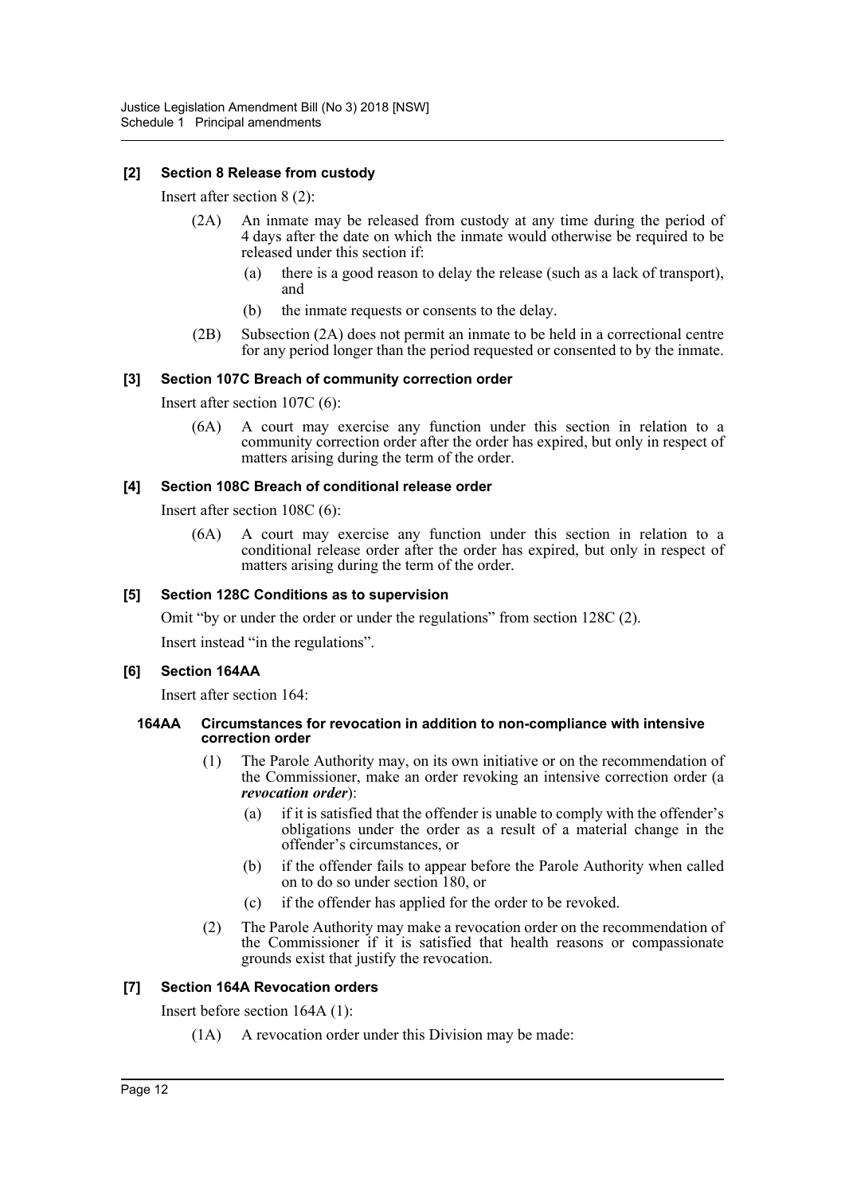### [2] Section 8 Release from custody

Insert after section 8 (2):

(2A) An inmate may be released from custody at any time during the period of 4 days after the date on which the inmate would otherwise be required to be released under this section if:

(a) there is a good reason to delay the release (such as a lack of transport), and

(b) the inmate requests or consents to the delay.

(2B) Subsection (2A) does not permit an inmate to be held in a correctional centre for any period longer than the period requested or consented to by the inmate.

### [3] Section 107C Breach of community correction order

Insert after section 107C (6):

(6A) A court may exercise any function under this section in relation to a community correction order after the order has expired, but only in respect of matters arising during the term of the order.

### [4] Section 108C Breach of conditional release order

Insert after section 108C (6):

(6A) A court may exercise any function under this section in relation to a conditional release order after the order has expired, but only in respect of matters arising during the term of the order.

### [5] Section 128C Conditions as to supervision

Omit "by or under the order or under the regulations" from section 128C (2).

Insert instead "in the regulations".

### [6] Section 164AA

Insert after section 164:

#### 164AA Circumstances for revocation in addition to non-compliance with intensive correction order

(1) The Parole Authority may, on its own initiative or on the recommendation of the Commissioner, make an order revoking an intensive correction order (a ***revocation order***):

(a) if it is satisfied that the offender is unable to comply with the offender's obligations under the order as a result of a material change in the offender's circumstances, or

(b) if the offender fails to appear before the Parole Authority when called on to do so under section 180, or

(c) if the offender has applied for the order to be revoked.

(2) The Parole Authority may make a revocation order on the recommendation of the Commissioner if it is satisfied that health reasons or compassionate grounds exist that justify the revocation.

### [7] Section 164A Revocation orders

Insert before section 164A (1):

(1A) A revocation order under this Division may be made: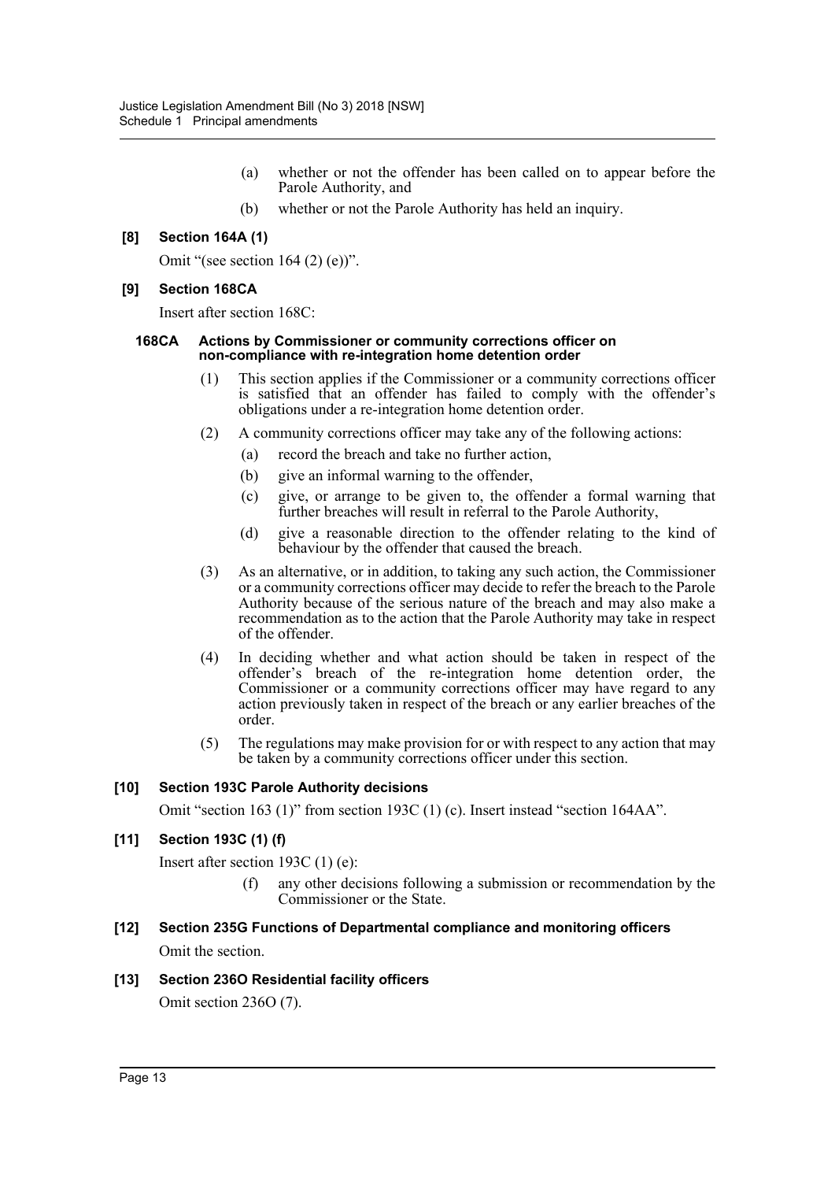(a) whether or not the offender has been called on to appear before the Parole Authority, and

(b) whether or not the Parole Authority has held an inquiry.

**[8] Section 164A (1)**

Omit "(see section 164 (2) (e))".

**[9] Section 168CA**

Insert after section 168C:

**168CA Actions by Commissioner or community corrections officer on non-compliance with re-integration home detention order**

(1) This section applies if the Commissioner or a community corrections officer is satisfied that an offender has failed to comply with the offender's obligations under a re-integration home detention order.

(2) A community corrections officer may take any of the following actions:

(a) record the breach and take no further action,

(b) give an informal warning to the offender,

(c) give, or arrange to be given to, the offender a formal warning that further breaches will result in referral to the Parole Authority,

(d) give a reasonable direction to the offender relating to the kind of behaviour by the offender that caused the breach.

(3) As an alternative, or in addition, to taking any such action, the Commissioner or a community corrections officer may decide to refer the breach to the Parole Authority because of the serious nature of the breach and may also make a recommendation as to the action that the Parole Authority may take in respect of the offender.

(4) In deciding whether and what action should be taken in respect of the offender's breach of the re-integration home detention order, the Commissioner or a community corrections officer may have regard to any action previously taken in respect of the breach or any earlier breaches of the order.

(5) The regulations may make provision for or with respect to any action that may be taken by a community corrections officer under this section.

**[10] Section 193C Parole Authority decisions**

Omit "section 163 (1)" from section 193C (1) (c). Insert instead "section 164AA".

**[11] Section 193C (1) (f)**

Insert after section 193C (1) (e):

(f) any other decisions following a submission or recommendation by the Commissioner or the State.

**[12] Section 235G Functions of Departmental compliance and monitoring officers**

Omit the section.

**[13] Section 236O Residential facility officers**

Omit section 236O (7).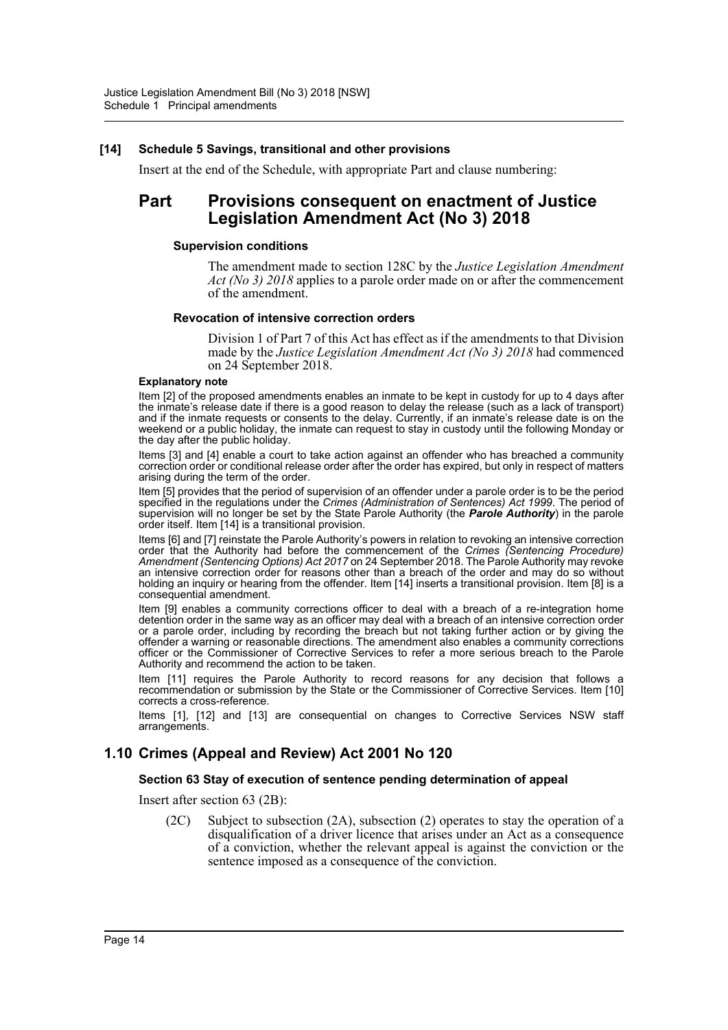**[14] Schedule 5 Savings, transitional and other provisions**

Insert at the end of the Schedule, with appropriate Part and clause numbering:

## Part Provisions consequent on enactment of Justice Legislation Amendment Act (No 3) 2018

**Supervision conditions**

The amendment made to section 128C by the *Justice Legislation Amendment Act (No 3) 2018* applies to a parole order made on or after the commencement of the amendment.

**Revocation of intensive correction orders**

Division 1 of Part 7 of this Act has effect as if the amendments to that Division made by the *Justice Legislation Amendment Act (No 3) 2018* had commenced on 24 September 2018.

**Explanatory note**

Item [2] of the proposed amendments enables an inmate to be kept in custody for up to 4 days after the inmate's release date if there is a good reason to delay the release (such as a lack of transport) and if the inmate requests or consents to the delay. Currently, if an inmate's release date is on the weekend or a public holiday, the inmate can request to stay in custody until the following Monday or the day after the public holiday.

Items [3] and [4] enable a court to take action against an offender who has breached a community correction order or conditional release order after the order has expired, but only in respect of matters arising during the term of the order.

Item [5] provides that the period of supervision of an offender under a parole order is to be the period specified in the regulations under the *Crimes (Administration of Sentences) Act 1999*. The period of supervision will no longer be set by the State Parole Authority (the ***Parole Authority***) in the parole order itself. Item [14] is a transitional provision.

Items [6] and [7] reinstate the Parole Authority's powers in relation to revoking an intensive correction order that the Authority had before the commencement of the *Crimes (Sentencing Procedure) Amendment (Sentencing Options) Act 2017* on 24 September 2018. The Parole Authority may revoke an intensive correction order for reasons other than a breach of the order and may do so without holding an inquiry or hearing from the offender. Item [14] inserts a transitional provision. Item [8] is a consequential amendment.

Item [9] enables a community corrections officer to deal with a breach of a re-integration home detention order in the same way as an officer may deal with a breach of an intensive correction order or a parole order, including by recording the breach but not taking further action or by giving the offender a warning or reasonable directions. The amendment also enables a community corrections officer or the Commissioner of Corrective Services to refer a more serious breach to the Parole Authority and recommend the action to be taken.

Item [11] requires the Parole Authority to record reasons for any decision that follows a recommendation or submission by the State or the Commissioner of Corrective Services. Item [10] corrects a cross-reference.

Items [1], [12] and [13] are consequential on changes to Corrective Services NSW staff arrangements.

## 1.10 Crimes (Appeal and Review) Act 2001 No 120

**Section 63 Stay of execution of sentence pending determination of appeal**

Insert after section 63 (2B):

(2C) Subject to subsection (2A), subsection (2) operates to stay the operation of a disqualification of a driver licence that arises under an Act as a consequence of a conviction, whether the relevant appeal is against the conviction or the sentence imposed as a consequence of the conviction.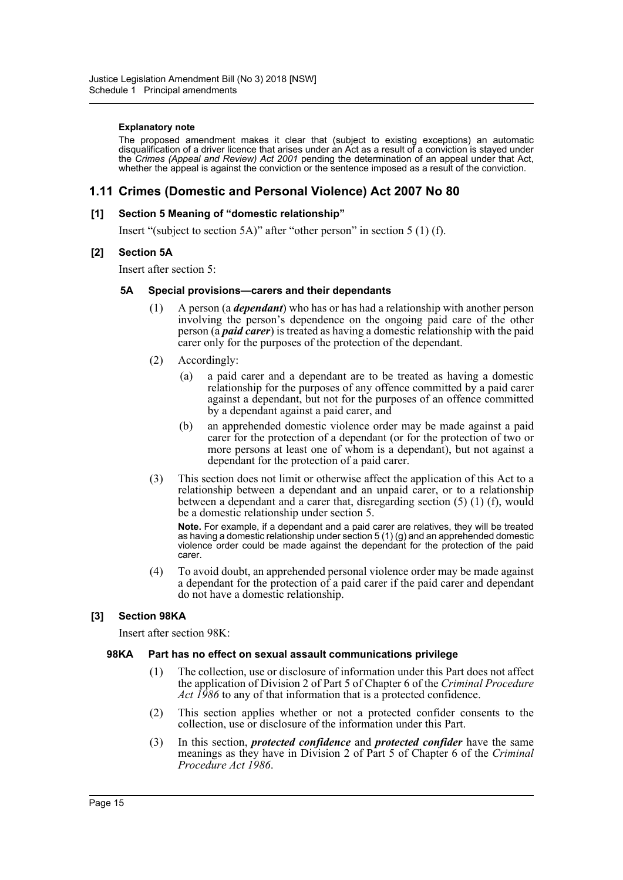**Explanatory note**

The proposed amendment makes it clear that (subject to existing exceptions) an automatic disqualification of a driver licence that arises under an Act as a result of a conviction is stayed under the *Crimes (Appeal and Review) Act 2001* pending the determination of an appeal under that Act, whether the appeal is against the conviction or the sentence imposed as a result of the conviction.

## 1.11 Crimes (Domestic and Personal Violence) Act 2007 No 80

### [1] Section 5 Meaning of "domestic relationship"

Insert "(subject to section 5A)" after "other person" in section 5 (1) (f).

### [2] Section 5A

Insert after section 5:

#### 5A Special provisions—carers and their dependants

(1) A person (a ***dependant***) who has or has had a relationship with another person involving the person's dependence on the ongoing paid care of the other person (a ***paid carer***) is treated as having a domestic relationship with the paid carer only for the purposes of the protection of the dependant.

(2) Accordingly:

(a) a paid carer and a dependant are to be treated as having a domestic relationship for the purposes of any offence committed by a paid carer against a dependant, but not for the purposes of an offence committed by a dependant against a paid carer, and

(b) an apprehended domestic violence order may be made against a paid carer for the protection of a dependant (or for the protection of two or more persons at least one of whom is a dependant), but not against a dependant for the protection of a paid carer.

(3) This section does not limit or otherwise affect the application of this Act to a relationship between a dependant and an unpaid carer, or to a relationship between a dependant and a carer that, disregarding section (5) (1) (f), would be a domestic relationship under section 5.

**Note.** For example, if a dependant and a paid carer are relatives, they will be treated as having a domestic relationship under section 5 (1) (g) and an apprehended domestic violence order could be made against the dependant for the protection of the paid carer.

(4) To avoid doubt, an apprehended personal violence order may be made against a dependant for the protection of a paid carer if the paid carer and dependant do not have a domestic relationship.

### [3] Section 98KA

Insert after section 98K:

#### 98KA Part has no effect on sexual assault communications privilege

(1) The collection, use or disclosure of information under this Part does not affect the application of Division 2 of Part 5 of Chapter 6 of the *Criminal Procedure Act 1986* to any of that information that is a protected confidence.

(2) This section applies whether or not a protected confider consents to the collection, use or disclosure of the information under this Part.

(3) In this section, ***protected confidence*** and ***protected confider*** have the same meanings as they have in Division 2 of Part 5 of Chapter 6 of the *Criminal Procedure Act 1986*.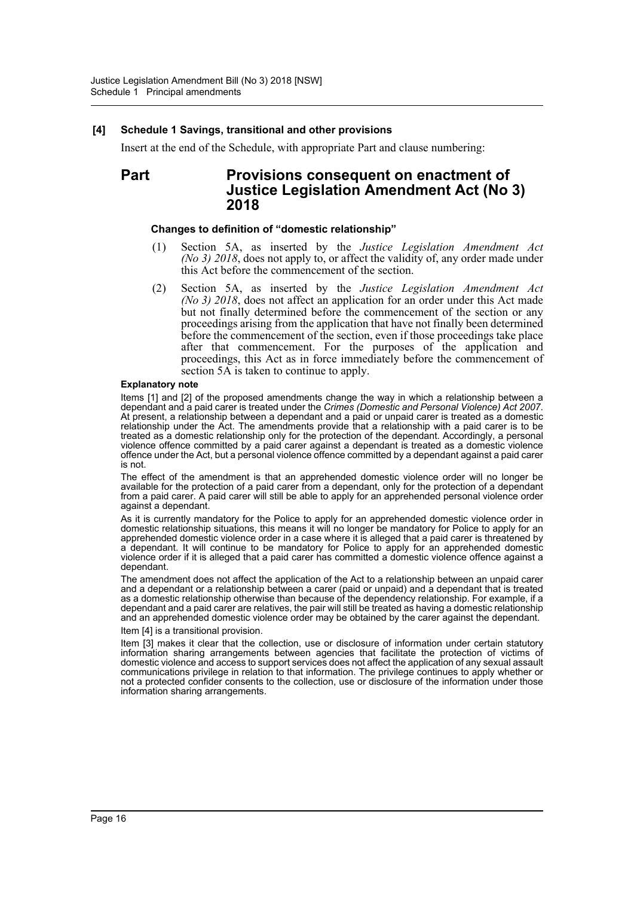**[4] Schedule 1 Savings, transitional and other provisions**

Insert at the end of the Schedule, with appropriate Part and clause numbering:

# Part Provisions consequent on enactment of Justice Legislation Amendment Act (No 3) 2018

**Changes to definition of "domestic relationship"**

(1) Section 5A, as inserted by the *Justice Legislation Amendment Act (No 3) 2018*, does not apply to, or affect the validity of, any order made under this Act before the commencement of the section.

(2) Section 5A, as inserted by the *Justice Legislation Amendment Act (No 3) 2018*, does not affect an application for an order under this Act made but not finally determined before the commencement of the section or any proceedings arising from the application that have not finally been determined before the commencement of the section, even if those proceedings take place after that commencement. For the purposes of the application and proceedings, this Act as in force immediately before the commencement of section 5A is taken to continue to apply.

**Explanatory note**

Items [1] and [2] of the proposed amendments change the way in which a relationship between a dependant and a paid carer is treated under the *Crimes (Domestic and Personal Violence) Act 2007*. At present, a relationship between a dependant and a paid or unpaid carer is treated as a domestic relationship under the Act. The amendments provide that a relationship with a paid carer is to be treated as a domestic relationship only for the protection of the dependant. Accordingly, a personal violence offence committed by a paid carer against a dependant is treated as a domestic violence offence under the Act, but a personal violence offence committed by a dependant against a paid carer is not.

The effect of the amendment is that an apprehended domestic violence order will no longer be available for the protection of a paid carer from a dependant, only for the protection of a dependant from a paid carer. A paid carer will still be able to apply for an apprehended personal violence order against a dependant.

As it is currently mandatory for the Police to apply for an apprehended domestic violence order in domestic relationship situations, this means it will no longer be mandatory for Police to apply for an apprehended domestic violence order in a case where it is alleged that a paid carer is threatened by a dependant. It will continue to be mandatory for Police to apply for an apprehended domestic violence order if it is alleged that a paid carer has committed a domestic violence offence against a dependant.

The amendment does not affect the application of the Act to a relationship between an unpaid carer and a dependant or a relationship between a carer (paid or unpaid) and a dependant that is treated as a domestic relationship otherwise than because of the dependency relationship. For example, if a dependant and a paid carer are relatives, the pair will still be treated as having a domestic relationship and an apprehended domestic violence order may be obtained by the carer against the dependant.

Item [4] is a transitional provision.

Item [3] makes it clear that the collection, use or disclosure of information under certain statutory information sharing arrangements between agencies that facilitate the protection of victims of domestic violence and access to support services does not affect the application of any sexual assault communications privilege in relation to that information. The privilege continues to apply whether or not a protected confider consents to the collection, use or disclosure of the information under those information sharing arrangements.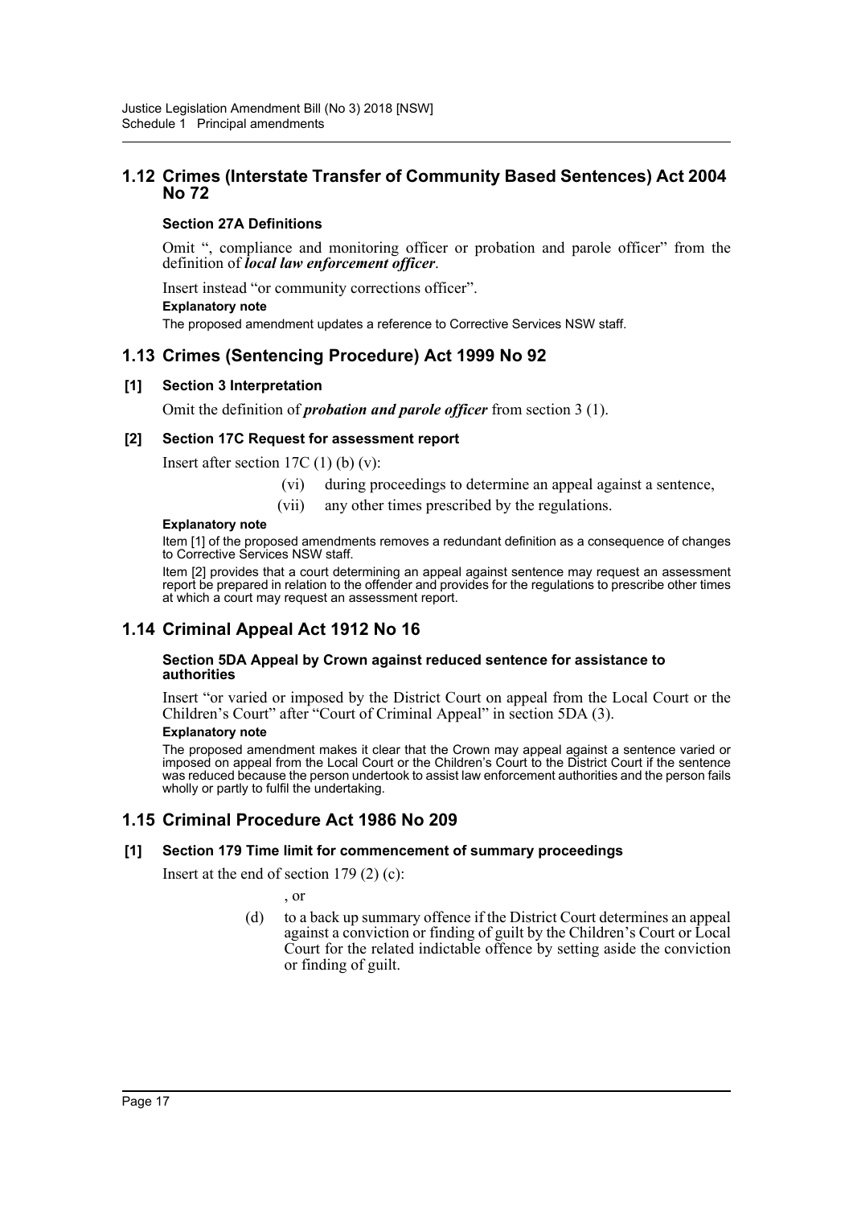## 1.12 Crimes (Interstate Transfer of Community Based Sentences) Act 2004 No 72

### Section 27A Definitions

Omit ", compliance and monitoring officer or probation and parole officer" from the definition of ***local law enforcement officer***.

Insert instead "or community corrections officer".

**Explanatory note**

The proposed amendment updates a reference to Corrective Services NSW staff.

## 1.13 Crimes (Sentencing Procedure) Act 1999 No 92

### [1] Section 3 Interpretation

Omit the definition of ***probation and parole officer*** from section 3 (1).

### [2] Section 17C Request for assessment report

Insert after section 17C (1) (b) (v):

(vi) during proceedings to determine an appeal against a sentence,

(vii) any other times prescribed by the regulations.

**Explanatory note**

Item [1] of the proposed amendments removes a redundant definition as a consequence of changes to Corrective Services NSW staff.

Item [2] provides that a court determining an appeal against sentence may request an assessment report be prepared in relation to the offender and provides for the regulations to prescribe other times at which a court may request an assessment report.

## 1.14 Criminal Appeal Act 1912 No 16

### Section 5DA Appeal by Crown against reduced sentence for assistance to authorities

Insert "or varied or imposed by the District Court on appeal from the Local Court or the Children's Court" after "Court of Criminal Appeal" in section 5DA (3).

**Explanatory note**

The proposed amendment makes it clear that the Crown may appeal against a sentence varied or imposed on appeal from the Local Court or the Children's Court to the District Court if the sentence was reduced because the person undertook to assist law enforcement authorities and the person fails wholly or partly to fulfil the undertaking.

## 1.15 Criminal Procedure Act 1986 No 209

### [1] Section 179 Time limit for commencement of summary proceedings

Insert at the end of section 179 (2) (c):

, or

(d) to a back up summary offence if the District Court determines an appeal against a conviction or finding of guilt by the Children's Court or Local Court for the related indictable offence by setting aside the conviction or finding of guilt.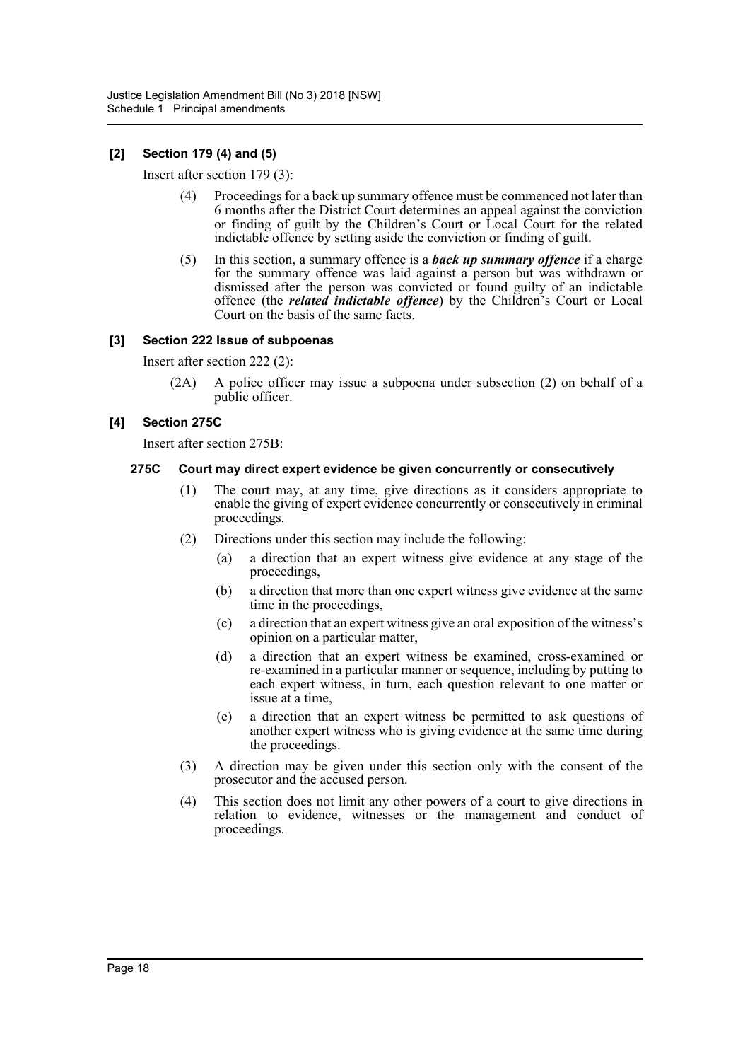**[2] Section 179 (4) and (5)**

Insert after section 179 (3):

(4) Proceedings for a back up summary offence must be commenced not later than 6 months after the District Court determines an appeal against the conviction or finding of guilt by the Children's Court or Local Court for the related indictable offence by setting aside the conviction or finding of guilt.

(5) In this section, a summary offence is a ***back up summary offence*** if a charge for the summary offence was laid against a person but was withdrawn or dismissed after the person was convicted or found guilty of an indictable offence (the ***related indictable offence***) by the Children's Court or Local Court on the basis of the same facts.

**[3] Section 222 Issue of subpoenas**

Insert after section 222 (2):

(2A) A police officer may issue a subpoena under subsection (2) on behalf of a public officer.

**[4] Section 275C**

Insert after section 275B:

**275C Court may direct expert evidence be given concurrently or consecutively**

(1) The court may, at any time, give directions as it considers appropriate to enable the giving of expert evidence concurrently or consecutively in criminal proceedings.

(2) Directions under this section may include the following:

(a) a direction that an expert witness give evidence at any stage of the proceedings,

(b) a direction that more than one expert witness give evidence at the same time in the proceedings,

(c) a direction that an expert witness give an oral exposition of the witness's opinion on a particular matter,

(d) a direction that an expert witness be examined, cross-examined or re-examined in a particular manner or sequence, including by putting to each expert witness, in turn, each question relevant to one matter or issue at a time,

(e) a direction that an expert witness be permitted to ask questions of another expert witness who is giving evidence at the same time during the proceedings.

(3) A direction may be given under this section only with the consent of the prosecutor and the accused person.

(4) This section does not limit any other powers of a court to give directions in relation to evidence, witnesses or the management and conduct of proceedings.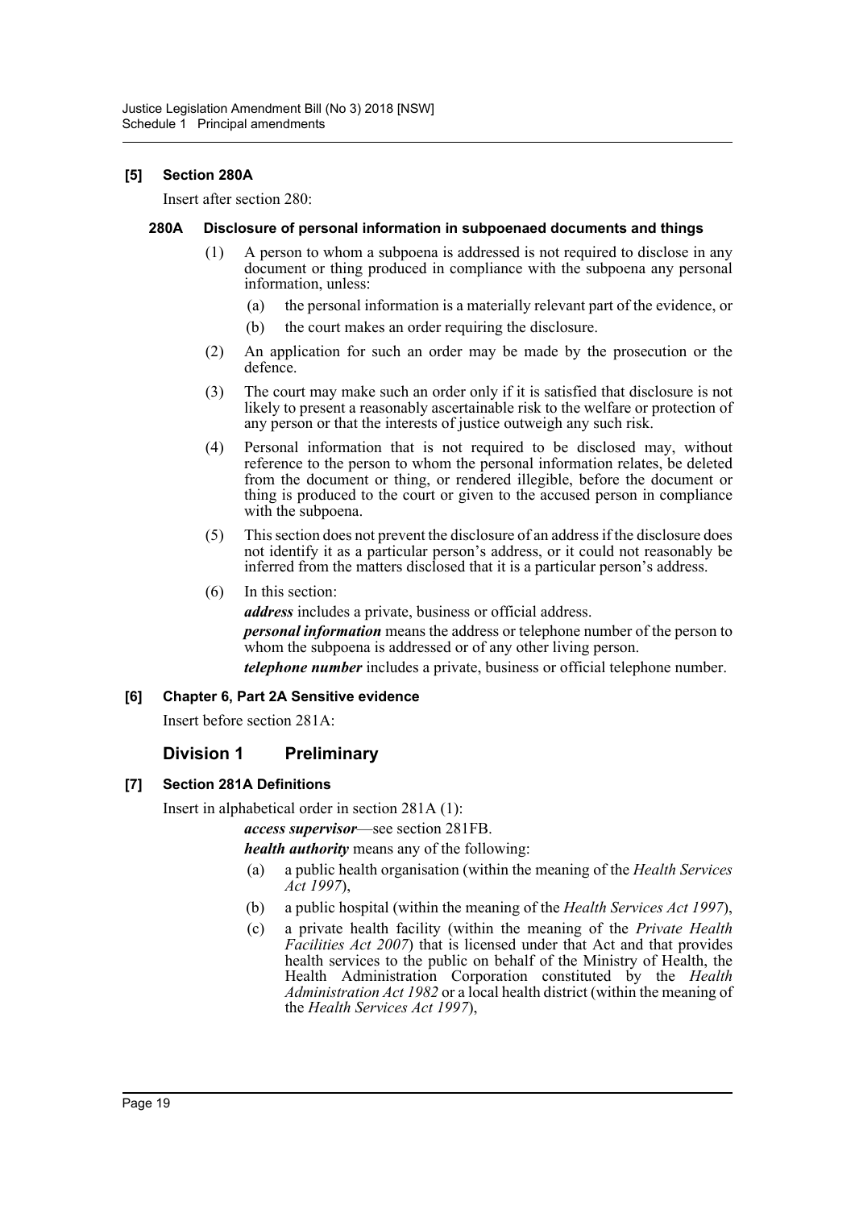### [5] Section 280A

Insert after section 280:

#### 280A Disclosure of personal information in subpoenaed documents and things

(1) A person to whom a subpoena is addressed is not required to disclose in any document or thing produced in compliance with the subpoena any personal information, unless:

(a) the personal information is a materially relevant part of the evidence, or

(b) the court makes an order requiring the disclosure.

(2) An application for such an order may be made by the prosecution or the defence.

(3) The court may make such an order only if it is satisfied that disclosure is not likely to present a reasonably ascertainable risk to the welfare or protection of any person or that the interests of justice outweigh any such risk.

(4) Personal information that is not required to be disclosed may, without reference to the person to whom the personal information relates, be deleted from the document or thing, or rendered illegible, before the document or thing is produced to the court or given to the accused person in compliance with the subpoena.

(5) This section does not prevent the disclosure of an address if the disclosure does not identify it as a particular person's address, or it could not reasonably be inferred from the matters disclosed that it is a particular person's address.

(6) In this section:

***address*** includes a private, business or official address.

***personal information*** means the address or telephone number of the person to whom the subpoena is addressed or of any other living person.

***telephone number*** includes a private, business or official telephone number.

### [6] Chapter 6, Part 2A Sensitive evidence

Insert before section 281A:

## Division 1 Preliminary

### [7] Section 281A Definitions

Insert in alphabetical order in section 281A (1):

***access supervisor***—see section 281FB.

***health authority*** means any of the following:

(a) a public health organisation (within the meaning of the *Health Services Act 1997*),

(b) a public hospital (within the meaning of the *Health Services Act 1997*),

(c) a private health facility (within the meaning of the *Private Health Facilities Act 2007*) that is licensed under that Act and that provides health services to the public on behalf of the Ministry of Health, the Health Administration Corporation constituted by the *Health Administration Act 1982* or a local health district (within the meaning of the *Health Services Act 1997*),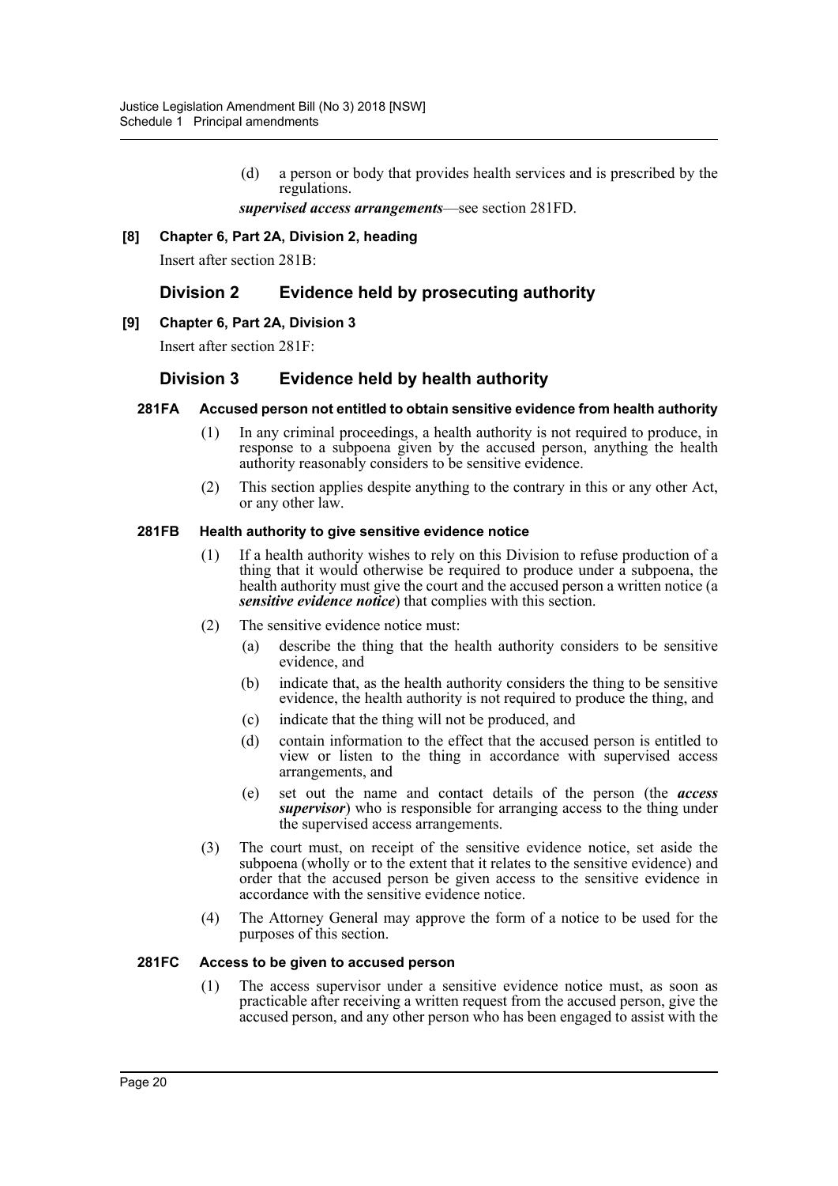(d) a person or body that provides health services and is prescribed by the regulations.

***supervised access arrangements***—see section 281FD.

**[8] Chapter 6, Part 2A, Division 2, heading**

Insert after section 281B:

## Division 2 Evidence held by prosecuting authority

**[9] Chapter 6, Part 2A, Division 3**

Insert after section 281F:

## Division 3 Evidence held by health authority

### 281FA Accused person not entitled to obtain sensitive evidence from health authority

(1) In any criminal proceedings, a health authority is not required to produce, in response to a subpoena given by the accused person, anything the health authority reasonably considers to be sensitive evidence.

(2) This section applies despite anything to the contrary in this or any other Act, or any other law.

### 281FB Health authority to give sensitive evidence notice

(1) If a health authority wishes to rely on this Division to refuse production of a thing that it would otherwise be required to produce under a subpoena, the health authority must give the court and the accused person a written notice (a ***sensitive evidence notice***) that complies with this section.

(2) The sensitive evidence notice must:

(a) describe the thing that the health authority considers to be sensitive evidence, and

(b) indicate that, as the health authority considers the thing to be sensitive evidence, the health authority is not required to produce the thing, and

(c) indicate that the thing will not be produced, and

(d) contain information to the effect that the accused person is entitled to view or listen to the thing in accordance with supervised access arrangements, and

(e) set out the name and contact details of the person (the ***access supervisor***) who is responsible for arranging access to the thing under the supervised access arrangements.

(3) The court must, on receipt of the sensitive evidence notice, set aside the subpoena (wholly or to the extent that it relates to the sensitive evidence) and order that the accused person be given access to the sensitive evidence in accordance with the sensitive evidence notice.

(4) The Attorney General may approve the form of a notice to be used for the purposes of this section.

### 281FC Access to be given to accused person

(1) The access supervisor under a sensitive evidence notice must, as soon as practicable after receiving a written request from the accused person, give the accused person, and any other person who has been engaged to assist with the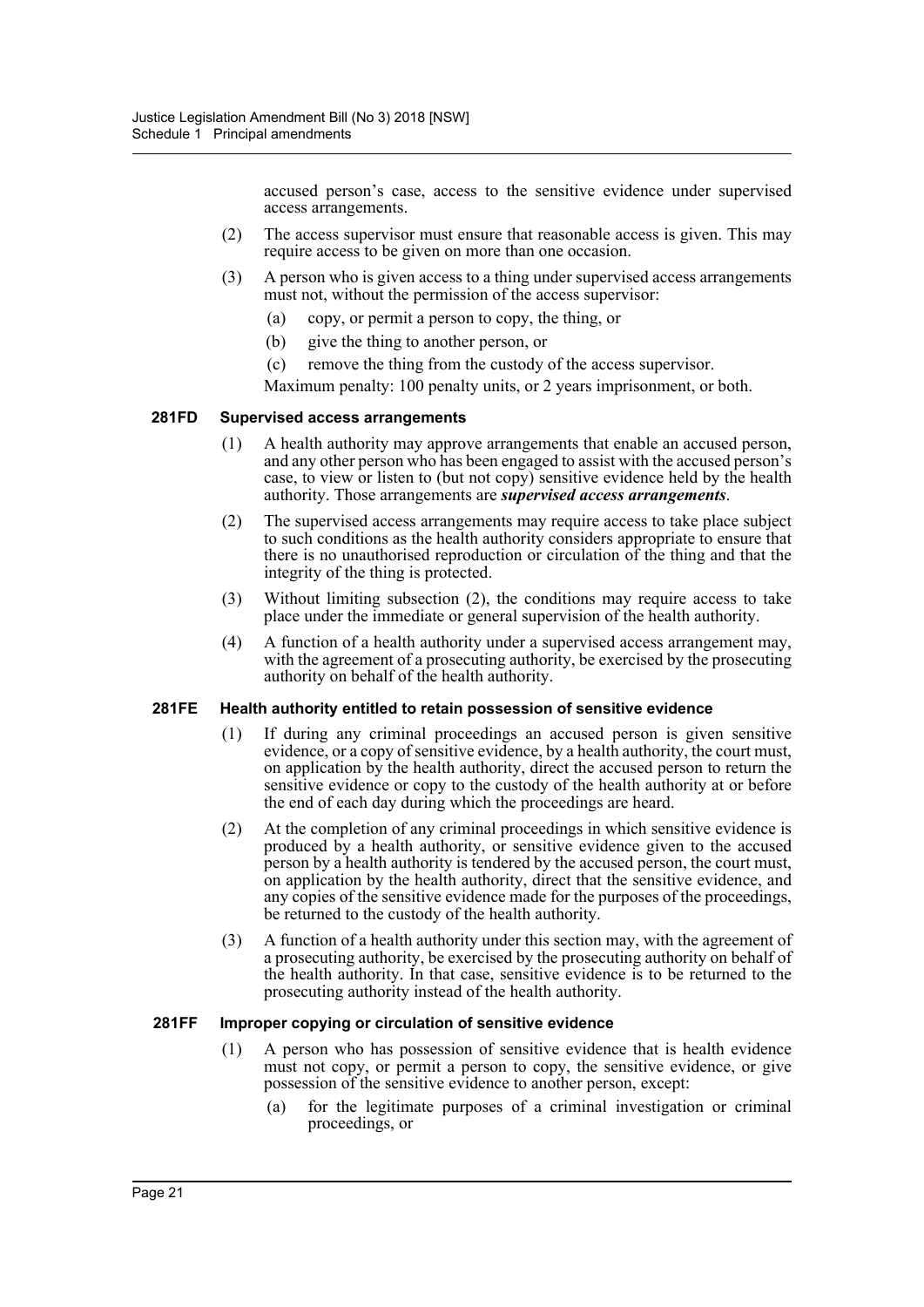accused person's case, access to the sensitive evidence under supervised access arrangements.

(2) The access supervisor must ensure that reasonable access is given. This may require access to be given on more than one occasion.

(3) A person who is given access to a thing under supervised access arrangements must not, without the permission of the access supervisor:

(a) copy, or permit a person to copy, the thing, or

(b) give the thing to another person, or

(c) remove the thing from the custody of the access supervisor.

Maximum penalty: 100 penalty units, or 2 years imprisonment, or both.

#### 281FD Supervised access arrangements

(1) A health authority may approve arrangements that enable an accused person, and any other person who has been engaged to assist with the accused person's case, to view or listen to (but not copy) sensitive evidence held by the health authority. Those arrangements are ***supervised access arrangements***.

(2) The supervised access arrangements may require access to take place subject to such conditions as the health authority considers appropriate to ensure that there is no unauthorised reproduction or circulation of the thing and that the integrity of the thing is protected.

(3) Without limiting subsection (2), the conditions may require access to take place under the immediate or general supervision of the health authority.

(4) A function of a health authority under a supervised access arrangement may, with the agreement of a prosecuting authority, be exercised by the prosecuting authority on behalf of the health authority.

#### 281FE Health authority entitled to retain possession of sensitive evidence

(1) If during any criminal proceedings an accused person is given sensitive evidence, or a copy of sensitive evidence, by a health authority, the court must, on application by the health authority, direct the accused person to return the sensitive evidence or copy to the custody of the health authority at or before the end of each day during which the proceedings are heard.

(2) At the completion of any criminal proceedings in which sensitive evidence is produced by a health authority, or sensitive evidence given to the accused person by a health authority is tendered by the accused person, the court must, on application by the health authority, direct that the sensitive evidence, and any copies of the sensitive evidence made for the purposes of the proceedings, be returned to the custody of the health authority.

(3) A function of a health authority under this section may, with the agreement of a prosecuting authority, be exercised by the prosecuting authority on behalf of the health authority. In that case, sensitive evidence is to be returned to the prosecuting authority instead of the health authority.

#### 281FF Improper copying or circulation of sensitive evidence

(1) A person who has possession of sensitive evidence that is health evidence must not copy, or permit a person to copy, the sensitive evidence, or give possession of the sensitive evidence to another person, except:

(a) for the legitimate purposes of a criminal investigation or criminal proceedings, or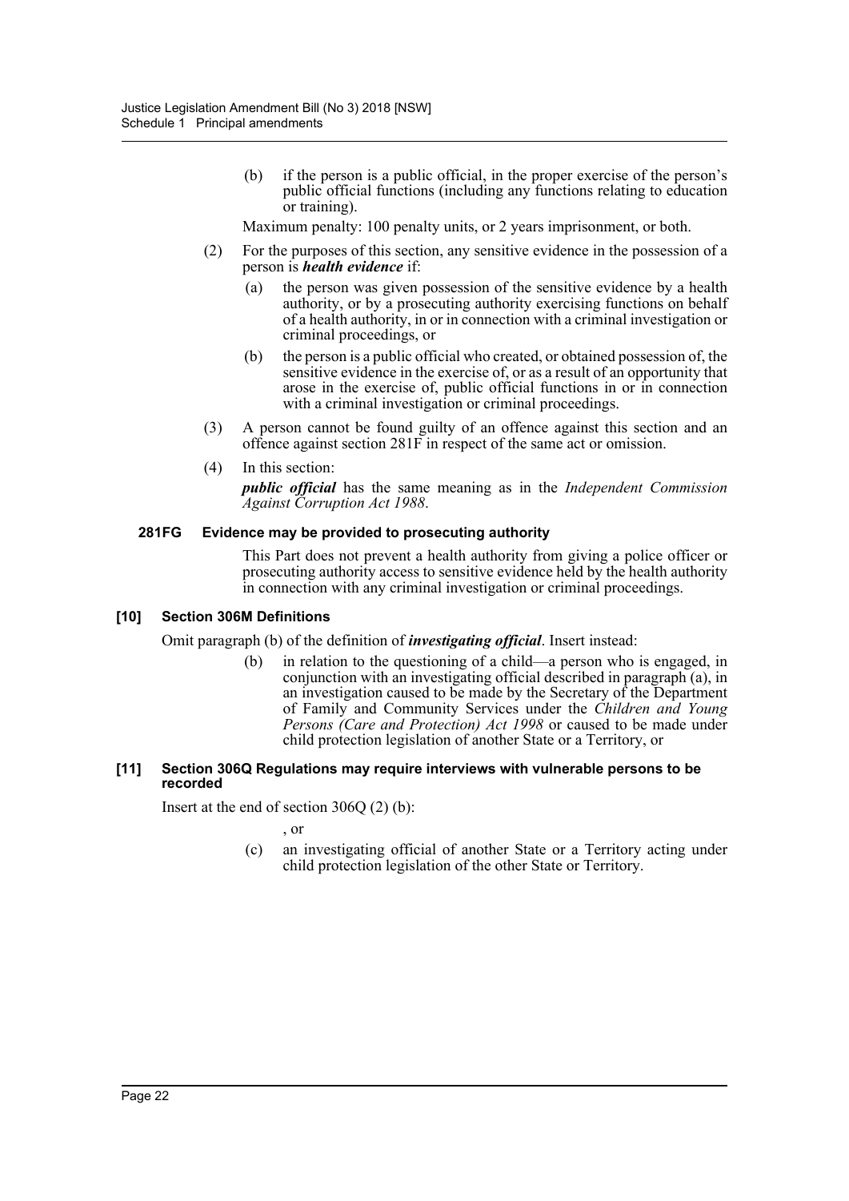(b) if the person is a public official, in the proper exercise of the person's public official functions (including any functions relating to education or training).

Maximum penalty: 100 penalty units, or 2 years imprisonment, or both.

(2) For the purposes of this section, any sensitive evidence in the possession of a person is ***health evidence*** if:

(a) the person was given possession of the sensitive evidence by a health authority, or by a prosecuting authority exercising functions on behalf of a health authority, in or in connection with a criminal investigation or criminal proceedings, or

(b) the person is a public official who created, or obtained possession of, the sensitive evidence in the exercise of, or as a result of an opportunity that arose in the exercise of, public official functions in or in connection with a criminal investigation or criminal proceedings.

(3) A person cannot be found guilty of an offence against this section and an offence against section 281F in respect of the same act or omission.

(4) In this section:

***public official*** has the same meaning as in the *Independent Commission Against Corruption Act 1988*.

#### 281FG Evidence may be provided to prosecuting authority

This Part does not prevent a health authority from giving a police officer or prosecuting authority access to sensitive evidence held by the health authority in connection with any criminal investigation or criminal proceedings.

### [10] Section 306M Definitions

Omit paragraph (b) of the definition of ***investigating official***. Insert instead:

(b) in relation to the questioning of a child—a person who is engaged, in conjunction with an investigating official described in paragraph (a), in an investigation caused to be made by the Secretary of the Department of Family and Community Services under the *Children and Young Persons (Care and Protection) Act 1998* or caused to be made under child protection legislation of another State or a Territory, or

### [11] Section 306Q Regulations may require interviews with vulnerable persons to be recorded

Insert at the end of section 306Q (2) (b):

, or

(c) an investigating official of another State or a Territory acting under child protection legislation of the other State or Territory.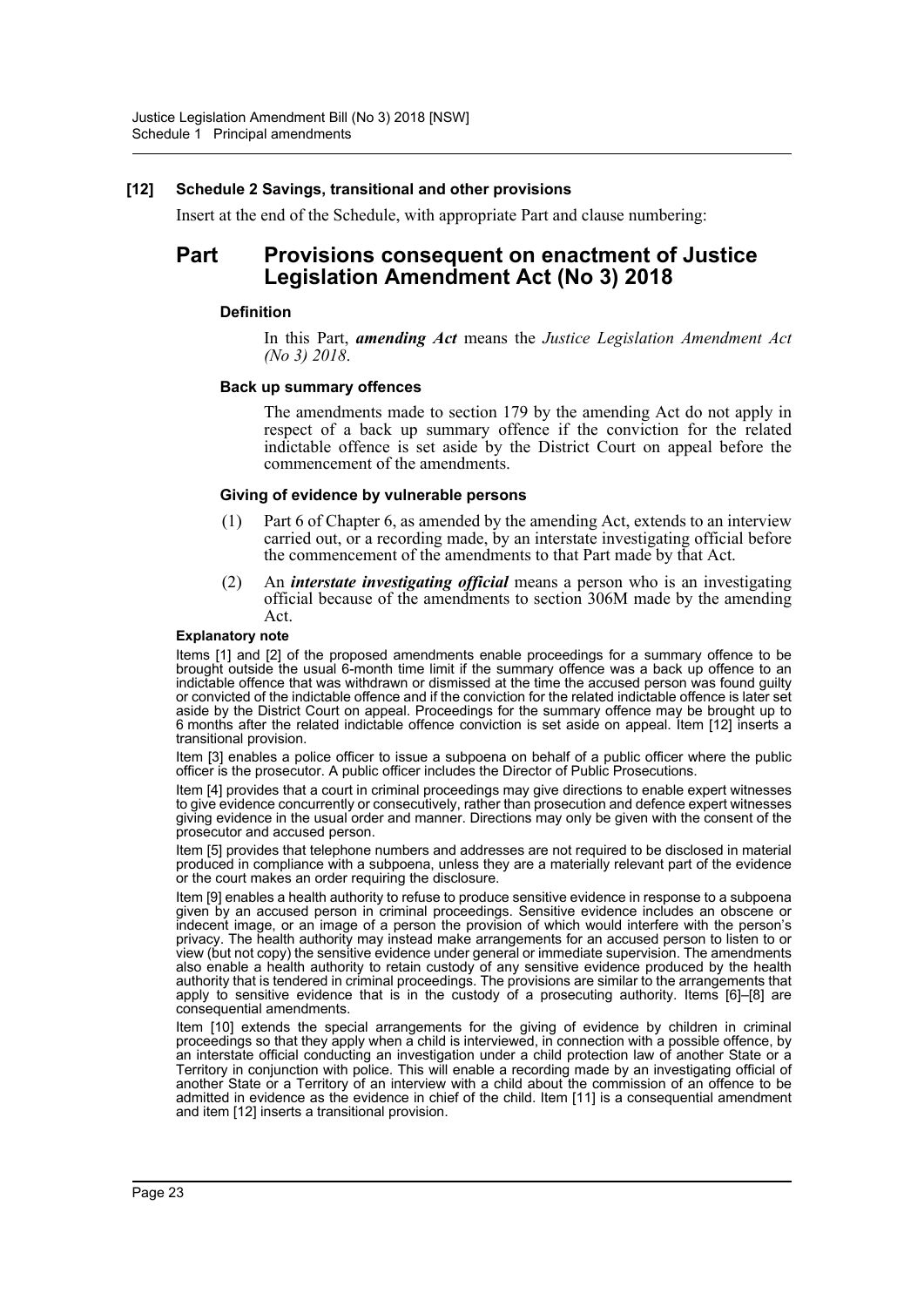### [12] Schedule 2 Savings, transitional and other provisions

Insert at the end of the Schedule, with appropriate Part and clause numbering:

## Part Provisions consequent on enactment of Justice Legislation Amendment Act (No 3) 2018

#### Definition

In this Part, ***amending Act*** means the *Justice Legislation Amendment Act (No 3) 2018*.

#### Back up summary offences

The amendments made to section 179 by the amending Act do not apply in respect of a back up summary offence if the conviction for the related indictable offence is set aside by the District Court on appeal before the commencement of the amendments.

#### Giving of evidence by vulnerable persons

(1) Part 6 of Chapter 6, as amended by the amending Act, extends to an interview carried out, or a recording made, by an interstate investigating official before the commencement of the amendments to that Part made by that Act.

(2) An ***interstate investigating official*** means a person who is an investigating official because of the amendments to section 306M made by the amending Act.

#### Explanatory note

Items [1] and [2] of the proposed amendments enable proceedings for a summary offence to be brought outside the usual 6-month time limit if the summary offence was a back up offence to an indictable offence that was withdrawn or dismissed at the time the accused person was found guilty or convicted of the indictable offence and if the conviction for the related indictable offence is later set aside by the District Court on appeal. Proceedings for the summary offence may be brought up to 6 months after the related indictable offence conviction is set aside on appeal. Item [12] inserts a transitional provision.

Item [3] enables a police officer to issue a subpoena on behalf of a public officer where the public officer is the prosecutor. A public officer includes the Director of Public Prosecutions.

Item [4] provides that a court in criminal proceedings may give directions to enable expert witnesses to give evidence concurrently or consecutively, rather than prosecution and defence expert witnesses giving evidence in the usual order and manner. Directions may only be given with the consent of the prosecutor and accused person.

Item [5] provides that telephone numbers and addresses are not required to be disclosed in material produced in compliance with a subpoena, unless they are a materially relevant part of the evidence or the court makes an order requiring the disclosure.

Item [9] enables a health authority to refuse to produce sensitive evidence in response to a subpoena given by an accused person in criminal proceedings. Sensitive evidence includes an obscene or indecent image, or an image of a person the provision of which would interfere with the person's privacy. The health authority may instead make arrangements for an accused person to listen to or view (but not copy) the sensitive evidence under general or immediate supervision. The amendments also enable a health authority to retain custody of any sensitive evidence produced by the health authority that is tendered in criminal proceedings. The provisions are similar to the arrangements that apply to sensitive evidence that is in the custody of a prosecuting authority. Items [6]–[8] are consequential amendments.

Item [10] extends the special arrangements for the giving of evidence by children in criminal proceedings so that they apply when a child is interviewed, in connection with a possible offence, by an interstate official conducting an investigation under a child protection law of another State or a Territory in conjunction with police. This will enable a recording made by an investigating official of another State or a Territory of an interview with a child about the commission of an offence to be admitted in evidence as the evidence in chief of the child. Item [11] is a consequential amendment and item [12] inserts a transitional provision.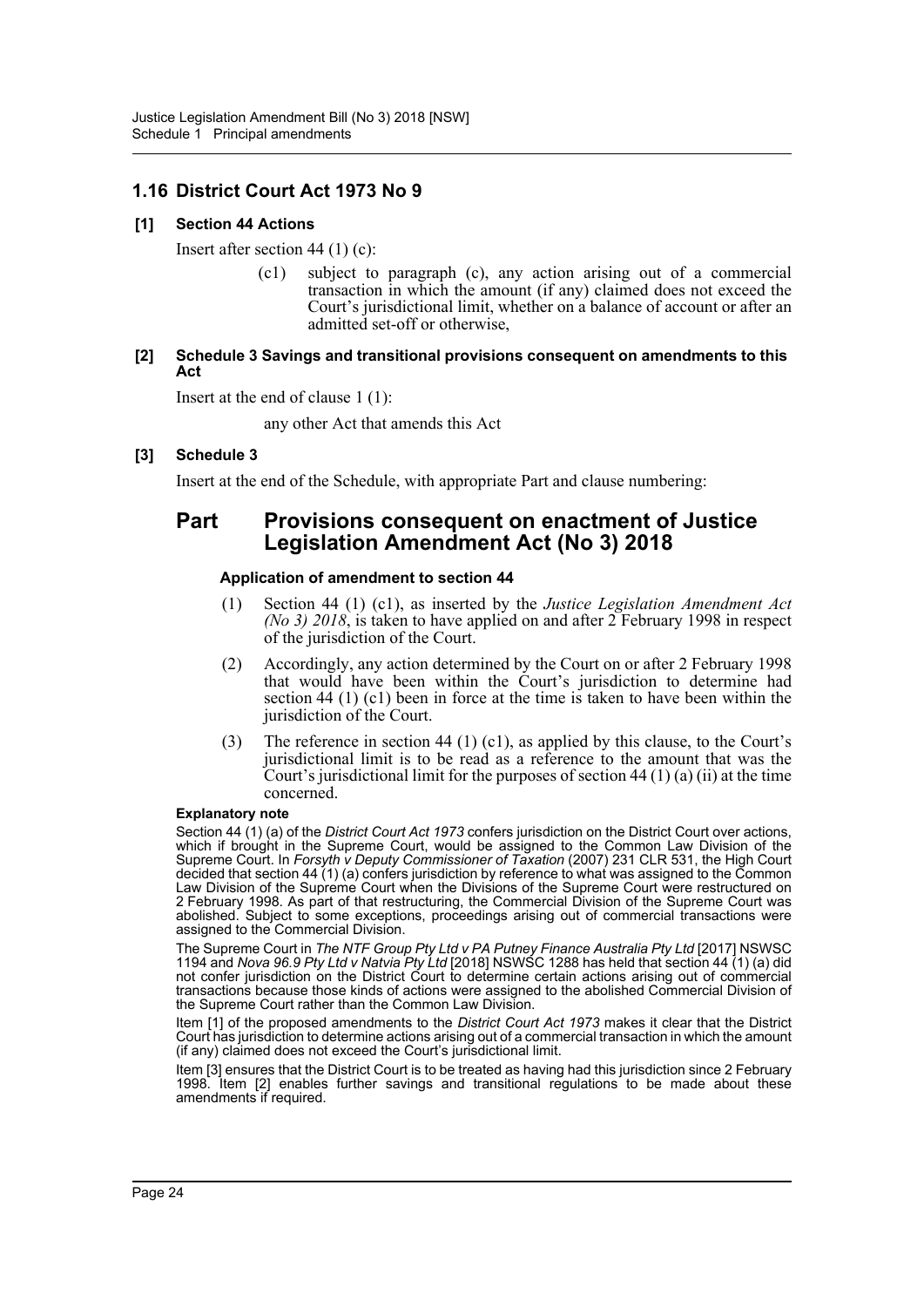## 1.16 District Court Act 1973 No 9

### [1] Section 44 Actions

Insert after section 44 (1) (c):

> (c1) subject to paragraph (c), any action arising out of a commercial transaction in which the amount (if any) claimed does not exceed the Court's jurisdictional limit, whether on a balance of account or after an admitted set-off or otherwise,

### [2] Schedule 3 Savings and transitional provisions consequent on amendments to this Act

Insert at the end of clause 1 (1):

> any other Act that amends this Act

### [3] Schedule 3

Insert at the end of the Schedule, with appropriate Part and clause numbering:

## Part Provisions consequent on enactment of Justice Legislation Amendment Act (No 3) 2018

#### Application of amendment to section 44

(1) Section 44 (1) (c1), as inserted by the *Justice Legislation Amendment Act (No 3) 2018*, is taken to have applied on and after 2 February 1998 in respect of the jurisdiction of the Court.

(2) Accordingly, any action determined by the Court on or after 2 February 1998 that would have been within the Court's jurisdiction to determine had section 44 (1) (c1) been in force at the time is taken to have been within the jurisdiction of the Court.

(3) The reference in section 44 (1) (c1), as applied by this clause, to the Court's jurisdictional limit is to be read as a reference to the amount that was the Court's jurisdictional limit for the purposes of section 44 (1) (a) (ii) at the time concerned.

**Explanatory note**

Section 44 (1) (a) of the *District Court Act 1973* confers jurisdiction on the District Court over actions, which if brought in the Supreme Court, would be assigned to the Common Law Division of the Supreme Court. In *Forsyth v Deputy Commissioner of Taxation* (2007) 231 CLR 531, the High Court decided that section 44 (1) (a) confers jurisdiction by reference to what was assigned to the Common Law Division of the Supreme Court when the Divisions of the Supreme Court were restructured on 2 February 1998. As part of that restructuring, the Commercial Division of the Supreme Court was abolished. Subject to some exceptions, proceedings arising out of commercial transactions were assigned to the Commercial Division.

The Supreme Court in *The NTF Group Pty Ltd v PA Putney Finance Australia Pty Ltd* [2017] NSWSC 1194 and *Nova 96.9 Pty Ltd v Natvia Pty Ltd* [2018] NSWSC 1288 has held that section 44 (1) (a) did not confer jurisdiction on the District Court to determine certain actions arising out of commercial transactions because those kinds of actions were assigned to the abolished Commercial Division of the Supreme Court rather than the Common Law Division.

Item [1] of the proposed amendments to the *District Court Act 1973* makes it clear that the District Court has jurisdiction to determine actions arising out of a commercial transaction in which the amount (if any) claimed does not exceed the Court's jurisdictional limit.

Item [3] ensures that the District Court is to be treated as having had this jurisdiction since 2 February 1998. Item [2] enables further savings and transitional regulations to be made about these amendments if required.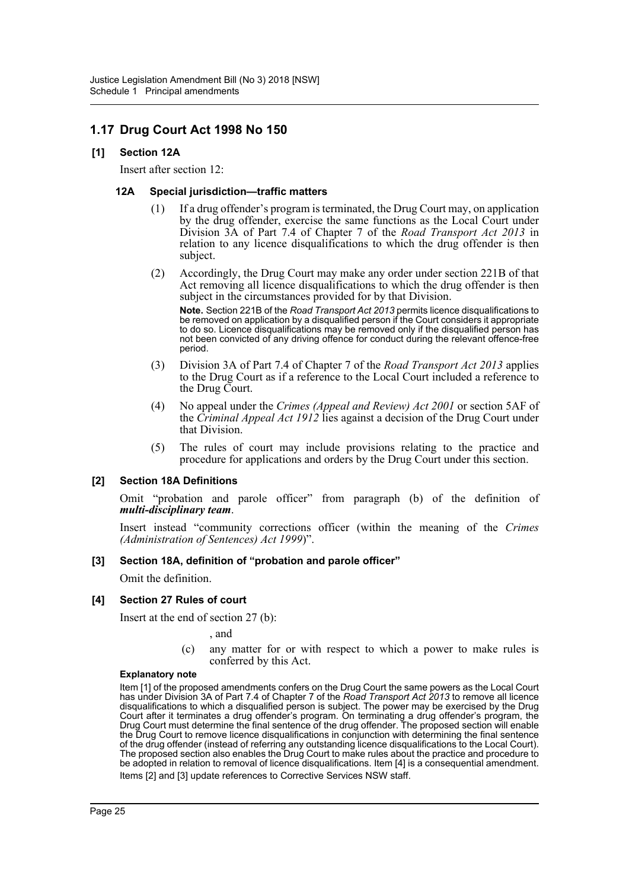## 1.17 Drug Court Act 1998 No 150

### [1] Section 12A

Insert after section 12:

#### 12A Special jurisdiction—traffic matters

(1) If a drug offender's program is terminated, the Drug Court may, on application by the drug offender, exercise the same functions as the Local Court under Division 3A of Part 7.4 of Chapter 7 of the *Road Transport Act 2013* in relation to any licence disqualifications to which the drug offender is then subject.

(2) Accordingly, the Drug Court may make any order under section 221B of that Act removing all licence disqualifications to which the drug offender is then subject in the circumstances provided for by that Division.

**Note.** Section 221B of the *Road Transport Act 2013* permits licence disqualifications to be removed on application by a disqualified person if the Court considers it appropriate to do so. Licence disqualifications may be removed only if the disqualified person has not been convicted of any driving offence for conduct during the relevant offence-free period.

(3) Division 3A of Part 7.4 of Chapter 7 of the *Road Transport Act 2013* applies to the Drug Court as if a reference to the Local Court included a reference to the Drug Court.

(4) No appeal under the *Crimes (Appeal and Review) Act 2001* or section 5AF of the *Criminal Appeal Act 1912* lies against a decision of the Drug Court under that Division.

(5) The rules of court may include provisions relating to the practice and procedure for applications and orders by the Drug Court under this section.

### [2] Section 18A Definitions

Omit "probation and parole officer" from paragraph (b) of the definition of ***multi-disciplinary team***.

Insert instead "community corrections officer (within the meaning of the *Crimes (Administration of Sentences) Act 1999*)".

### [3] Section 18A, definition of "probation and parole officer"

Omit the definition.

### [4] Section 27 Rules of court

Insert at the end of section 27 (b):

, and

(c) any matter for or with respect to which a power to make rules is conferred by this Act.

**Explanatory note**

Item [1] of the proposed amendments confers on the Drug Court the same powers as the Local Court has under Division 3A of Part 7.4 of Chapter 7 of the *Road Transport Act 2013* to remove all licence disqualifications to which a disqualified person is subject. The power may be exercised by the Drug Court after it terminates a drug offender's program. On terminating a drug offender's program, the Drug Court must determine the final sentence of the drug offender. The proposed section will enable the Drug Court to remove licence disqualifications in conjunction with determining the final sentence of the drug offender (instead of referring any outstanding licence disqualifications to the Local Court). The proposed section also enables the Drug Court to make rules about the practice and procedure to be adopted in relation to removal of licence disqualifications. Item [4] is a consequential amendment.

Items [2] and [3] update references to Corrective Services NSW staff.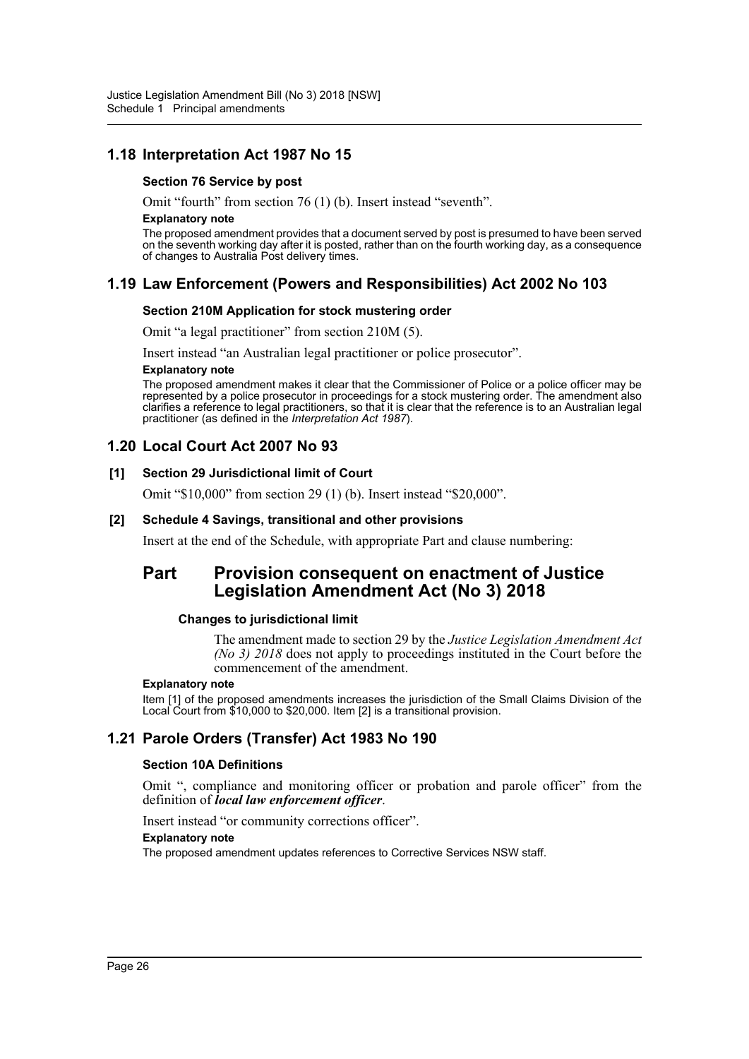## 1.18 Interpretation Act 1987 No 15

### Section 76 Service by post

Omit "fourth" from section 76 (1) (b). Insert instead "seventh".

**Explanatory note**

The proposed amendment provides that a document served by post is presumed to have been served on the seventh working day after it is posted, rather than on the fourth working day, as a consequence of changes to Australia Post delivery times.

## 1.19 Law Enforcement (Powers and Responsibilities) Act 2002 No 103

### Section 210M Application for stock mustering order

Omit "a legal practitioner" from section 210M (5).

Insert instead "an Australian legal practitioner or police prosecutor".

**Explanatory note**

The proposed amendment makes it clear that the Commissioner of Police or a police officer may be represented by a police prosecutor in proceedings for a stock mustering order. The amendment also clarifies a reference to legal practitioners, so that it is clear that the reference is to an Australian legal practitioner (as defined in the *Interpretation Act 1987*).

## 1.20 Local Court Act 2007 No 93

### [1] Section 29 Jurisdictional limit of Court

Omit "$10,000" from section 29 (1) (b). Insert instead "$20,000".

### [2] Schedule 4 Savings, transitional and other provisions

Insert at the end of the Schedule, with appropriate Part and clause numbering:

# Part Provision consequent on enactment of Justice Legislation Amendment Act (No 3) 2018

#### Changes to jurisdictional limit

The amendment made to section 29 by the *Justice Legislation Amendment Act (No 3) 2018* does not apply to proceedings instituted in the Court before the commencement of the amendment.

**Explanatory note**

Item [1] of the proposed amendments increases the jurisdiction of the Small Claims Division of the Local Court from $10,000 to $20,000. Item [2] is a transitional provision.

## 1.21 Parole Orders (Transfer) Act 1983 No 190

### Section 10A Definitions

Omit ", compliance and monitoring officer or probation and parole officer" from the definition of ***local law enforcement officer***.

Insert instead "or community corrections officer".

**Explanatory note**

The proposed amendment updates references to Corrective Services NSW staff.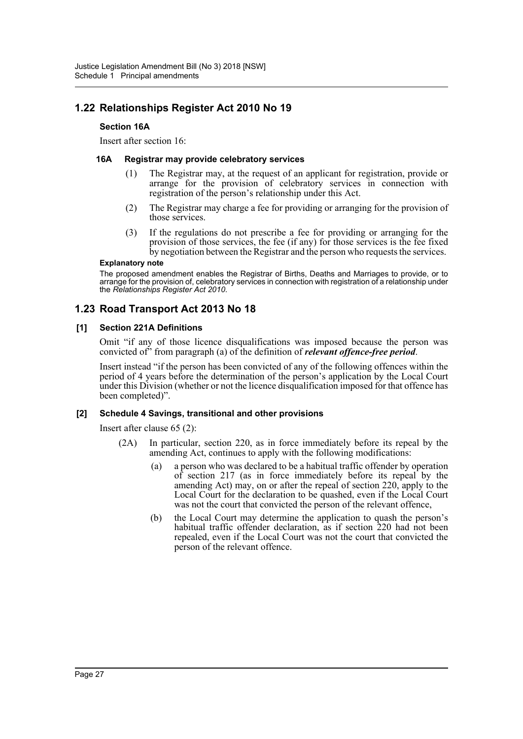## 1.22 Relationships Register Act 2010 No 19

### Section 16A

Insert after section 16:

#### 16A Registrar may provide celebratory services

(1) The Registrar may, at the request of an applicant for registration, provide or arrange for the provision of celebratory services in connection with registration of the person's relationship under this Act.

(2) The Registrar may charge a fee for providing or arranging for the provision of those services.

(3) If the regulations do not prescribe a fee for providing or arranging for the provision of those services, the fee (if any) for those services is the fee fixed by negotiation between the Registrar and the person who requests the services.

**Explanatory note**

The proposed amendment enables the Registrar of Births, Deaths and Marriages to provide, or to arrange for the provision of, celebratory services in connection with registration of a relationship under the *Relationships Register Act 2010*.

## 1.23 Road Transport Act 2013 No 18

### [1] Section 221A Definitions

Omit "if any of those licence disqualifications was imposed because the person was convicted of" from paragraph (a) of the definition of ***relevant offence-free period***.

Insert instead "if the person has been convicted of any of the following offences within the period of 4 years before the determination of the person's application by the Local Court under this Division (whether or not the licence disqualification imposed for that offence has been completed)".

### [2] Schedule 4 Savings, transitional and other provisions

Insert after clause 65 (2):

(2A) In particular, section 220, as in force immediately before its repeal by the amending Act, continues to apply with the following modifications:

(a) a person who was declared to be a habitual traffic offender by operation of section 217 (as in force immediately before its repeal by the amending Act) may, on or after the repeal of section 220, apply to the Local Court for the declaration to be quashed, even if the Local Court was not the court that convicted the person of the relevant offence,

(b) the Local Court may determine the application to quash the person's habitual traffic offender declaration, as if section 220 had not been repealed, even if the Local Court was not the court that convicted the person of the relevant offence.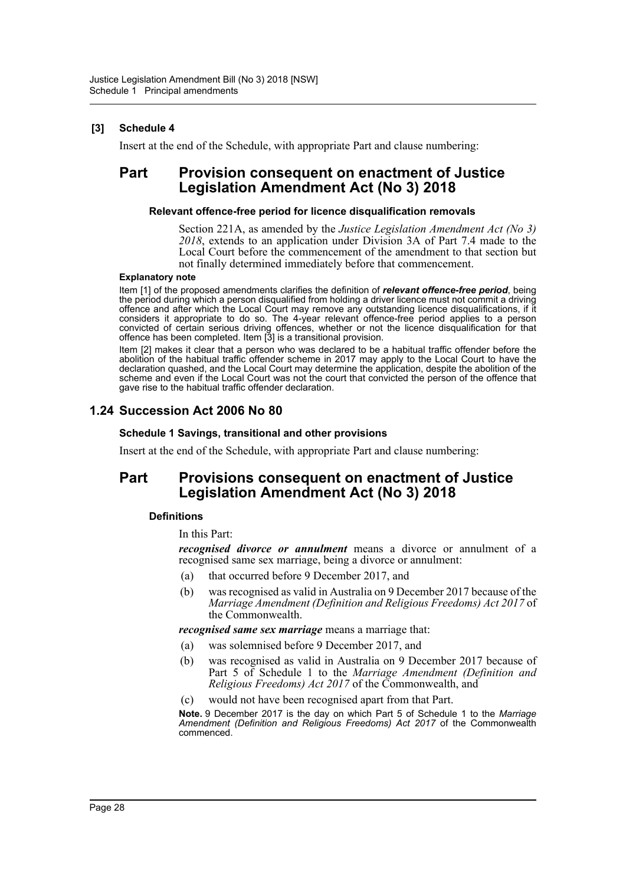**[3] Schedule 4**

Insert at the end of the Schedule, with appropriate Part and clause numbering:

## Part Provision consequent on enactment of Justice Legislation Amendment Act (No 3) 2018

#### Relevant offence-free period for licence disqualification removals

Section 221A, as amended by the *Justice Legislation Amendment Act (No 3) 2018*, extends to an application under Division 3A of Part 7.4 made to the Local Court before the commencement of the amendment to that section but not finally determined immediately before that commencement.

**Explanatory note**

Item [1] of the proposed amendments clarifies the definition of ***relevant offence-free period***, being the period during which a person disqualified from holding a driver licence must not commit a driving offence and after which the Local Court may remove any outstanding licence disqualifications, if it considers it appropriate to do so. The 4-year relevant offence-free period applies to a person convicted of certain serious driving offences, whether or not the licence disqualification for that offence has been completed. Item [3] is a transitional provision.

Item [2] makes it clear that a person who was declared to be a habitual traffic offender before the abolition of the habitual traffic offender scheme in 2017 may apply to the Local Court to have the declaration quashed, and the Local Court may determine the application, despite the abolition of the scheme and even if the Local Court was not the court that convicted the person of the offence that gave rise to the habitual traffic offender declaration.

### 1.24 Succession Act 2006 No 80

#### Schedule 1 Savings, transitional and other provisions

Insert at the end of the Schedule, with appropriate Part and clause numbering:

## Part Provisions consequent on enactment of Justice Legislation Amendment Act (No 3) 2018

#### Definitions

In this Part:

***recognised divorce or annulment*** means a divorce or annulment of a recognised same sex marriage, being a divorce or annulment:

(a) that occurred before 9 December 2017, and

(b) was recognised as valid in Australia on 9 December 2017 because of the *Marriage Amendment (Definition and Religious Freedoms) Act 2017* of the Commonwealth.

***recognised same sex marriage*** means a marriage that:

(a) was solemnised before 9 December 2017, and

(b) was recognised as valid in Australia on 9 December 2017 because of Part 5 of Schedule 1 to the *Marriage Amendment (Definition and Religious Freedoms) Act 2017* of the Commonwealth, and

(c) would not have been recognised apart from that Part.

**Note.** 9 December 2017 is the day on which Part 5 of Schedule 1 to the *Marriage Amendment (Definition and Religious Freedoms) Act 2017* of the Commonwealth commenced.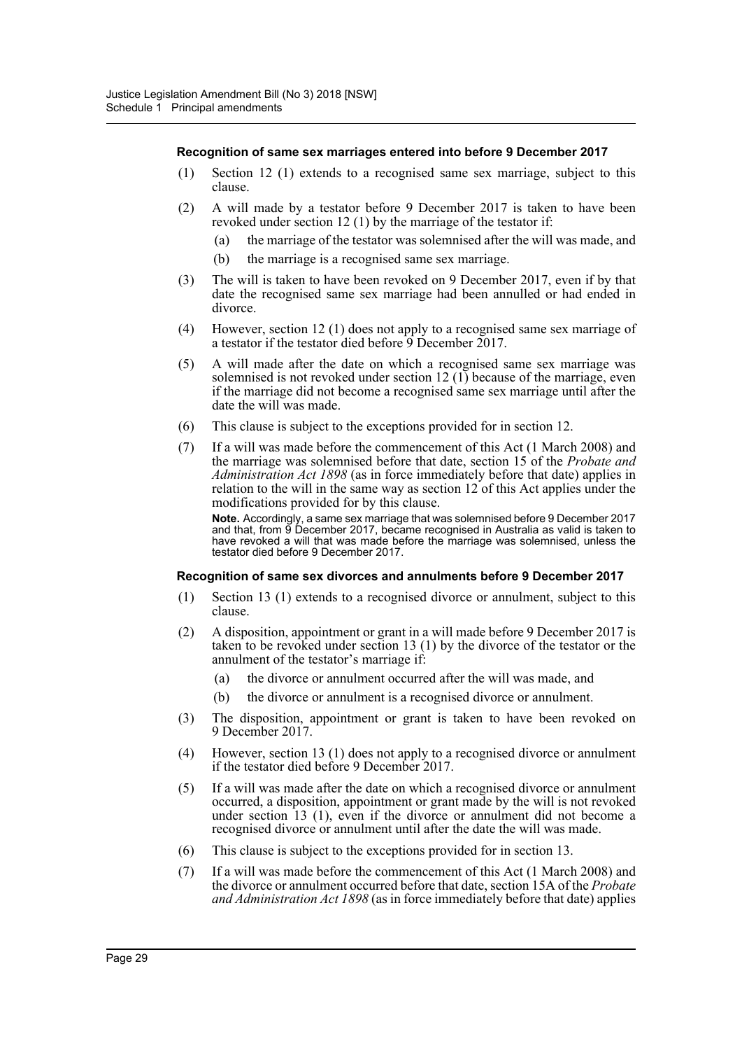#### Recognition of same sex marriages entered into before 9 December 2017

(1) Section 12 (1) extends to a recognised same sex marriage, subject to this clause.

(2) A will made by a testator before 9 December 2017 is taken to have been revoked under section 12 (1) by the marriage of the testator if:

(a) the marriage of the testator was solemnised after the will was made, and

(b) the marriage is a recognised same sex marriage.

(3) The will is taken to have been revoked on 9 December 2017, even if by that date the recognised same sex marriage had been annulled or had ended in divorce.

(4) However, section 12 (1) does not apply to a recognised same sex marriage of a testator if the testator died before 9 December 2017.

(5) A will made after the date on which a recognised same sex marriage was solemnised is not revoked under section 12 (1) because of the marriage, even if the marriage did not become a recognised same sex marriage until after the date the will was made.

(6) This clause is subject to the exceptions provided for in section 12.

(7) If a will was made before the commencement of this Act (1 March 2008) and the marriage was solemnised before that date, section 15 of the *Probate and Administration Act 1898* (as in force immediately before that date) applies in relation to the will in the same way as section 12 of this Act applies under the modifications provided for by this clause.

**Note.** Accordingly, a same sex marriage that was solemnised before 9 December 2017 and that, from 9 December 2017, became recognised in Australia as valid is taken to have revoked a will that was made before the marriage was solemnised, unless the testator died before 9 December 2017.

#### Recognition of same sex divorces and annulments before 9 December 2017

(1) Section 13 (1) extends to a recognised divorce or annulment, subject to this clause.

(2) A disposition, appointment or grant in a will made before 9 December 2017 is taken to be revoked under section 13 (1) by the divorce of the testator or the annulment of the testator's marriage if:

(a) the divorce or annulment occurred after the will was made, and

(b) the divorce or annulment is a recognised divorce or annulment.

(3) The disposition, appointment or grant is taken to have been revoked on 9 December 2017.

(4) However, section 13 (1) does not apply to a recognised divorce or annulment if the testator died before 9 December 2017.

(5) If a will was made after the date on which a recognised divorce or annulment occurred, a disposition, appointment or grant made by the will is not revoked under section 13 (1), even if the divorce or annulment did not become a recognised divorce or annulment until after the date the will was made.

(6) This clause is subject to the exceptions provided for in section 13.

(7) If a will was made before the commencement of this Act (1 March 2008) and the divorce or annulment occurred before that date, section 15A of the *Probate and Administration Act 1898* (as in force immediately before that date) applies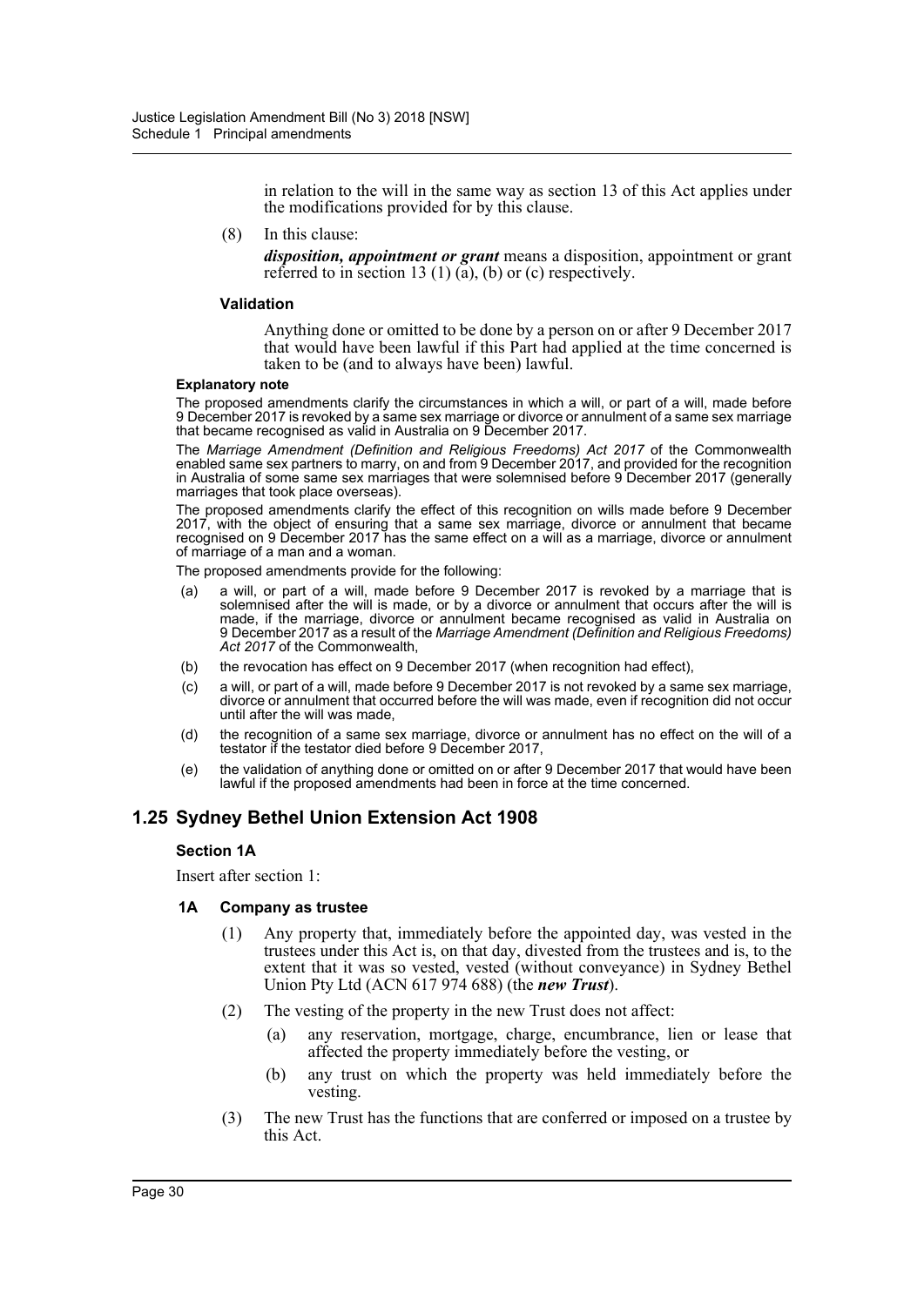in relation to the will in the same way as section 13 of this Act applies under the modifications provided for by this clause.

(8) In this clause:

***disposition, appointment or grant*** means a disposition, appointment or grant referred to in section 13 (1) (a), (b) or (c) respectively.

#### Validation

Anything done or omitted to be done by a person on or after 9 December 2017 that would have been lawful if this Part had applied at the time concerned is taken to be (and to always have been) lawful.

**Explanatory note**

The proposed amendments clarify the circumstances in which a will, or part of a will, made before 9 December 2017 is revoked by a same sex marriage or divorce or annulment of a same sex marriage that became recognised as valid in Australia on 9 December 2017.

The *Marriage Amendment (Definition and Religious Freedoms) Act 2017* of the Commonwealth enabled same sex partners to marry, on and from 9 December 2017, and provided for the recognition in Australia of some same sex marriages that were solemnised before 9 December 2017 (generally marriages that took place overseas).

The proposed amendments clarify the effect of this recognition on wills made before 9 December 2017, with the object of ensuring that a same sex marriage, divorce or annulment that became recognised on 9 December 2017 has the same effect on a will as a marriage, divorce or annulment of marriage of a man and a woman.

The proposed amendments provide for the following:

(a) a will, or part of a will, made before 9 December 2017 is revoked by a marriage that is solemnised after the will is made, or by a divorce or annulment that occurs after the will is made, if the marriage, divorce or annulment became recognised as valid in Australia on 9 December 2017 as a result of the *Marriage Amendment (Definition and Religious Freedoms) Act 2017* of the Commonwealth,

(b) the revocation has effect on 9 December 2017 (when recognition had effect),

(c) a will, or part of a will, made before 9 December 2017 is not revoked by a same sex marriage, divorce or annulment that occurred before the will was made, even if recognition did not occur until after the will was made,

(d) the recognition of a same sex marriage, divorce or annulment has no effect on the will of a testator if the testator died before 9 December 2017,

(e) the validation of anything done or omitted on or after 9 December 2017 that would have been lawful if the proposed amendments had been in force at the time concerned.

## 1.25 Sydney Bethel Union Extension Act 1908

### Section 1A

Insert after section 1:

#### 1A Company as trustee

(1) Any property that, immediately before the appointed day, was vested in the trustees under this Act is, on that day, divested from the trustees and is, to the extent that it was so vested, vested (without conveyance) in Sydney Bethel Union Pty Ltd (ACN 617 974 688) (the ***new Trust***).

(2) The vesting of the property in the new Trust does not affect:

(a) any reservation, mortgage, charge, encumbrance, lien or lease that affected the property immediately before the vesting, or

(b) any trust on which the property was held immediately before the vesting.

(3) The new Trust has the functions that are conferred or imposed on a trustee by this Act.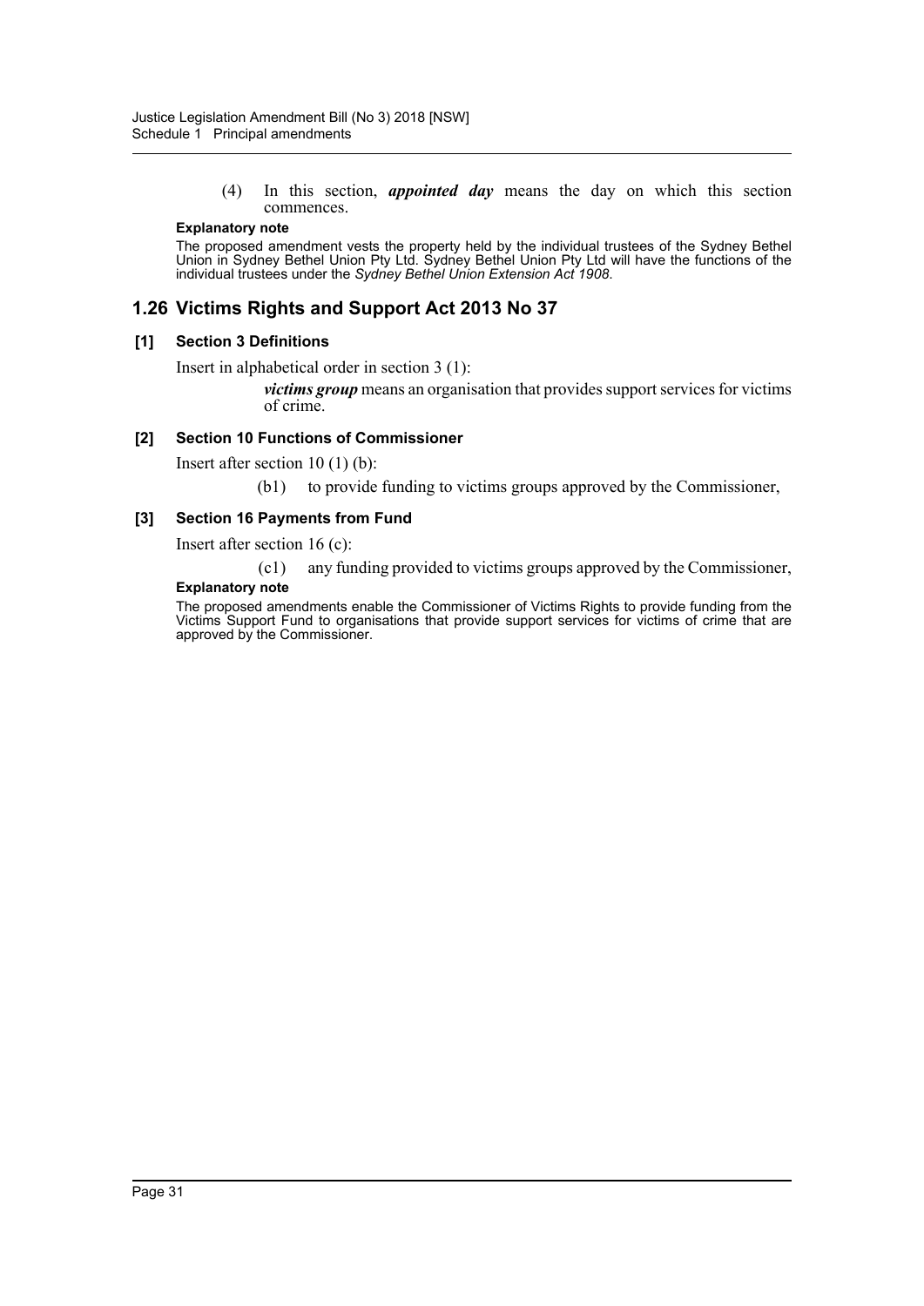(4) In this section, ***appointed day*** means the day on which this section commences.

**Explanatory note**

The proposed amendment vests the property held by the individual trustees of the Sydney Bethel Union in Sydney Bethel Union Pty Ltd. Sydney Bethel Union Pty Ltd will have the functions of the individual trustees under the *Sydney Bethel Union Extension Act 1908*.

## 1.26 Victims Rights and Support Act 2013 No 37

### [1] Section 3 Definitions

Insert in alphabetical order in section 3 (1):

***victims group*** means an organisation that provides support services for victims of crime.

### [2] Section 10 Functions of Commissioner

Insert after section 10 (1) (b):

(b1) to provide funding to victims groups approved by the Commissioner,

### [3] Section 16 Payments from Fund

Insert after section 16 (c):

(c1) any funding provided to victims groups approved by the Commissioner,

**Explanatory note**

The proposed amendments enable the Commissioner of Victims Rights to provide funding from the Victims Support Fund to organisations that provide support services for victims of crime that are approved by the Commissioner.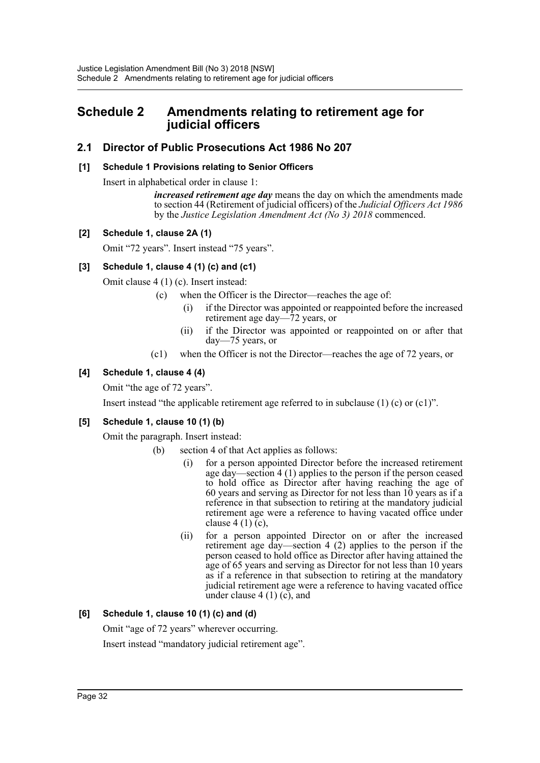# Schedule 2 Amendments relating to retirement age for judicial officers

## 2.1 Director of Public Prosecutions Act 1986 No 207

### [1] Schedule 1 Provisions relating to Senior Officers

Insert in alphabetical order in clause 1:

> ***increased retirement age day*** means the day on which the amendments made to section 44 (Retirement of judicial officers) of the *Judicial Officers Act 1986* by the *Justice Legislation Amendment Act (No 3) 2018* commenced.

### [2] Schedule 1, clause 2A (1)

Omit "72 years". Insert instead "75 years".

### [3] Schedule 1, clause 4 (1) (c) and (c1)

Omit clause 4 (1) (c). Insert instead:

> (c) when the Officer is the Director—reaches the age of:
>
> (i) if the Director was appointed or reappointed before the increased retirement age day—72 years, or
>
> (ii) if the Director was appointed or reappointed on or after that day—75 years, or
>
> (c1) when the Officer is not the Director—reaches the age of 72 years, or

### [4] Schedule 1, clause 4 (4)

Omit "the age of 72 years".

Insert instead "the applicable retirement age referred to in subclause (1) (c) or (c1)".

### [5] Schedule 1, clause 10 (1) (b)

Omit the paragraph. Insert instead:

> (b) section 4 of that Act applies as follows:
>
> (i) for a person appointed Director before the increased retirement age day—section 4 (1) applies to the person if the person ceased to hold office as Director after having reaching the age of 60 years and serving as Director for not less than 10 years as if a reference in that subsection to retiring at the mandatory judicial retirement age were a reference to having vacated office under clause 4 (1) (c),
>
> (ii) for a person appointed Director on or after the increased retirement age day—section 4 (2) applies to the person if the person ceased to hold office as Director after having attained the age of 65 years and serving as Director for not less than 10 years as if a reference in that subsection to retiring at the mandatory judicial retirement age were a reference to having vacated office under clause 4 (1) (c), and

### [6] Schedule 1, clause 10 (1) (c) and (d)

Omit "age of 72 years" wherever occurring.

Insert instead "mandatory judicial retirement age".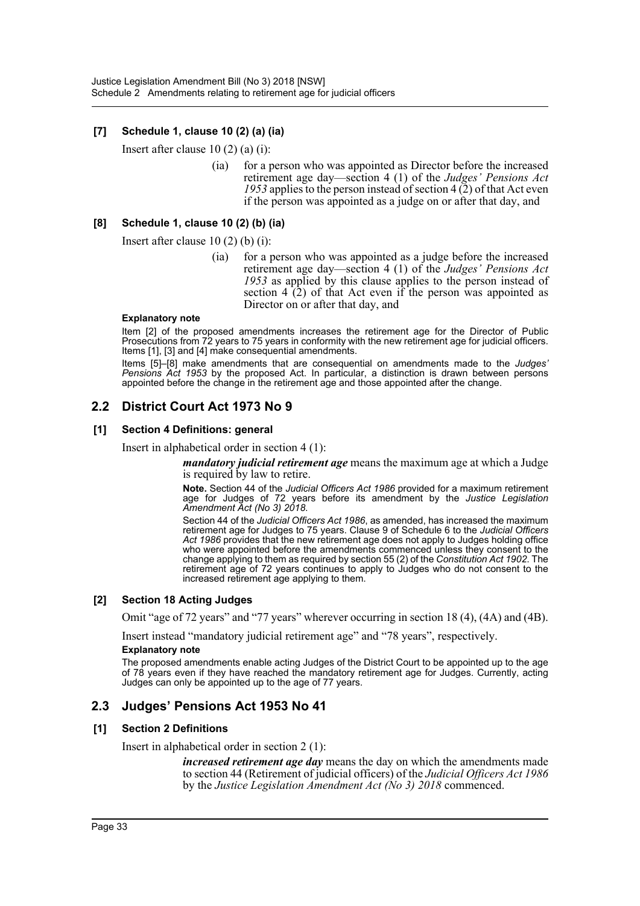### [7] Schedule 1, clause 10 (2) (a) (ia)

Insert after clause 10 (2) (a) (i):

> (ia) for a person who was appointed as Director before the increased retirement age day—section 4 (1) of the *Judges' Pensions Act 1953* applies to the person instead of section 4 (2) of that Act even if the person was appointed as a judge on or after that day, and

### [8] Schedule 1, clause 10 (2) (b) (ia)

Insert after clause 10 (2) (b) (i):

> (ia) for a person who was appointed as a judge before the increased retirement age day—section 4 (1) of the *Judges' Pensions Act 1953* as applied by this clause applies to the person instead of section 4 (2) of that Act even if the person was appointed as Director on or after that day, and

**Explanatory note**

Item [2] of the proposed amendments increases the retirement age for the Director of Public Prosecutions from 72 years to 75 years in conformity with the new retirement age for judicial officers. Items [1], [3] and [4] make consequential amendments.

Items [5]–[8] make amendments that are consequential on amendments made to the *Judges' Pensions Act 1953* by the proposed Act. In particular, a distinction is drawn between persons appointed before the change in the retirement age and those appointed after the change.

## 2.2 District Court Act 1973 No 9

### [1] Section 4 Definitions: general

Insert in alphabetical order in section 4 (1):

> ***mandatory judicial retirement age*** means the maximum age at which a Judge is required by law to retire.
>
> **Note.** Section 44 of the *Judicial Officers Act 1986* provided for a maximum retirement age for Judges of 72 years before its amendment by the *Justice Legislation Amendment Act (No 3) 2018*.
>
> Section 44 of the *Judicial Officers Act 1986*, as amended, has increased the maximum retirement age for Judges to 75 years. Clause 9 of Schedule 6 to the *Judicial Officers Act 1986* provides that the new retirement age does not apply to Judges holding office who were appointed before the amendments commenced unless they consent to the change applying to them as required by section 55 (2) of the *Constitution Act 1902*. The retirement age of 72 years continues to apply to Judges who do not consent to the increased retirement age applying to them.

### [2] Section 18 Acting Judges

Omit "age of 72 years" and "77 years" wherever occurring in section 18 (4), (4A) and (4B).

Insert instead "mandatory judicial retirement age" and "78 years", respectively.

**Explanatory note**

The proposed amendments enable acting Judges of the District Court to be appointed up to the age of 78 years even if they have reached the mandatory retirement age for Judges. Currently, acting Judges can only be appointed up to the age of 77 years.

## 2.3 Judges' Pensions Act 1953 No 41

### [1] Section 2 Definitions

Insert in alphabetical order in section 2 (1):

> ***increased retirement age day*** means the day on which the amendments made to section 44 (Retirement of judicial officers) of the *Judicial Officers Act 1986* by the *Justice Legislation Amendment Act (No 3) 2018* commenced.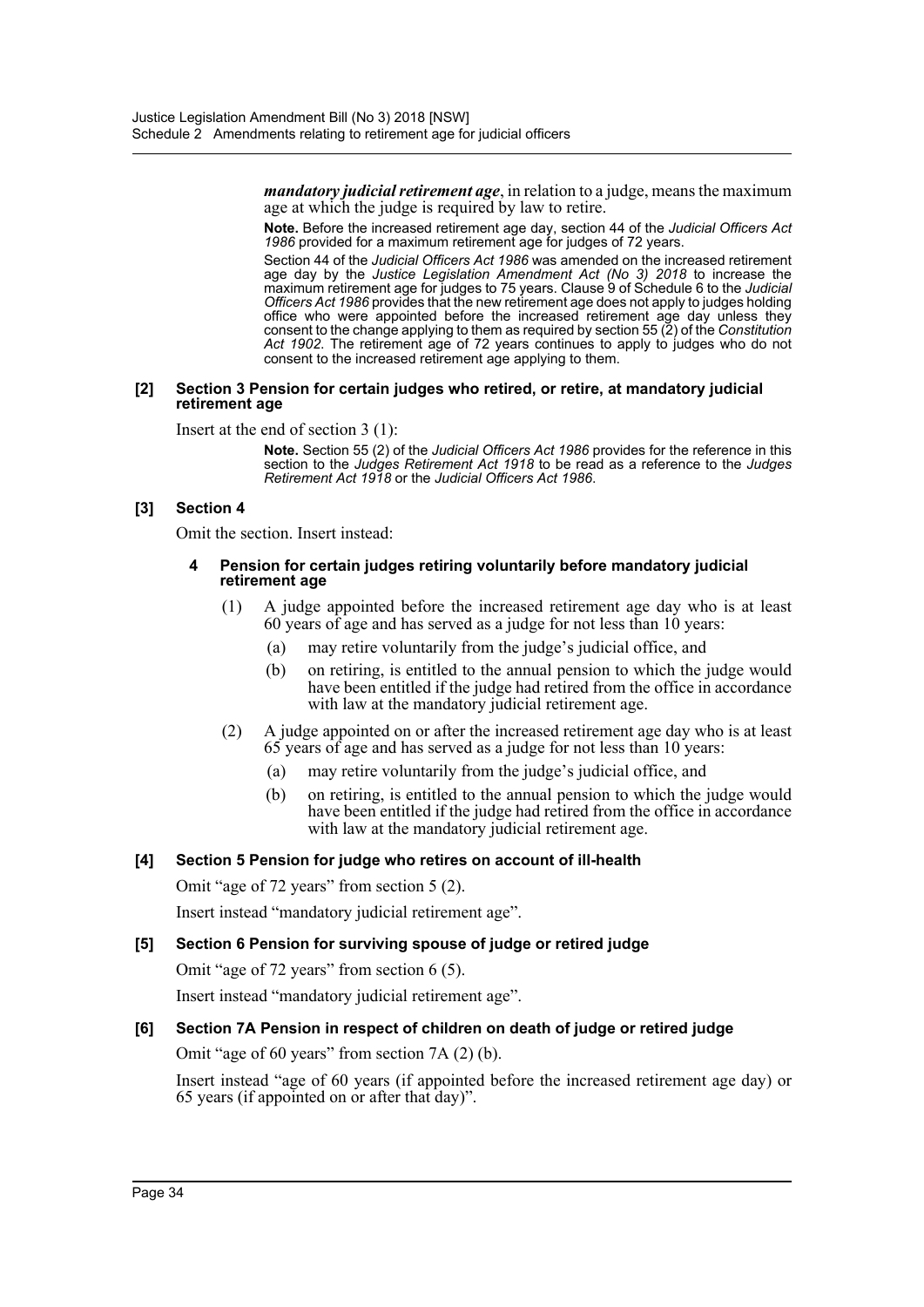***mandatory judicial retirement age***, in relation to a judge, means the maximum age at which the judge is required by law to retire.

**Note.** Before the increased retirement age day, section 44 of the *Judicial Officers Act 1986* provided for a maximum retirement age for judges of 72 years.

Section 44 of the *Judicial Officers Act 1986* was amended on the increased retirement age day by the *Justice Legislation Amendment Act (No 3) 2018* to increase the maximum retirement age for judges to 75 years. Clause 9 of Schedule 6 to the *Judicial Officers Act 1986* provides that the new retirement age does not apply to judges holding office who were appointed before the increased retirement age day unless they consent to the change applying to them as required by section 55 (2) of the *Constitution Act 1902*. The retirement age of 72 years continues to apply to judges who do not consent to the increased retirement age applying to them.

#### [2] Section 3 Pension for certain judges who retired, or retire, at mandatory judicial retirement age

Insert at the end of section 3 (1):

**Note.** Section 55 (2) of the *Judicial Officers Act 1986* provides for the reference in this section to the *Judges Retirement Act 1918* to be read as a reference to the *Judges Retirement Act 1918* or the *Judicial Officers Act 1986*.

#### [3] Section 4

Omit the section. Insert instead:

**4 Pension for certain judges retiring voluntarily before mandatory judicial retirement age**

(1) A judge appointed before the increased retirement age day who is at least 60 years of age and has served as a judge for not less than 10 years:

(a) may retire voluntarily from the judge's judicial office, and

(b) on retiring, is entitled to the annual pension to which the judge would have been entitled if the judge had retired from the office in accordance with law at the mandatory judicial retirement age.

(2) A judge appointed on or after the increased retirement age day who is at least 65 years of age and has served as a judge for not less than 10 years:

(a) may retire voluntarily from the judge's judicial office, and

(b) on retiring, is entitled to the annual pension to which the judge would have been entitled if the judge had retired from the office in accordance with law at the mandatory judicial retirement age.

#### [4] Section 5 Pension for judge who retires on account of ill-health

Omit "age of 72 years" from section 5 (2).

Insert instead "mandatory judicial retirement age".

#### [5] Section 6 Pension for surviving spouse of judge or retired judge

Omit "age of 72 years" from section 6 (5).

Insert instead "mandatory judicial retirement age".

#### [6] Section 7A Pension in respect of children on death of judge or retired judge

Omit "age of 60 years" from section 7A (2) (b).

Insert instead "age of 60 years (if appointed before the increased retirement age day) or 65 years (if appointed on or after that day)".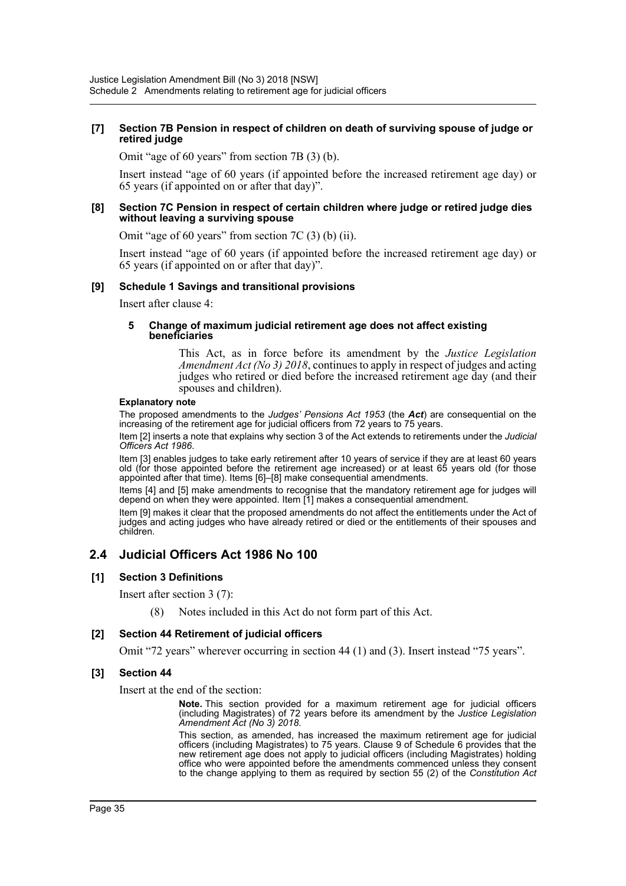**[7] Section 7B Pension in respect of children on death of surviving spouse of judge or retired judge**

Omit "age of 60 years" from section 7B (3) (b).

Insert instead "age of 60 years (if appointed before the increased retirement age day) or 65 years (if appointed on or after that day)".

**[8] Section 7C Pension in respect of certain children where judge or retired judge dies without leaving a surviving spouse**

Omit "age of 60 years" from section 7C (3) (b) (ii).

Insert instead "age of 60 years (if appointed before the increased retirement age day) or 65 years (if appointed on or after that day)".

**[9] Schedule 1 Savings and transitional provisions**

Insert after clause 4:

**5 Change of maximum judicial retirement age does not affect existing beneficiaries**

This Act, as in force before its amendment by the *Justice Legislation Amendment Act (No 3) 2018*, continues to apply in respect of judges and acting judges who retired or died before the increased retirement age day (and their spouses and children).

**Explanatory note**

The proposed amendments to the *Judges' Pensions Act 1953* (the ***Act***) are consequential on the increasing of the retirement age for judicial officers from 72 years to 75 years.

Item [2] inserts a note that explains why section 3 of the Act extends to retirements under the *Judicial Officers Act 1986*.

Item [3] enables judges to take early retirement after 10 years of service if they are at least 60 years old (for those appointed before the retirement age increased) or at least 65 years old (for those appointed after that time). Items [6]–[8] make consequential amendments.

Items [4] and [5] make amendments to recognise that the mandatory retirement age for judges will depend on when they were appointed. Item [1] makes a consequential amendment.

Item [9] makes it clear that the proposed amendments do not affect the entitlements under the Act of judges and acting judges who have already retired or died or the entitlements of their spouses and children.

## 2.4 Judicial Officers Act 1986 No 100

**[1] Section 3 Definitions**

Insert after section 3 (7):

(8) Notes included in this Act do not form part of this Act.

**[2] Section 44 Retirement of judicial officers**

Omit "72 years" wherever occurring in section 44 (1) and (3). Insert instead "75 years".

**[3] Section 44**

Insert at the end of the section:

**Note.** This section provided for a maximum retirement age for judicial officers (including Magistrates) of 72 years before its amendment by the *Justice Legislation Amendment Act (No 3) 2018*.

This section, as amended, has increased the maximum retirement age for judicial officers (including Magistrates) to 75 years. Clause 9 of Schedule 6 provides that the new retirement age does not apply to judicial officers (including Magistrates) holding office who were appointed before the amendments commenced unless they consent to the change applying to them as required by section 55 (2) of the *Constitution Act*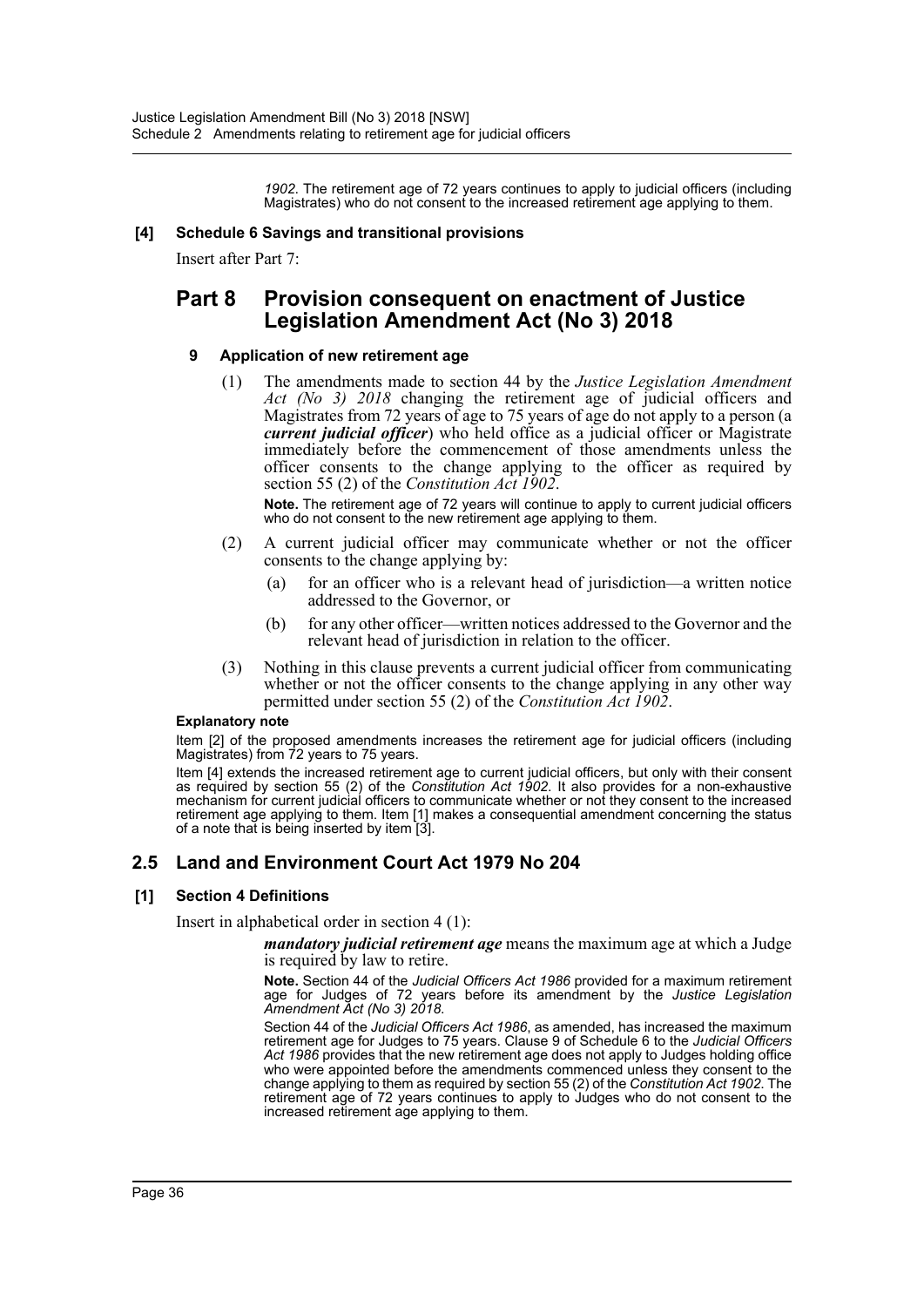*1902*. The retirement age of 72 years continues to apply to judicial officers (including Magistrates) who do not consent to the increased retirement age applying to them.

**[4] Schedule 6 Savings and transitional provisions**

Insert after Part 7:

## Part 8 Provision consequent on enactment of Justice Legislation Amendment Act (No 3) 2018

### 9 Application of new retirement age

(1) The amendments made to section 44 by the *Justice Legislation Amendment Act (No 3) 2018* changing the retirement age of judicial officers and Magistrates from 72 years of age to 75 years of age do not apply to a person (a ***current judicial officer***) who held office as a judicial officer or Magistrate immediately before the commencement of those amendments unless the officer consents to the change applying to the officer as required by section 55 (2) of the *Constitution Act 1902*.

**Note.** The retirement age of 72 years will continue to apply to current judicial officers who do not consent to the new retirement age applying to them.

(2) A current judicial officer may communicate whether or not the officer consents to the change applying by:

(a) for an officer who is a relevant head of jurisdiction—a written notice addressed to the Governor, or

(b) for any other officer—written notices addressed to the Governor and the relevant head of jurisdiction in relation to the officer.

(3) Nothing in this clause prevents a current judicial officer from communicating whether or not the officer consents to the change applying in any other way permitted under section 55 (2) of the *Constitution Act 1902*.

**Explanatory note**

Item [2] of the proposed amendments increases the retirement age for judicial officers (including Magistrates) from 72 years to 75 years.

Item [4] extends the increased retirement age to current judicial officers, but only with their consent as required by section 55 (2) of the *Constitution Act 1902*. It also provides for a non-exhaustive mechanism for current judicial officers to communicate whether or not they consent to the increased retirement age applying to them. Item [1] makes a consequential amendment concerning the status of a note that is being inserted by item [3].

## 2.5 Land and Environment Court Act 1979 No 204

**[1] Section 4 Definitions**

Insert in alphabetical order in section 4 (1):

***mandatory judicial retirement age*** means the maximum age at which a Judge is required by law to retire.

**Note.** Section 44 of the *Judicial Officers Act 1986* provided for a maximum retirement age for Judges of 72 years before its amendment by the *Justice Legislation Amendment Act (No 3) 2018*.

Section 44 of the *Judicial Officers Act 1986*, as amended, has increased the maximum retirement age for Judges to 75 years. Clause 9 of Schedule 6 to the *Judicial Officers Act 1986* provides that the new retirement age does not apply to Judges holding office who were appointed before the amendments commenced unless they consent to the change applying to them as required by section 55 (2) of the *Constitution Act 1902*. The retirement age of 72 years continues to apply to Judges who do not consent to the increased retirement age applying to them.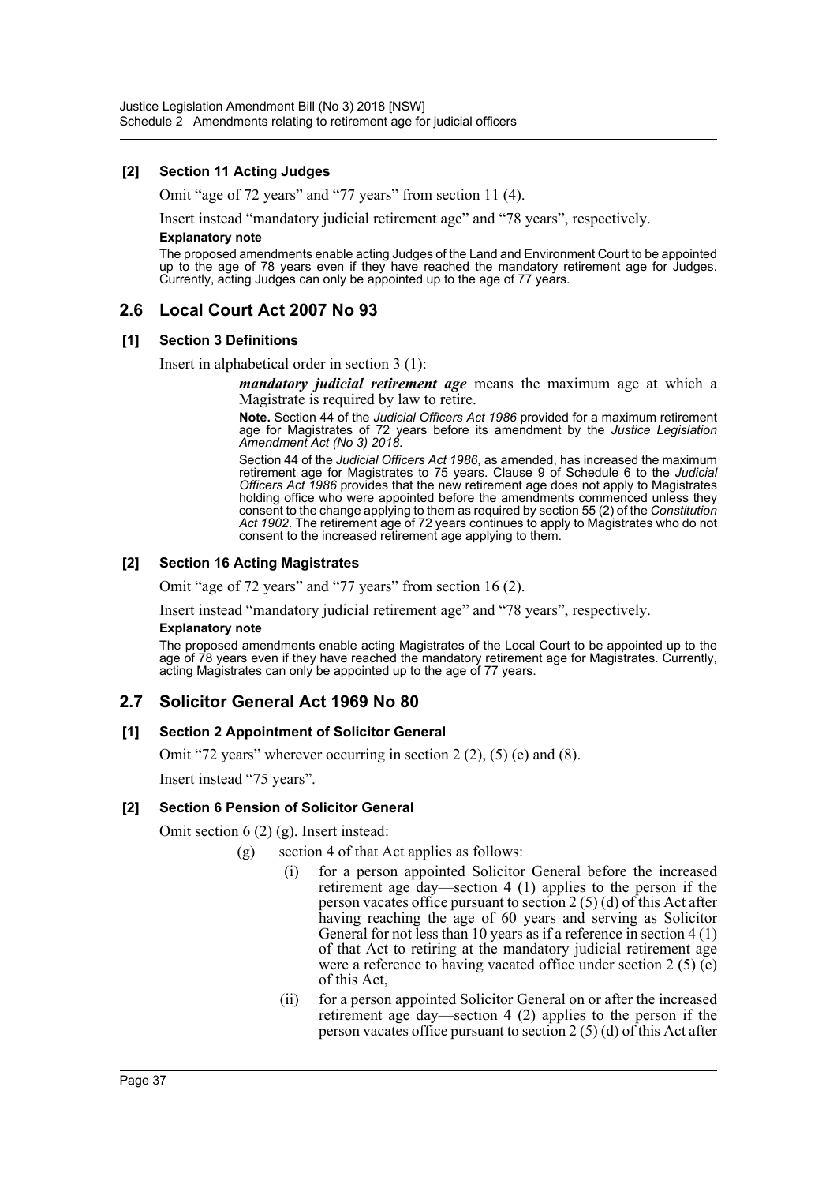#### [2] Section 11 Acting Judges

Omit "age of 72 years" and "77 years" from section 11 (4).

Insert instead "mandatory judicial retirement age" and "78 years", respectively.

**Explanatory note**

The proposed amendments enable acting Judges of the Land and Environment Court to be appointed up to the age of 78 years even if they have reached the mandatory retirement age for Judges. Currently, acting Judges can only be appointed up to the age of 77 years.

## 2.6 Local Court Act 2007 No 93

#### [1] Section 3 Definitions

Insert in alphabetical order in section 3 (1):

> ***mandatory judicial retirement age*** means the maximum age at which a Magistrate is required by law to retire.
>
> **Note.** Section 44 of the *Judicial Officers Act 1986* provided for a maximum retirement age for Magistrates of 72 years before its amendment by the *Justice Legislation Amendment Act (No 3) 2018*.
>
> Section 44 of the *Judicial Officers Act 1986*, as amended, has increased the maximum retirement age for Magistrates to 75 years. Clause 9 of Schedule 6 to the *Judicial Officers Act 1986* provides that the new retirement age does not apply to Magistrates holding office who were appointed before the amendments commenced unless they consent to the change applying to them as required by section 55 (2) of the *Constitution Act 1902*. The retirement age of 72 years continues to apply to Magistrates who do not consent to the increased retirement age applying to them.

#### [2] Section 16 Acting Magistrates

Omit "age of 72 years" and "77 years" from section 16 (2).

Insert instead "mandatory judicial retirement age" and "78 years", respectively.

**Explanatory note**

The proposed amendments enable acting Magistrates of the Local Court to be appointed up to the age of 78 years even if they have reached the mandatory retirement age for Magistrates. Currently, acting Magistrates can only be appointed up to the age of 77 years.

## 2.7 Solicitor General Act 1969 No 80

#### [1] Section 2 Appointment of Solicitor General

Omit "72 years" wherever occurring in section 2 (2), (5) (e) and (8).

Insert instead "75 years".

#### [2] Section 6 Pension of Solicitor General

Omit section 6 (2) (g). Insert instead:

(g) section 4 of that Act applies as follows:

(i) for a person appointed Solicitor General before the increased retirement age day—section 4 (1) applies to the person if the person vacates office pursuant to section 2 (5) (d) of this Act after having reaching the age of 60 years and serving as Solicitor General for not less than 10 years as if a reference in section 4 (1) of that Act to retiring at the mandatory judicial retirement age were a reference to having vacated office under section 2 (5) (e) of this Act,

(ii) for a person appointed Solicitor General on or after the increased retirement age day—section 4 (2) applies to the person if the person vacates office pursuant to section 2 (5) (d) of this Act after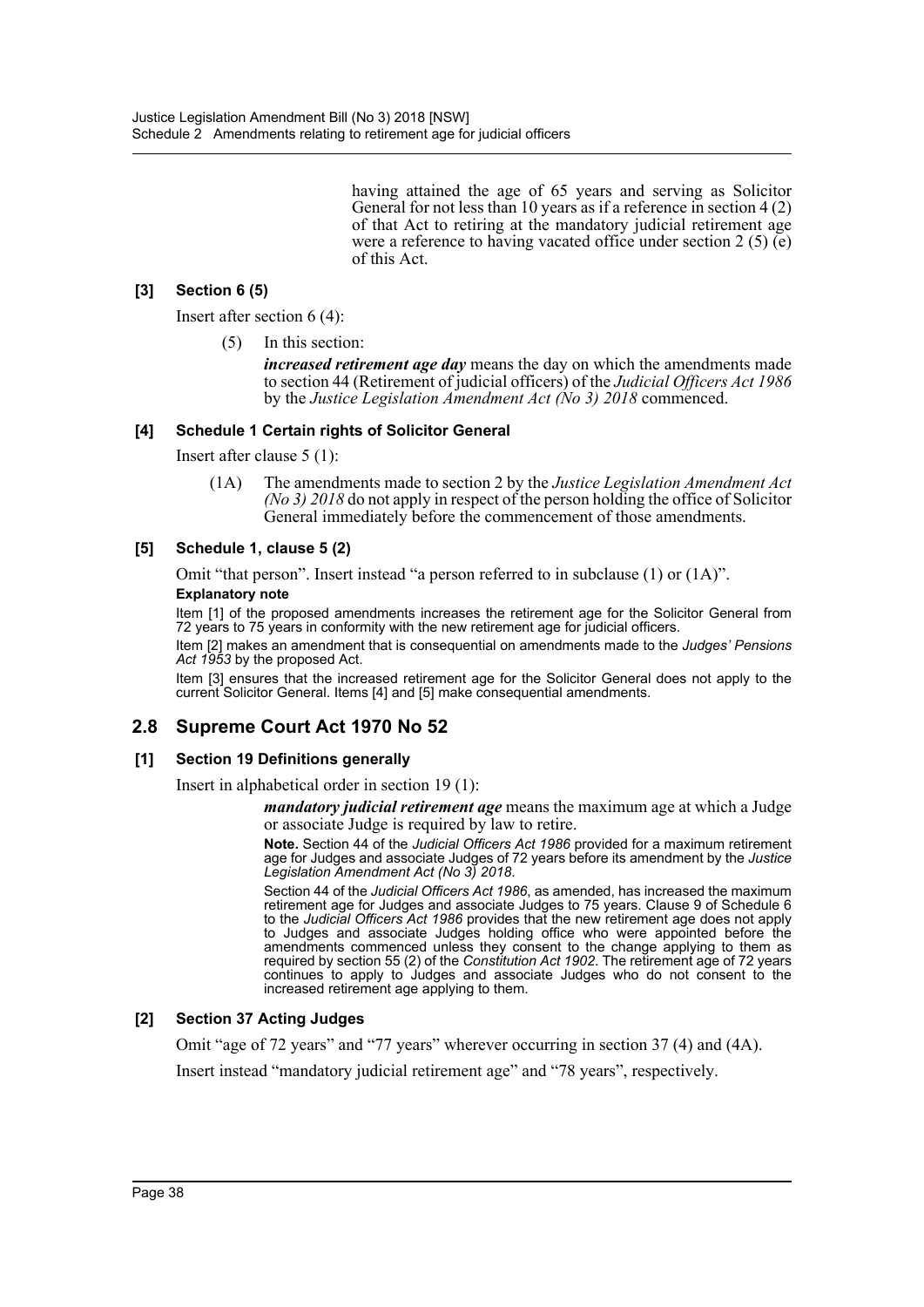having attained the age of 65 years and serving as Solicitor General for not less than 10 years as if a reference in section 4 (2) of that Act to retiring at the mandatory judicial retirement age were a reference to having vacated office under section 2 (5) (e) of this Act.

**[3] Section 6 (5)**

Insert after section 6 (4):

(5) In this section:

***increased retirement age day*** means the day on which the amendments made to section 44 (Retirement of judicial officers) of the *Judicial Officers Act 1986* by the *Justice Legislation Amendment Act (No 3) 2018* commenced.

**[4] Schedule 1 Certain rights of Solicitor General**

Insert after clause 5 (1):

(1A) The amendments made to section 2 by the *Justice Legislation Amendment Act (No 3) 2018* do not apply in respect of the person holding the office of Solicitor General immediately before the commencement of those amendments.

**[5] Schedule 1, clause 5 (2)**

Omit "that person". Insert instead "a person referred to in subclause (1) or (1A)".

**Explanatory note**

Item [1] of the proposed amendments increases the retirement age for the Solicitor General from 72 years to 75 years in conformity with the new retirement age for judicial officers.

Item [2] makes an amendment that is consequential on amendments made to the *Judges' Pensions Act 1953* by the proposed Act.

Item [3] ensures that the increased retirement age for the Solicitor General does not apply to the current Solicitor General. Items [4] and [5] make consequential amendments.

## 2.8 Supreme Court Act 1970 No 52

**[1] Section 19 Definitions generally**

Insert in alphabetical order in section 19 (1):

***mandatory judicial retirement age*** means the maximum age at which a Judge or associate Judge is required by law to retire.

**Note.** Section 44 of the *Judicial Officers Act 1986* provided for a maximum retirement age for Judges and associate Judges of 72 years before its amendment by the *Justice Legislation Amendment Act (No 3) 2018*.

Section 44 of the *Judicial Officers Act 1986*, as amended, has increased the maximum retirement age for Judges and associate Judges to 75 years. Clause 9 of Schedule 6 to the *Judicial Officers Act 1986* provides that the new retirement age does not apply to Judges and associate Judges holding office who were appointed before the amendments commenced unless they consent to the change applying to them as required by section 55 (2) of the *Constitution Act 1902*. The retirement age of 72 years continues to apply to Judges and associate Judges who do not consent to the increased retirement age applying to them.

**[2] Section 37 Acting Judges**

Omit "age of 72 years" and "77 years" wherever occurring in section 37 (4) and (4A).

Insert instead "mandatory judicial retirement age" and "78 years", respectively.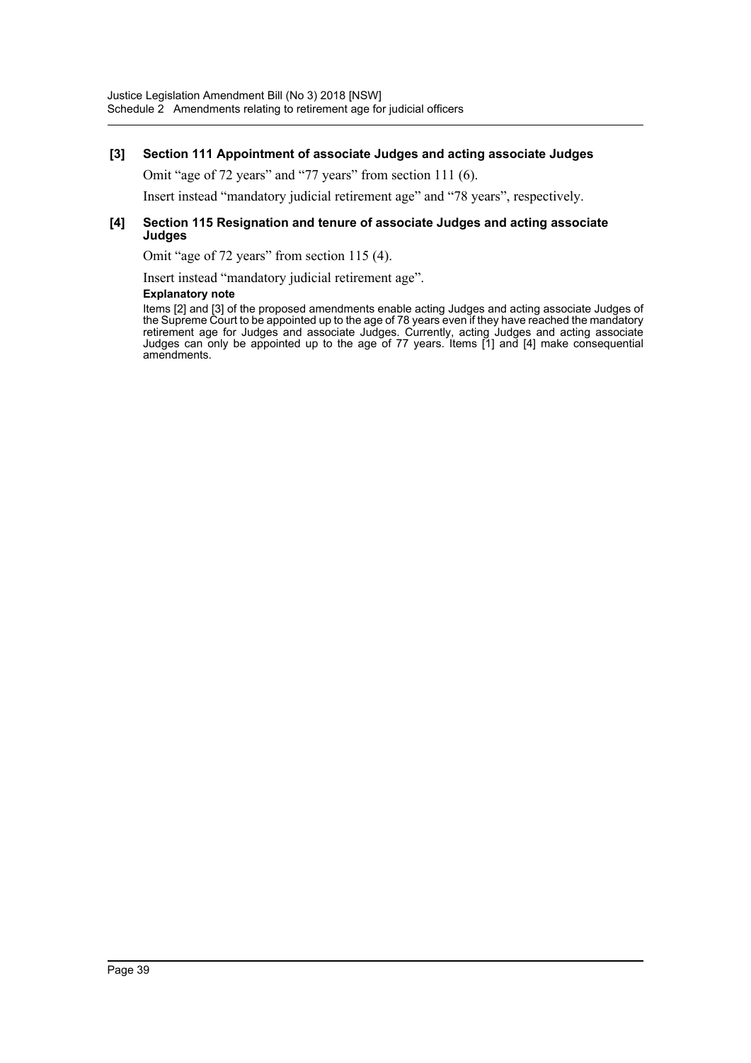**[3] Section 111 Appointment of associate Judges and acting associate Judges**

Omit “age of 72 years” and “77 years” from section 111 (6).

Insert instead “mandatory judicial retirement age” and “78 years”, respectively.

**[4] Section 115 Resignation and tenure of associate Judges and acting associate Judges**

Omit “age of 72 years” from section 115 (4).

Insert instead “mandatory judicial retirement age”.

**Explanatory note**

Items [2] and [3] of the proposed amendments enable acting Judges and acting associate Judges of the Supreme Court to be appointed up to the age of 78 years even if they have reached the mandatory retirement age for Judges and associate Judges. Currently, acting Judges and acting associate Judges can only be appointed up to the age of 77 years. Items [1] and [4] make consequential amendments.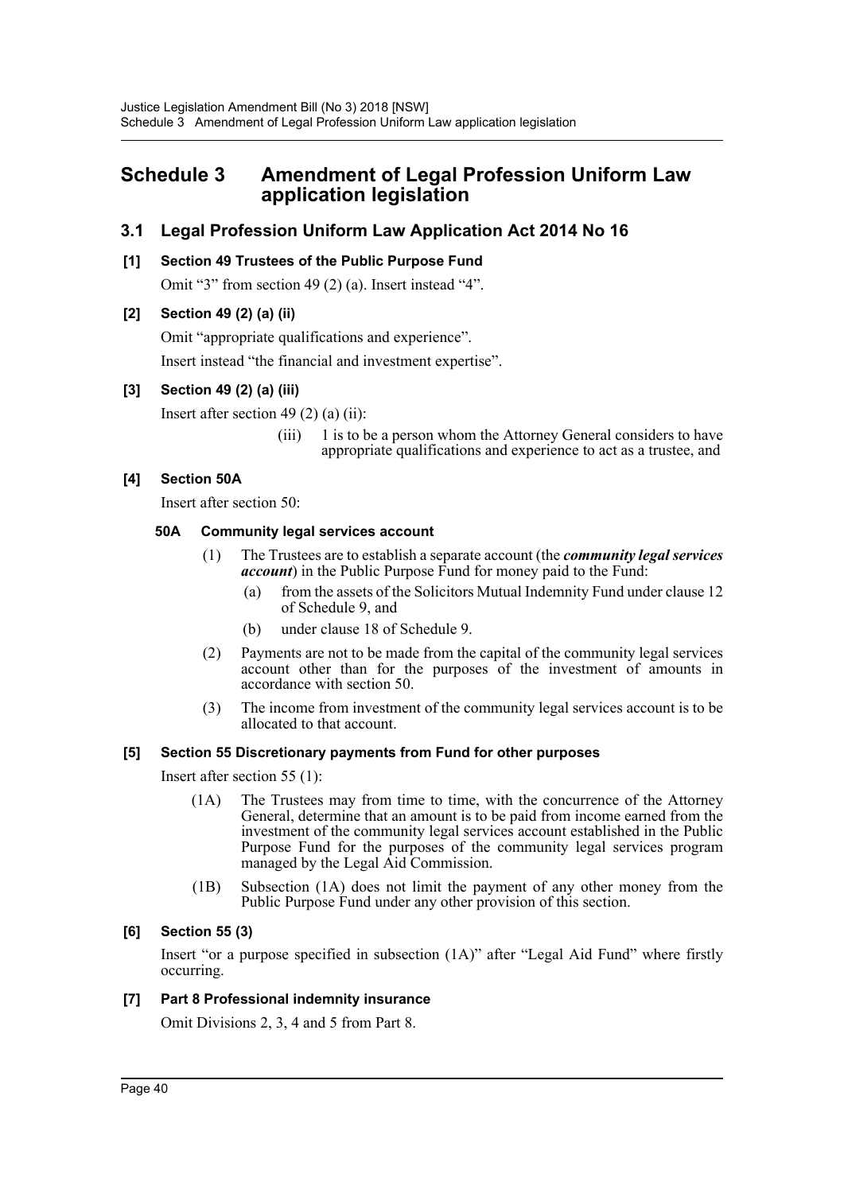# Schedule 3 Amendment of Legal Profession Uniform Law application legislation

## 3.1 Legal Profession Uniform Law Application Act 2014 No 16

### [1] Section 49 Trustees of the Public Purpose Fund

Omit "3" from section 49 (2) (a). Insert instead "4".

### [2] Section 49 (2) (a) (ii)

Omit "appropriate qualifications and experience".

Insert instead "the financial and investment expertise".

### [3] Section 49 (2) (a) (iii)

Insert after section 49 (2) (a) (ii):

> (iii) 1 is to be a person whom the Attorney General considers to have appropriate qualifications and experience to act as a trustee, and

### [4] Section 50A

Insert after section 50:

> **50A Community legal services account**
>
> (1) The Trustees are to establish a separate account (the ***community legal services account***) in the Public Purpose Fund for money paid to the Fund:
>
> (a) from the assets of the Solicitors Mutual Indemnity Fund under clause 12 of Schedule 9, and
>
> (b) under clause 18 of Schedule 9.
>
> (2) Payments are not to be made from the capital of the community legal services account other than for the purposes of the investment of amounts in accordance with section 50.
>
> (3) The income from investment of the community legal services account is to be allocated to that account.

### [5] Section 55 Discretionary payments from Fund for other purposes

Insert after section 55 (1):

> (1A) The Trustees may from time to time, with the concurrence of the Attorney General, determine that an amount is to be paid from income earned from the investment of the community legal services account established in the Public Purpose Fund for the purposes of the community legal services program managed by the Legal Aid Commission.
>
> (1B) Subsection (1A) does not limit the payment of any other money from the Public Purpose Fund under any other provision of this section.

### [6] Section 55 (3)

Insert "or a purpose specified in subsection (1A)" after "Legal Aid Fund" where firstly occurring.

### [7] Part 8 Professional indemnity insurance

Omit Divisions 2, 3, 4 and 5 from Part 8.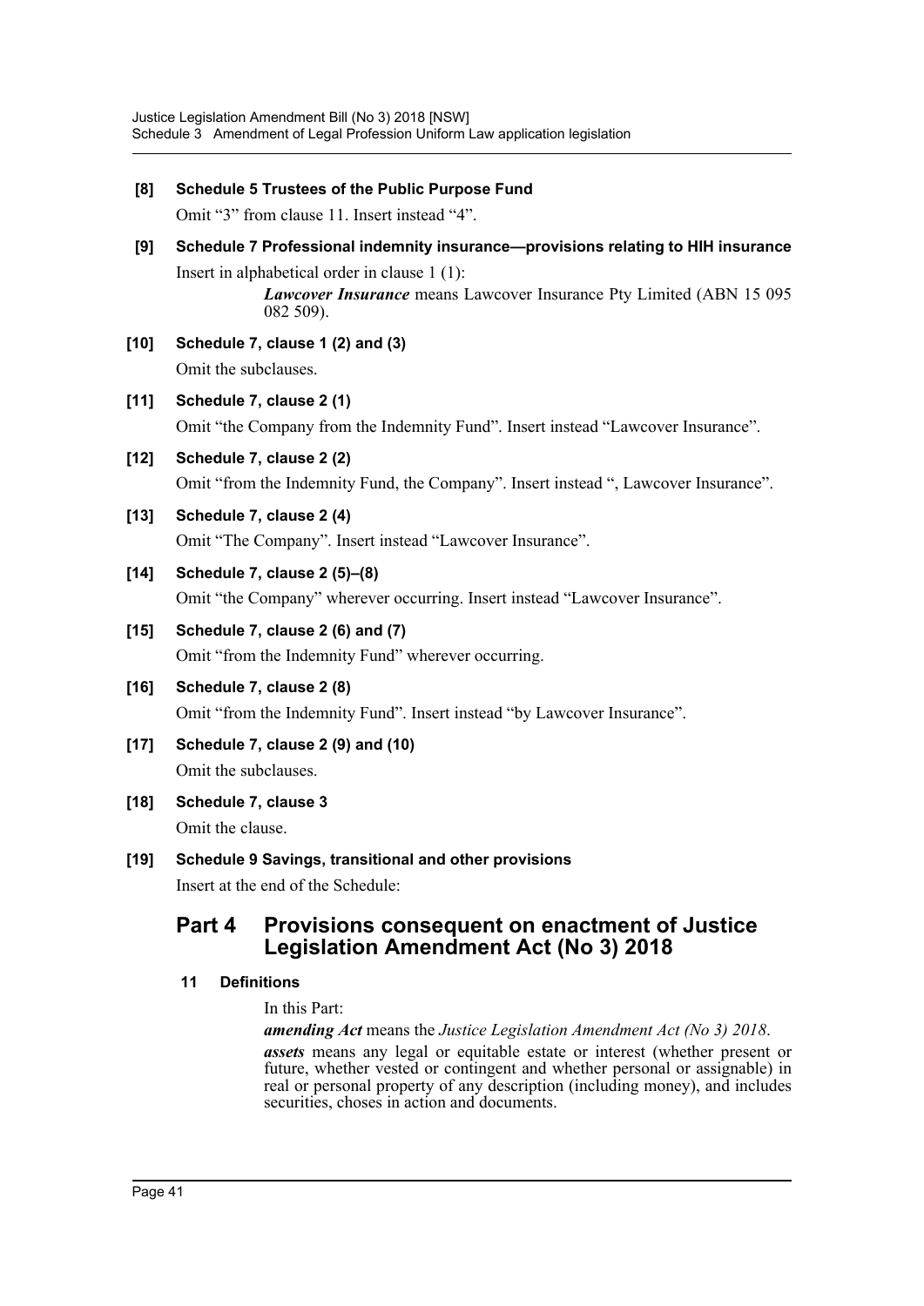**[8] Schedule 5 Trustees of the Public Purpose Fund**

Omit "3" from clause 11. Insert instead "4".

**[9] Schedule 7 Professional indemnity insurance—provisions relating to HIH insurance**

Insert in alphabetical order in clause 1 (1):

> ***Lawcover Insurance*** means Lawcover Insurance Pty Limited (ABN 15 095 082 509).

**[10] Schedule 7, clause 1 (2) and (3)**

Omit the subclauses.

**[11] Schedule 7, clause 2 (1)**

Omit "the Company from the Indemnity Fund". Insert instead "Lawcover Insurance".

**[12] Schedule 7, clause 2 (2)**

Omit "from the Indemnity Fund, the Company". Insert instead ", Lawcover Insurance".

**[13] Schedule 7, clause 2 (4)**

Omit "The Company". Insert instead "Lawcover Insurance".

**[14] Schedule 7, clause 2 (5)–(8)**

Omit "the Company" wherever occurring. Insert instead "Lawcover Insurance".

**[15] Schedule 7, clause 2 (6) and (7)**

Omit "from the Indemnity Fund" wherever occurring.

**[16] Schedule 7, clause 2 (8)**

Omit "from the Indemnity Fund". Insert instead "by Lawcover Insurance".

**[17] Schedule 7, clause 2 (9) and (10)**

Omit the subclauses.

**[18] Schedule 7, clause 3**

Omit the clause.

**[19] Schedule 9 Savings, transitional and other provisions**

Insert at the end of the Schedule:

## Part 4 Provisions consequent on enactment of Justice Legislation Amendment Act (No 3) 2018

### 11 Definitions

In this Part:

***amending Act*** means the *Justice Legislation Amendment Act (No 3) 2018*.

***assets*** means any legal or equitable estate or interest (whether present or future, whether vested or contingent and whether personal or assignable) in real or personal property of any description (including money), and includes securities, choses in action and documents.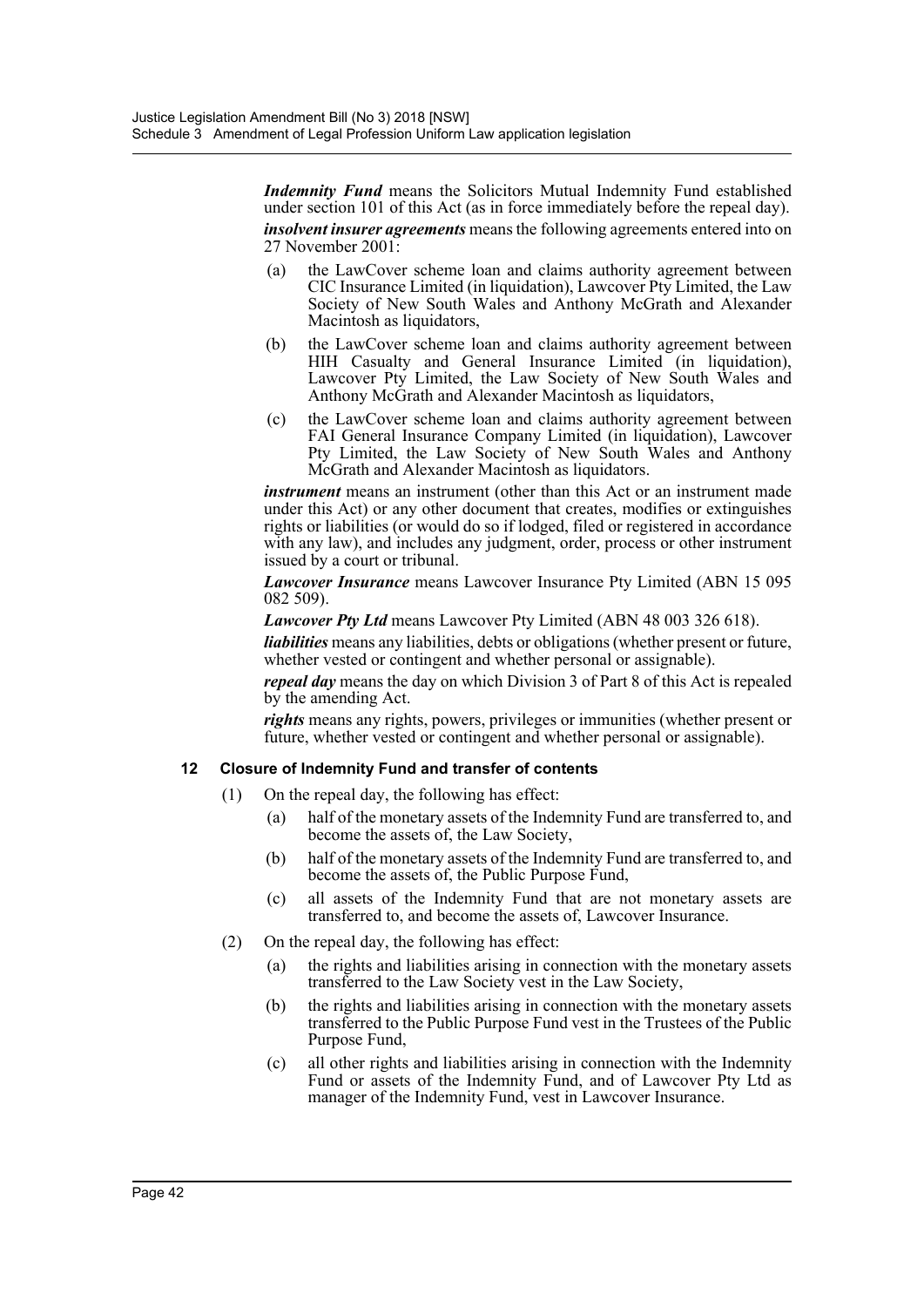***Indemnity Fund*** means the Solicitors Mutual Indemnity Fund established under section 101 of this Act (as in force immediately before the repeal day).

***insolvent insurer agreements*** means the following agreements entered into on 27 November 2001:

- (a) the LawCover scheme loan and claims authority agreement between CIC Insurance Limited (in liquidation), Lawcover Pty Limited, the Law Society of New South Wales and Anthony McGrath and Alexander Macintosh as liquidators,
- (b) the LawCover scheme loan and claims authority agreement between HIH Casualty and General Insurance Limited (in liquidation), Lawcover Pty Limited, the Law Society of New South Wales and Anthony McGrath and Alexander Macintosh as liquidators,
- (c) the LawCover scheme loan and claims authority agreement between FAI General Insurance Company Limited (in liquidation), Lawcover Pty Limited, the Law Society of New South Wales and Anthony McGrath and Alexander Macintosh as liquidators.

***instrument*** means an instrument (other than this Act or an instrument made under this Act) or any other document that creates, modifies or extinguishes rights or liabilities (or would do so if lodged, filed or registered in accordance with any law), and includes any judgment, order, process or other instrument issued by a court or tribunal.

***Lawcover Insurance*** means Lawcover Insurance Pty Limited (ABN 15 095 082 509).

***Lawcover Pty Ltd*** means Lawcover Pty Limited (ABN 48 003 326 618).

***liabilities*** means any liabilities, debts or obligations (whether present or future, whether vested or contingent and whether personal or assignable).

***repeal day*** means the day on which Division 3 of Part 8 of this Act is repealed by the amending Act.

***rights*** means any rights, powers, privileges or immunities (whether present or future, whether vested or contingent and whether personal or assignable).

**12 Closure of Indemnity Fund and transfer of contents**

(1) On the repeal day, the following has effect:

- (a) half of the monetary assets of the Indemnity Fund are transferred to, and become the assets of, the Law Society,
- (b) half of the monetary assets of the Indemnity Fund are transferred to, and become the assets of, the Public Purpose Fund,
- (c) all assets of the Indemnity Fund that are not monetary assets are transferred to, and become the assets of, Lawcover Insurance.

(2) On the repeal day, the following has effect:

- (a) the rights and liabilities arising in connection with the monetary assets transferred to the Law Society vest in the Law Society,
- (b) the rights and liabilities arising in connection with the monetary assets transferred to the Public Purpose Fund vest in the Trustees of the Public Purpose Fund,
- (c) all other rights and liabilities arising in connection with the Indemnity Fund or assets of the Indemnity Fund, and of Lawcover Pty Ltd as manager of the Indemnity Fund, vest in Lawcover Insurance.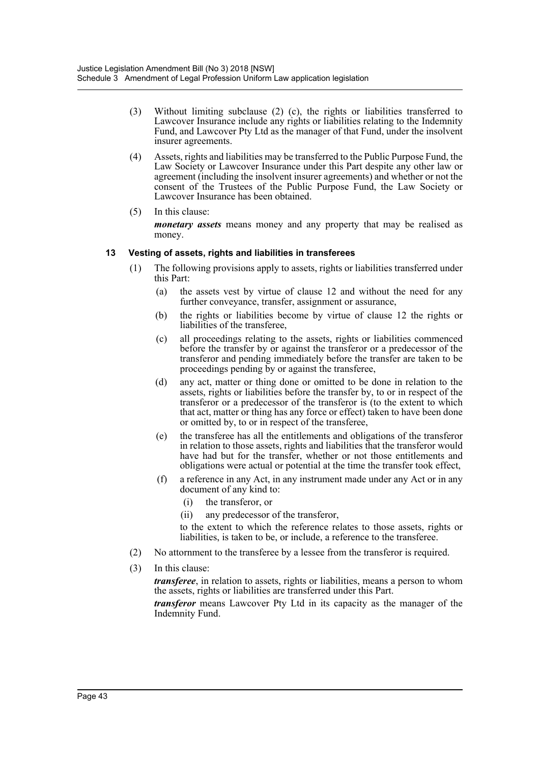(3) Without limiting subclause (2) (c), the rights or liabilities transferred to Lawcover Insurance include any rights or liabilities relating to the Indemnity Fund, and Lawcover Pty Ltd as the manager of that Fund, under the insolvent insurer agreements.

(4) Assets, rights and liabilities may be transferred to the Public Purpose Fund, the Law Society or Lawcover Insurance under this Part despite any other law or agreement (including the insolvent insurer agreements) and whether or not the consent of the Trustees of the Public Purpose Fund, the Law Society or Lawcover Insurance has been obtained.

(5) In this clause:

***monetary assets*** means money and any property that may be realised as money.

**13 Vesting of assets, rights and liabilities in transferees**

(1) The following provisions apply to assets, rights or liabilities transferred under this Part:

(a) the assets vest by virtue of clause 12 and without the need for any further conveyance, transfer, assignment or assurance,

(b) the rights or liabilities become by virtue of clause 12 the rights or liabilities of the transferee,

(c) all proceedings relating to the assets, rights or liabilities commenced before the transfer by or against the transferor or a predecessor of the transferor and pending immediately before the transfer are taken to be proceedings pending by or against the transferee,

(d) any act, matter or thing done or omitted to be done in relation to the assets, rights or liabilities before the transfer by, to or in respect of the transferor or a predecessor of the transferor is (to the extent to which that act, matter or thing has any force or effect) taken to have been done or omitted by, to or in respect of the transferee,

(e) the transferee has all the entitlements and obligations of the transferor in relation to those assets, rights and liabilities that the transferor would have had but for the transfer, whether or not those entitlements and obligations were actual or potential at the time the transfer took effect,

(f) a reference in any Act, in any instrument made under any Act or in any document of any kind to:

(i) the transferor, or

(ii) any predecessor of the transferor,

to the extent to which the reference relates to those assets, rights or liabilities, is taken to be, or include, a reference to the transferee.

(2) No attornment to the transferee by a lessee from the transferor is required.

(3) In this clause:

***transferee***, in relation to assets, rights or liabilities, means a person to whom the assets, rights or liabilities are transferred under this Part.

***transferor*** means Lawcover Pty Ltd in its capacity as the manager of the Indemnity Fund.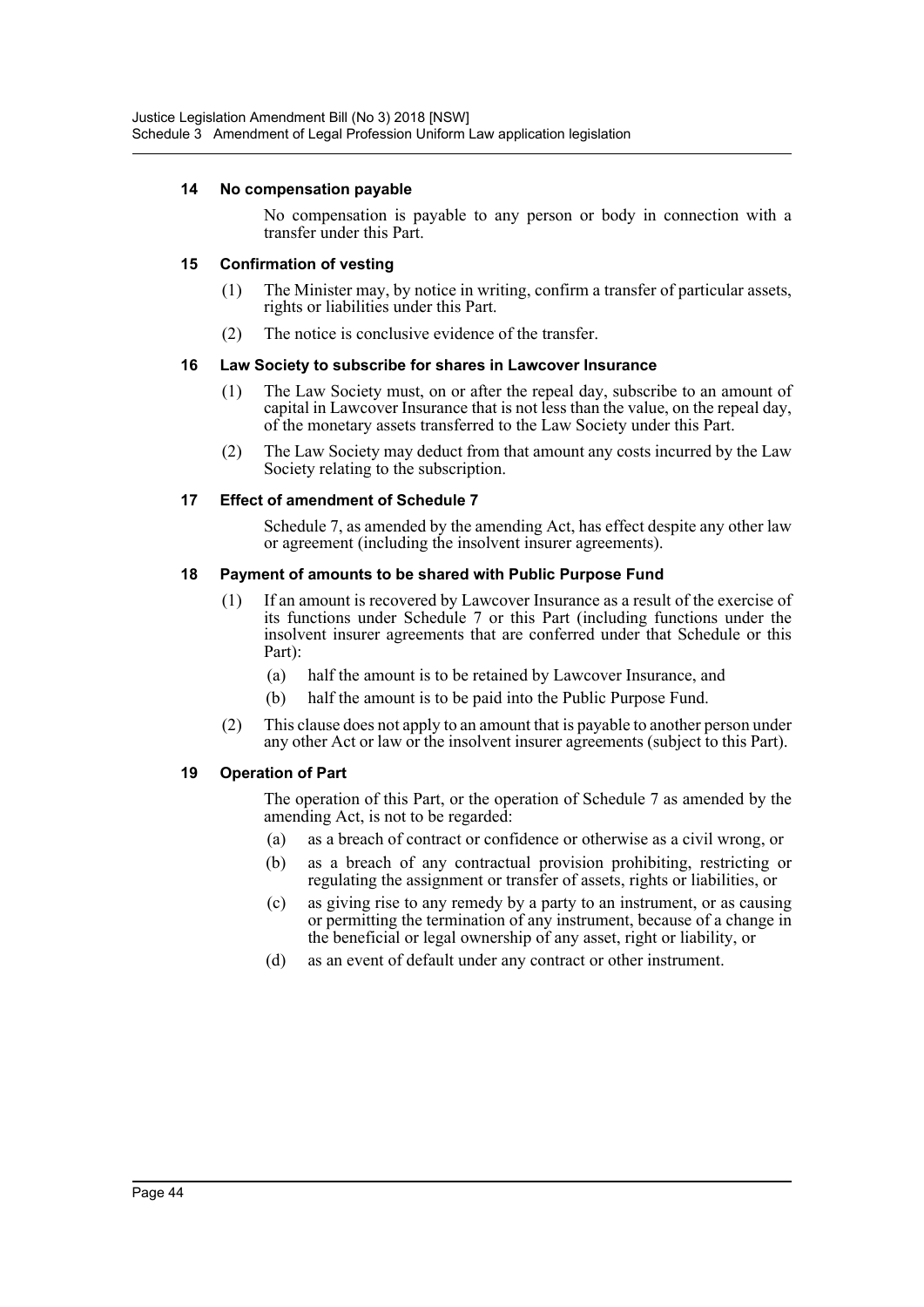#### 14 No compensation payable

No compensation is payable to any person or body in connection with a transfer under this Part.

#### 15 Confirmation of vesting

(1) The Minister may, by notice in writing, confirm a transfer of particular assets, rights or liabilities under this Part.

(2) The notice is conclusive evidence of the transfer.

#### 16 Law Society to subscribe for shares in Lawcover Insurance

(1) The Law Society must, on or after the repeal day, subscribe to an amount of capital in Lawcover Insurance that is not less than the value, on the repeal day, of the monetary assets transferred to the Law Society under this Part.

(2) The Law Society may deduct from that amount any costs incurred by the Law Society relating to the subscription.

#### 17 Effect of amendment of Schedule 7

Schedule 7, as amended by the amending Act, has effect despite any other law or agreement (including the insolvent insurer agreements).

#### 18 Payment of amounts to be shared with Public Purpose Fund

(1) If an amount is recovered by Lawcover Insurance as a result of the exercise of its functions under Schedule 7 or this Part (including functions under the insolvent insurer agreements that are conferred under that Schedule or this Part):

- (a) half the amount is to be retained by Lawcover Insurance, and
- (b) half the amount is to be paid into the Public Purpose Fund.

(2) This clause does not apply to an amount that is payable to another person under any other Act or law or the insolvent insurer agreements (subject to this Part).

#### 19 Operation of Part

The operation of this Part, or the operation of Schedule 7 as amended by the amending Act, is not to be regarded:

- (a) as a breach of contract or confidence or otherwise as a civil wrong, or
- (b) as a breach of any contractual provision prohibiting, restricting or regulating the assignment or transfer of assets, rights or liabilities, or
- (c) as giving rise to any remedy by a party to an instrument, or as causing or permitting the termination of any instrument, because of a change in the beneficial or legal ownership of any asset, right or liability, or
- (d) as an event of default under any contract or other instrument.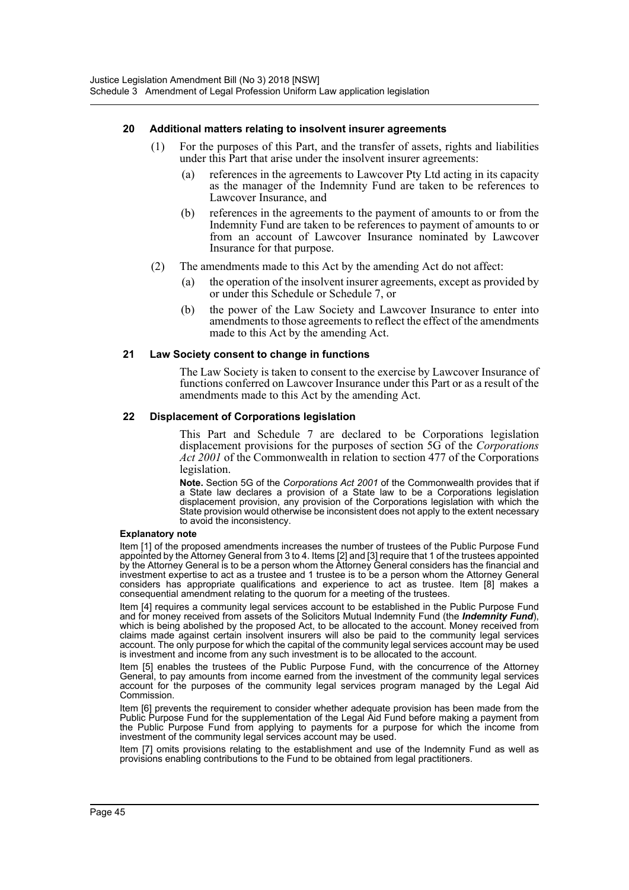### 20 Additional matters relating to insolvent insurer agreements

(1) For the purposes of this Part, and the transfer of assets, rights and liabilities under this Part that arise under the insolvent insurer agreements:

(a) references in the agreements to Lawcover Pty Ltd acting in its capacity as the manager of the Indemnity Fund are taken to be references to Lawcover Insurance, and

(b) references in the agreements to the payment of amounts to or from the Indemnity Fund are taken to be references to payment of amounts to or from an account of Lawcover Insurance nominated by Lawcover Insurance for that purpose.

(2) The amendments made to this Act by the amending Act do not affect:

(a) the operation of the insolvent insurer agreements, except as provided by or under this Schedule or Schedule 7, or

(b) the power of the Law Society and Lawcover Insurance to enter into amendments to those agreements to reflect the effect of the amendments made to this Act by the amending Act.

### 21 Law Society consent to change in functions

The Law Society is taken to consent to the exercise by Lawcover Insurance of functions conferred on Lawcover Insurance under this Part or as a result of the amendments made to this Act by the amending Act.

### 22 Displacement of Corporations legislation

This Part and Schedule 7 are declared to be Corporations legislation displacement provisions for the purposes of section 5G of the *Corporations Act 2001* of the Commonwealth in relation to section 477 of the Corporations legislation.

**Note.** Section 5G of the *Corporations Act 2001* of the Commonwealth provides that if a State law declares a provision of a State law to be a Corporations legislation displacement provision, any provision of the Corporations legislation with which the State provision would otherwise be inconsistent does not apply to the extent necessary to avoid the inconsistency.

**Explanatory note**

Item [1] of the proposed amendments increases the number of trustees of the Public Purpose Fund appointed by the Attorney General from 3 to 4. Items [2] and [3] require that 1 of the trustees appointed by the Attorney General is to be a person whom the Attorney General considers has the financial and investment expertise to act as a trustee and 1 trustee is to be a person whom the Attorney General considers has appropriate qualifications and experience to act as trustee. Item [8] makes a consequential amendment relating to the quorum for a meeting of the trustees.

Item [4] requires a community legal services account to be established in the Public Purpose Fund and for money received from assets of the Solicitors Mutual Indemnity Fund (the ***Indemnity Fund***), which is being abolished by the proposed Act, to be allocated to the account. Money received from claims made against certain insolvent insurers will also be paid to the community legal services account. The only purpose for which the capital of the community legal services account may be used is investment and income from any such investment is to be allocated to the account.

Item [5] enables the trustees of the Public Purpose Fund, with the concurrence of the Attorney General, to pay amounts from income earned from the investment of the community legal services account for the purposes of the community legal services program managed by the Legal Aid Commission.

Item [6] prevents the requirement to consider whether adequate provision has been made from the Public Purpose Fund for the supplementation of the Legal Aid Fund before making a payment from the Public Purpose Fund from applying to payments for a purpose for which the income from investment of the community legal services account may be used.

Item [7] omits provisions relating to the establishment and use of the Indemnity Fund as well as provisions enabling contributions to the Fund to be obtained from legal practitioners.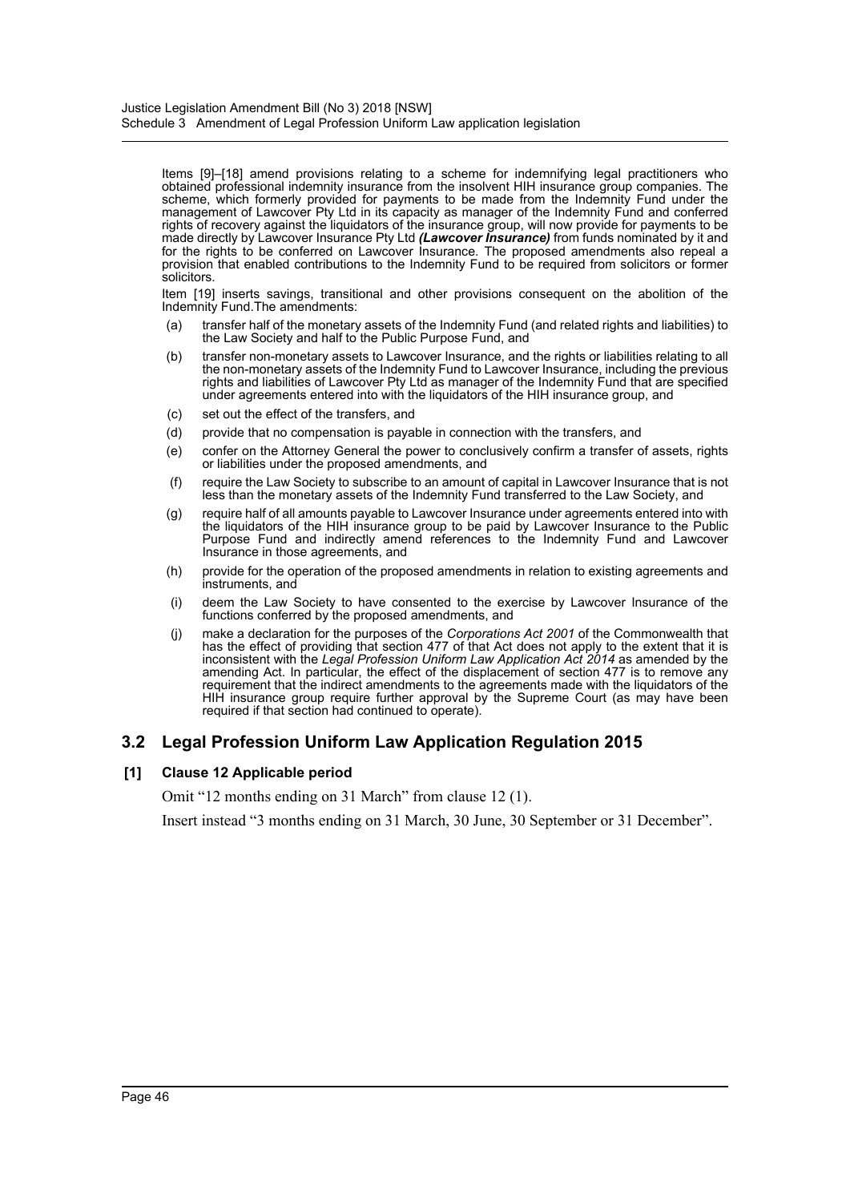Items [9]–[18] amend provisions relating to a scheme for indemnifying legal practitioners who obtained professional indemnity insurance from the insolvent HIH insurance group companies. The scheme, which formerly provided for payments to be made from the Indemnity Fund under the management of Lawcover Pty Ltd in its capacity as manager of the Indemnity Fund and conferred rights of recovery against the liquidators of the insurance group, will now provide for payments to be made directly by Lawcover Insurance Pty Ltd ***(Lawcover Insurance)*** from funds nominated by it and for the rights to be conferred on Lawcover Insurance. The proposed amendments also repeal a provision that enabled contributions to the Indemnity Fund to be required from solicitors or former solicitors.

Item [19] inserts savings, transitional and other provisions consequent on the abolition of the Indemnity Fund.The amendments:

(a) transfer half of the monetary assets of the Indemnity Fund (and related rights and liabilities) to the Law Society and half to the Public Purpose Fund, and

(b) transfer non-monetary assets to Lawcover Insurance, and the rights or liabilities relating to all the non-monetary assets of the Indemnity Fund to Lawcover Insurance, including the previous rights and liabilities of Lawcover Pty Ltd as manager of the Indemnity Fund that are specified under agreements entered into with the liquidators of the HIH insurance group, and

(c) set out the effect of the transfers, and

(d) provide that no compensation is payable in connection with the transfers, and

(e) confer on the Attorney General the power to conclusively confirm a transfer of assets, rights or liabilities under the proposed amendments, and

(f) require the Law Society to subscribe to an amount of capital in Lawcover Insurance that is not less than the monetary assets of the Indemnity Fund transferred to the Law Society, and

(g) require half of all amounts payable to Lawcover Insurance under agreements entered into with the liquidators of the HIH insurance group to be paid by Lawcover Insurance to the Public Purpose Fund and indirectly amend references to the Indemnity Fund and Lawcover Insurance in those agreements, and

(h) provide for the operation of the proposed amendments in relation to existing agreements and instruments, and

(i) deem the Law Society to have consented to the exercise by Lawcover Insurance of the functions conferred by the proposed amendments, and

(j) make a declaration for the purposes of the *Corporations Act 2001* of the Commonwealth that has the effect of providing that section 477 of that Act does not apply to the extent that it is inconsistent with the *Legal Profession Uniform Law Application Act 2014* as amended by the amending Act. In particular, the effect of the displacement of section 477 is to remove any requirement that the indirect amendments to the agreements made with the liquidators of the HIH insurance group require further approval by the Supreme Court (as may have been required if that section had continued to operate).

## 3.2 Legal Profession Uniform Law Application Regulation 2015

### [1] Clause 12 Applicable period

Omit "12 months ending on 31 March" from clause 12 (1).

Insert instead "3 months ending on 31 March, 30 June, 30 September or 31 December".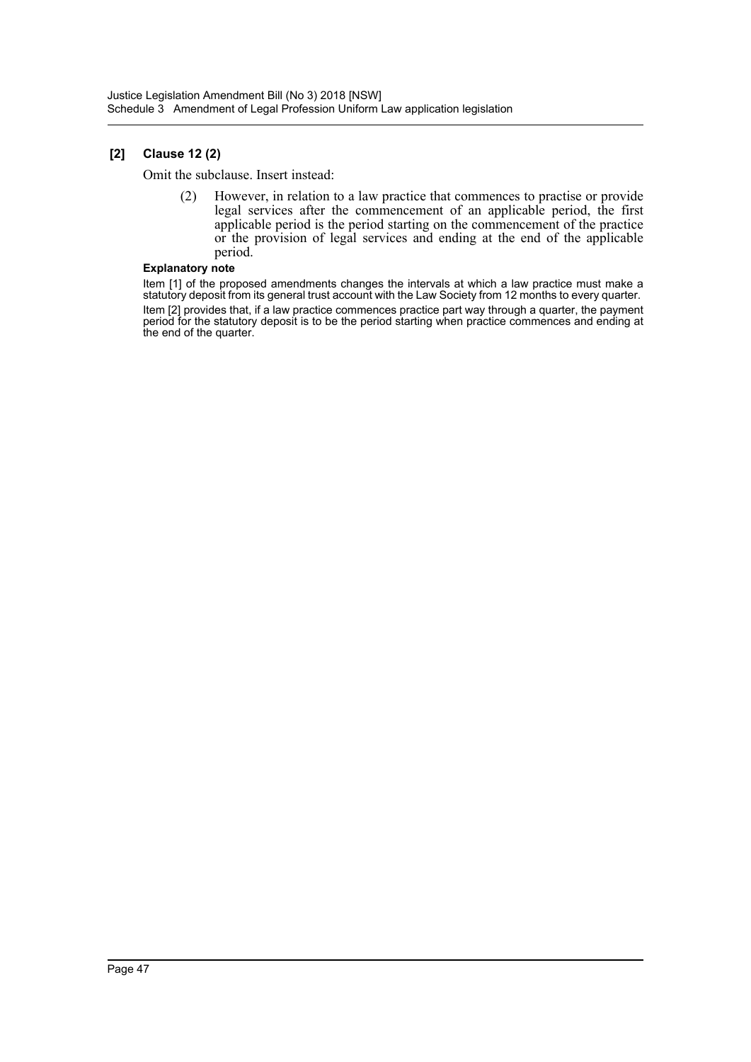**[2] Clause 12 (2)**

Omit the subclause. Insert instead:

> (2) However, in relation to a law practice that commences to practise or provide legal services after the commencement of an applicable period, the first applicable period is the period starting on the commencement of the practice or the provision of legal services and ending at the end of the applicable period.

**Explanatory note**

Item [1] of the proposed amendments changes the intervals at which a law practice must make a statutory deposit from its general trust account with the Law Society from 12 months to every quarter.

Item [2] provides that, if a law practice commences practice part way through a quarter, the payment period for the statutory deposit is to be the period starting when practice commences and ending at the end of the quarter.